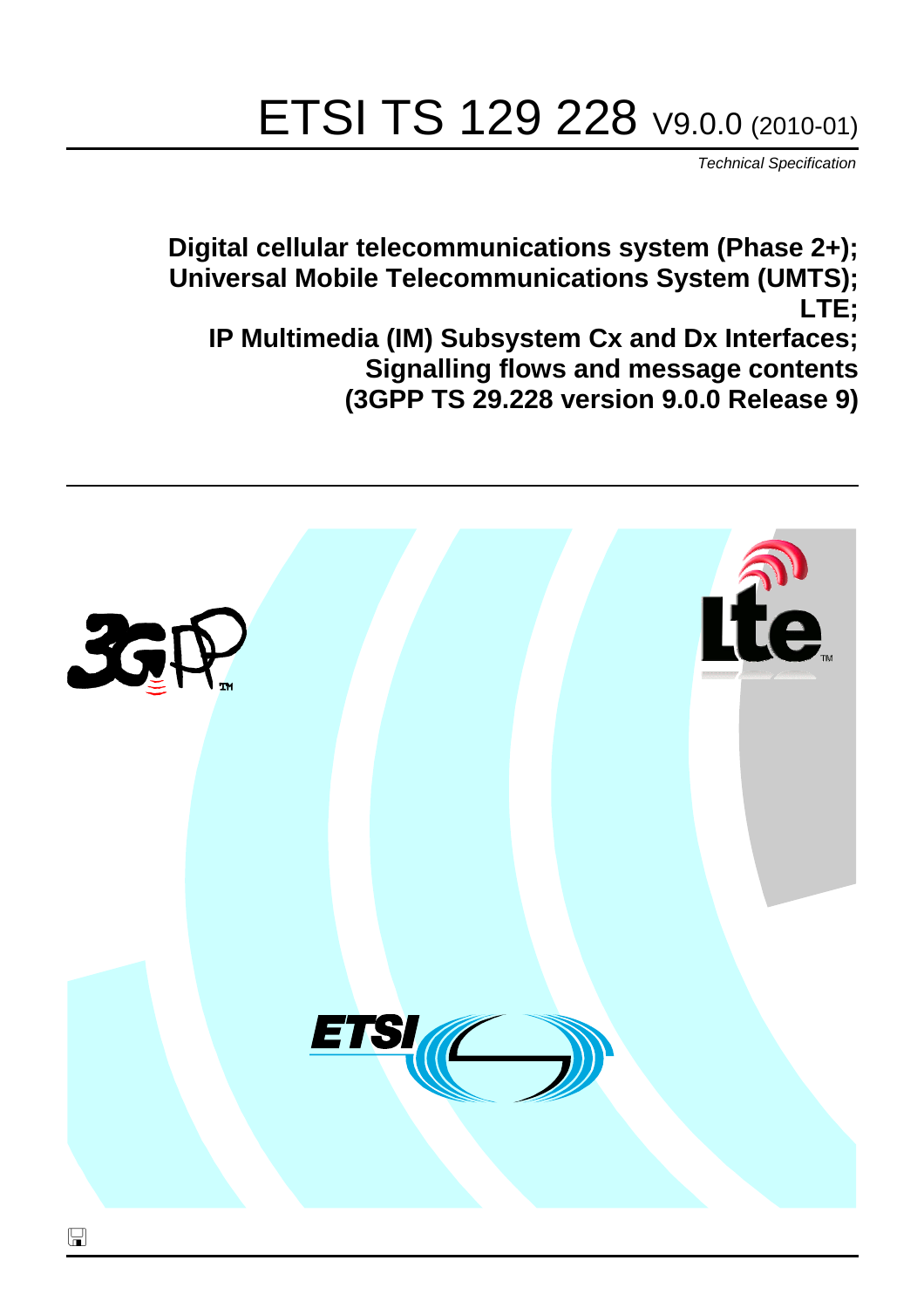# ETSI TS 129 228 V9.0.0 (2010-01)

*Technical Specification*

**Digital cellular telecommunications system (Phase 2+);
Universal Mobile Telecommunications System (UMTS);
LTE;
IP Multimedia (IM) Subsystem Cx and Dx Interfaces;
Signalling flows and message contents
(3GPP TS 29.228 version 9.0.0 Release 9)**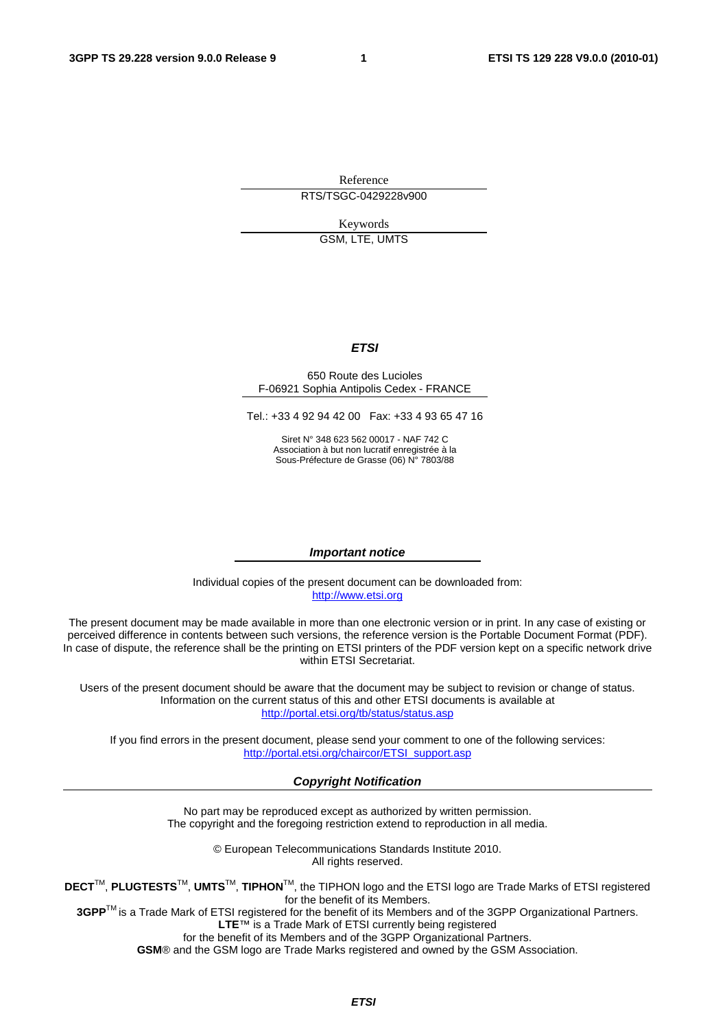Reference

RTS/TSGC-0429228v900

Keywords

GSM, LTE, UMTS

***ETSI***

650 Route des Lucioles
F-06921 Sophia Antipolis Cedex - FRANCE

Tel.: +33 4 92 94 42 00 Fax: +33 4 93 65 47 16

Siret N° 348 623 562 00017 - NAF 742 C
Association à but non lucratif enregistrée à la
Sous-Préfecture de Grasse (06) N° 7803/88

***Important notice***

Individual copies of the present document can be downloaded from:
http://www.etsi.org

The present document may be made available in more than one electronic version or in print. In any case of existing or perceived difference in contents between such versions, the reference version is the Portable Document Format (PDF). In case of dispute, the reference shall be the printing on ETSI printers of the PDF version kept on a specific network drive within ETSI Secretariat.

Users of the present document should be aware that the document may be subject to revision or change of status. Information on the current status of this and other ETSI documents is available at
http://portal.etsi.org/tb/status/status.asp

If you find errors in the present document, please send your comment to one of the following services:
http://portal.etsi.org/chaircor/ETSI_support.asp

***Copyright Notification***

No part may be reproduced except as authorized by written permission.
The copyright and the foregoing restriction extend to reproduction in all media.

© European Telecommunications Standards Institute 2010.
All rights reserved.

**DECT**™, **PLUGTESTS**™, **UMTS**™, **TIPHON**™, the TIPHON logo and the ETSI logo are Trade Marks of ETSI registered for the benefit of its Members.
**3GPP**™ is a Trade Mark of ETSI registered for the benefit of its Members and of the 3GPP Organizational Partners.
**LTE**™ is a Trade Mark of ETSI currently being registered
for the benefit of its Members and of the 3GPP Organizational Partners.
**GSM**® and the GSM logo are Trade Marks registered and owned by the GSM Association.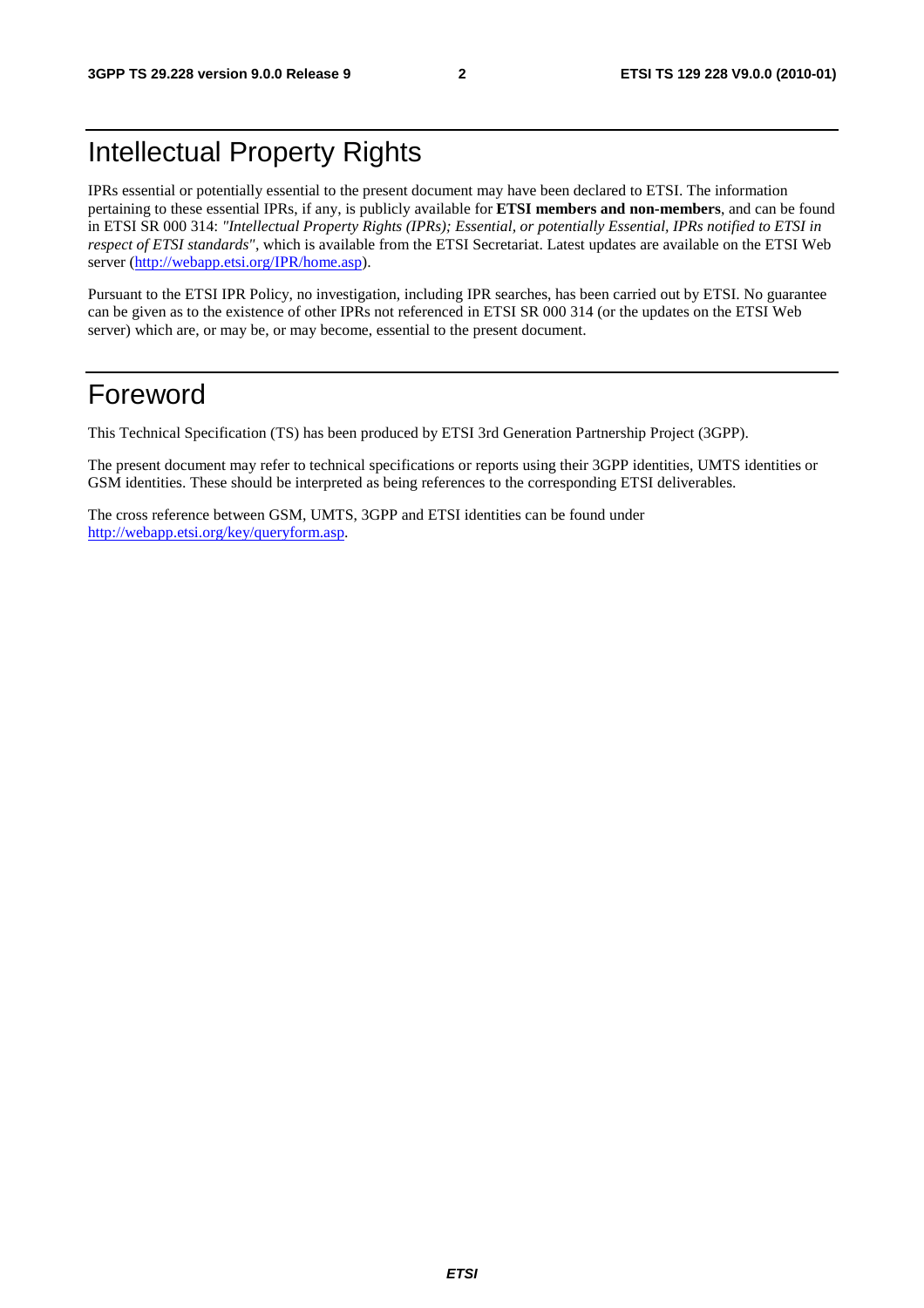# Intellectual Property Rights

IPRs essential or potentially essential to the present document may have been declared to ETSI. The information pertaining to these essential IPRs, if any, is publicly available for **ETSI members and non-members**, and can be found in ETSI SR 000 314: *"Intellectual Property Rights (IPRs); Essential, or potentially Essential, IPRs notified to ETSI in respect of ETSI standards"*, which is available from the ETSI Secretariat. Latest updates are available on the ETSI Web server (http://webapp.etsi.org/IPR/home.asp).

Pursuant to the ETSI IPR Policy, no investigation, including IPR searches, has been carried out by ETSI. No guarantee can be given as to the existence of other IPRs not referenced in ETSI SR 000 314 (or the updates on the ETSI Web server) which are, or may be, or may become, essential to the present document.

# Foreword

This Technical Specification (TS) has been produced by ETSI 3rd Generation Partnership Project (3GPP).

The present document may refer to technical specifications or reports using their 3GPP identities, UMTS identities or GSM identities. These should be interpreted as being references to the corresponding ETSI deliverables.

The cross reference between GSM, UMTS, 3GPP and ETSI identities can be found under http://webapp.etsi.org/key/queryform.asp.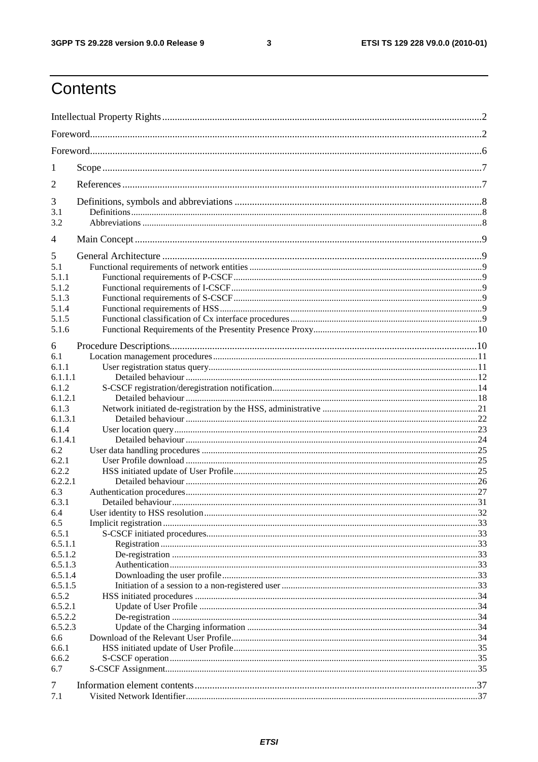# Contents

Intellectual Property Rights ........ 2
Foreword ........ 2
Foreword ........ 6
1 Scope ........ 7
2 References ........ 7
3 Definitions, symbols and abbreviations ........ 8
3.1 Definitions ........ 8
3.2 Abbreviations ........ 8
4 Main Concept ........ 9
5 General Architecture ........ 9
5.1 Functional requirements of network entities ........ 9
5.1.1 Functional requirements of P-CSCF ........ 9
5.1.2 Functional requirements of I-CSCF ........ 9
5.1.3 Functional requirements of S-CSCF ........ 9
5.1.4 Functional requirements of HSS ........ 9
5.1.5 Functional classification of Cx interface procedures ........ 9
5.1.6 Functional Requirements of the Presentity Presence Proxy ........ 10
6 Procedure Descriptions ........ 10
6.1 Location management procedures ........ 11
6.1.1 User registration status query ........ 11
6.1.1.1 Detailed behaviour ........ 12
6.1.2 S-CSCF registration/deregistration notification ........ 14
6.1.2.1 Detailed behaviour ........ 18
6.1.3 Network initiated de-registration by the HSS, administrative ........ 21
6.1.3.1 Detailed behaviour ........ 22
6.1.4 User location query ........ 23
6.1.4.1 Detailed behaviour ........ 24
6.2 User data handling procedures ........ 25
6.2.1 User Profile download ........ 25
6.2.2 HSS initiated update of User Profile ........ 25
6.2.2.1 Detailed behaviour ........ 26
6.3 Authentication procedures ........ 27
6.3.1 Detailed behaviour ........ 31
6.4 User identity to HSS resolution ........ 32
6.5 Implicit registration ........ 33
6.5.1 S-CSCF initiated procedures ........ 33
6.5.1.1 Registration ........ 33
6.5.1.2 De-registration ........ 33
6.5.1.3 Authentication ........ 33
6.5.1.4 Downloading the user profile ........ 33
6.5.1.5 Initiation of a session to a non-registered user ........ 33
6.5.2 HSS initiated procedures ........ 34
6.5.2.1 Update of User Profile ........ 34
6.5.2.2 De-registration ........ 34
6.5.2.3 Update of the Charging information ........ 34
6.6 Download of the Relevant User Profile ........ 34
6.6.1 HSS initiated update of User Profile ........ 35
6.6.2 S-CSCF operation ........ 35
6.7 S-CSCF Assignment ........ 35
7 Information element contents ........ 37
7.1 Visited Network Identifier ........ 37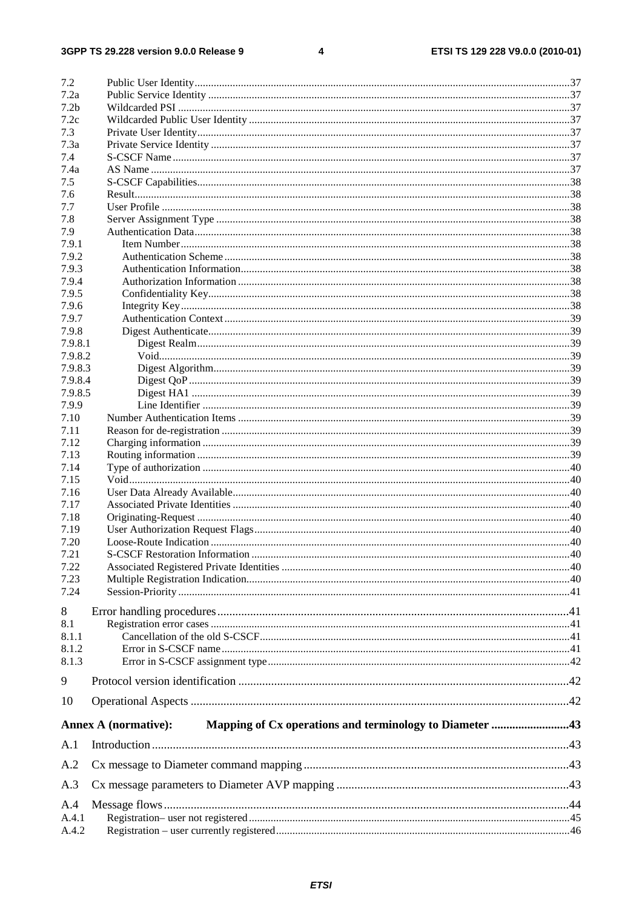7.2 Public User Identity ........................................................................................................................37
7.2a Public Service Identity ...................................................................................................................37
7.2b Wildcarded PSI ...............................................................................................................................37
7.2c Wildcarded Public User Identity .....................................................................................................37
7.3 Private User Identity........................................................................................................................37
7.3a Private Service Identity ...................................................................................................................37
7.4 S-CSCF Name .................................................................................................................................37
7.4a AS Name .........................................................................................................................................37
7.5 S-CSCF Capabilities........................................................................................................................38
7.6 Result...............................................................................................................................................38
7.7 User Profile .....................................................................................................................................38
7.8 Server Assignment Type .................................................................................................................38
7.9 Authentication Data.........................................................................................................................38
7.9.1 Item Number..............................................................................................................................38
7.9.2 Authentication Scheme..............................................................................................................38
7.9.3 Authentication Information........................................................................................................38
7.9.4 Authorization Information.........................................................................................................38
7.9.5 Confidentiality Key....................................................................................................................38
7.9.6 Integrity Key..............................................................................................................................38
7.9.7 Authentication Context..............................................................................................................39
7.9.8 Digest Authenticate....................................................................................................................39
7.9.8.1 Digest Realm........................................................................................................................39
7.9.8.2 Void......................................................................................................................................39
7.9.8.3 Digest Algorithm..................................................................................................................39
7.9.8.4 Digest QoP...........................................................................................................................39
7.9.8.5 Digest HA1 ..........................................................................................................................39
7.9.9 Line Identifier ......................................................................................................................39
7.10 Number Authentication Items .........................................................................................................39
7.11 Reason for de-registration ...............................................................................................................39
7.12 Charging information ......................................................................................................................39
7.13 Routing information ........................................................................................................................39
7.14 Type of authorization ......................................................................................................................40
7.15 Void.................................................................................................................................................40
7.16 User Data Already Available...........................................................................................................40
7.17 Associated Private Identities ...........................................................................................................40
7.18 Originating-Request ........................................................................................................................40
7.19 User Authorization Request Flags...................................................................................................40
7.20 Loose-Route Indication ...................................................................................................................40
7.21 S-CSCF Restoration Information ....................................................................................................40
7.22 Associated Registered Private Identities .........................................................................................40
7.23 Multiple Registration Indication......................................................................................................40
7.24 Session-Priority ...............................................................................................................................41

8 Error handling procedures......................................................................................................................41
8.1 Registration error cases ...................................................................................................................41
8.1.1 Cancellation of the old S-CSCF.................................................................................................41
8.1.2 Error in S-CSCF name...............................................................................................................41
8.1.3 Error in S-CSCF assignment type..............................................................................................42

9 Protocol version identification ...............................................................................................................42

10 Operational Aspects ...............................................................................................................................42

**Annex A (normative): Mapping of Cx operations and terminology to Diameter ..........................43**

A.1 Introduction ............................................................................................................................................43

A.2 Cx message to Diameter command mapping .........................................................................................43

A.3 Cx message parameters to Diameter AVP mapping ..............................................................................43

A.4 Message flows ........................................................................................................................................44
A.4.1 Registration– user not registered .....................................................................................................45
A.4.2 Registration – user currently registered...........................................................................................46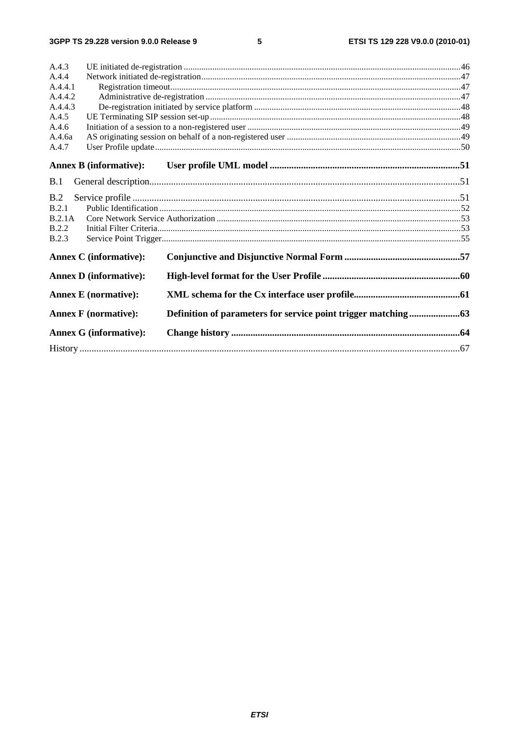A.4.3 UE initiated de-registration .....46
A.4.4 Network initiated de-registration .....47
A.4.4.1 Registration timeout .....47
A.4.4.2 Administrative de-registration .....47
A.4.4.3 De-registration initiated by service platform .....48
A.4.5 UE Terminating SIP session set-up .....48
A.4.6 Initiation of a session to a non-registered user .....49
A.4.6a AS originating session on behalf of a non-registered user .....49
A.4.7 User Profile update .....50

**Annex B (informative): User profile UML model .....51**

B.1 General description .....51

B.2 Service profile .....51
B.2.1 Public Identification .....52
B.2.1A Core Network Service Authorization .....53
B.2.2 Initial Filter Criteria .....53
B.2.3 Service Point Trigger .....55

**Annex C (informative): Conjunctive and Disjunctive Normal Form .....57**

**Annex D (informative): High-level format for the User Profile .....60**

**Annex E (normative): XML schema for the Cx interface user profile .....61**

**Annex F (normative): Definition of parameters for service point trigger matching .....63**

**Annex G (informative): Change history .....64**

History .....67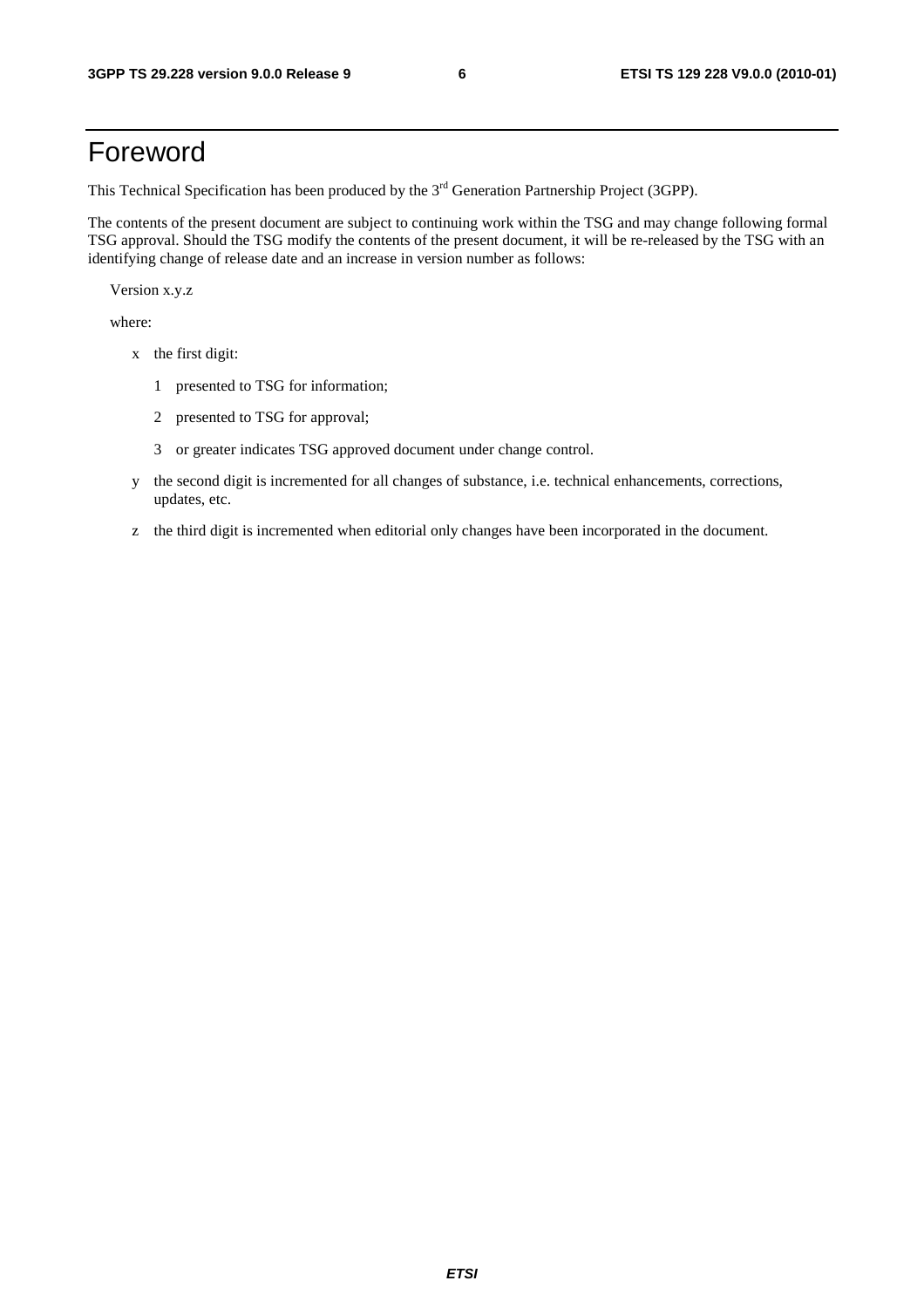# Foreword

This Technical Specification has been produced by the 3rd Generation Partnership Project (3GPP).

The contents of the present document are subject to continuing work within the TSG and may change following formal TSG approval. Should the TSG modify the contents of the present document, it will be re-released by the TSG with an identifying change of release date and an increase in version number as follows:

Version x.y.z

where:

- x the first digit:
  - 1 presented to TSG for information;
  - 2 presented to TSG for approval;
  - 3 or greater indicates TSG approved document under change control.
- y the second digit is incremented for all changes of substance, i.e. technical enhancements, corrections, updates, etc.
- z the third digit is incremented when editorial only changes have been incorporated in the document.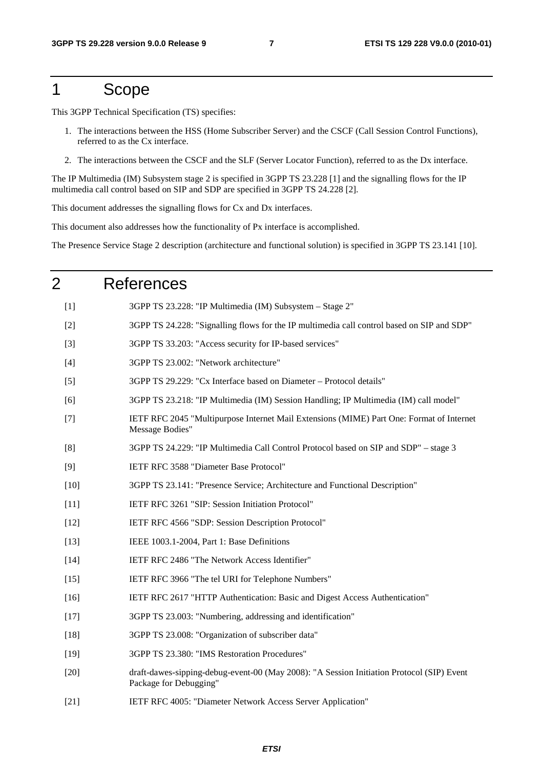# 1 Scope

This 3GPP Technical Specification (TS) specifies:

1. The interactions between the HSS (Home Subscriber Server) and the CSCF (Call Session Control Functions), referred to as the Cx interface.
2. The interactions between the CSCF and the SLF (Server Locator Function), referred to as the Dx interface.

The IP Multimedia (IM) Subsystem stage 2 is specified in 3GPP TS 23.228 [1] and the signalling flows for the IP multimedia call control based on SIP and SDP are specified in 3GPP TS 24.228 [2].

This document addresses the signalling flows for Cx and Dx interfaces.

This document also addresses how the functionality of Px interface is accomplished.

The Presence Service Stage 2 description (architecture and functional solution) is specified in 3GPP TS 23.141 [10].

# 2 References

[1] 3GPP TS 23.228: "IP Multimedia (IM) Subsystem – Stage 2"

[2] 3GPP TS 24.228: "Signalling flows for the IP multimedia call control based on SIP and SDP"

[3] 3GPP TS 33.203: "Access security for IP-based services"

[4] 3GPP TS 23.002: "Network architecture"

[5] 3GPP TS 29.229: "Cx Interface based on Diameter – Protocol details"

[6] 3GPP TS 23.218: "IP Multimedia (IM) Session Handling; IP Multimedia (IM) call model"

[7] IETF RFC 2045 "Multipurpose Internet Mail Extensions (MIME) Part One: Format of Internet Message Bodies"

[8] 3GPP TS 24.229: "IP Multimedia Call Control Protocol based on SIP and SDP" – stage 3

[9] IETF RFC 3588 "Diameter Base Protocol"

[10] 3GPP TS 23.141: "Presence Service; Architecture and Functional Description"

[11] IETF RFC 3261 "SIP: Session Initiation Protocol"

[12] IETF RFC 4566 "SDP: Session Description Protocol"

[13] IEEE 1003.1-2004, Part 1: Base Definitions

[14] IETF RFC 2486 "The Network Access Identifier"

[15] IETF RFC 3966 "The tel URI for Telephone Numbers"

[16] IETF RFC 2617 "HTTP Authentication: Basic and Digest Access Authentication"

[17] 3GPP TS 23.003: "Numbering, addressing and identification"

[18] 3GPP TS 23.008: "Organization of subscriber data"

[19] 3GPP TS 23.380: "IMS Restoration Procedures"

[20] draft-dawes-sipping-debug-event-00 (May 2008): "A Session Initiation Protocol (SIP) Event Package for Debugging"

[21] IETF RFC 4005: "Diameter Network Access Server Application"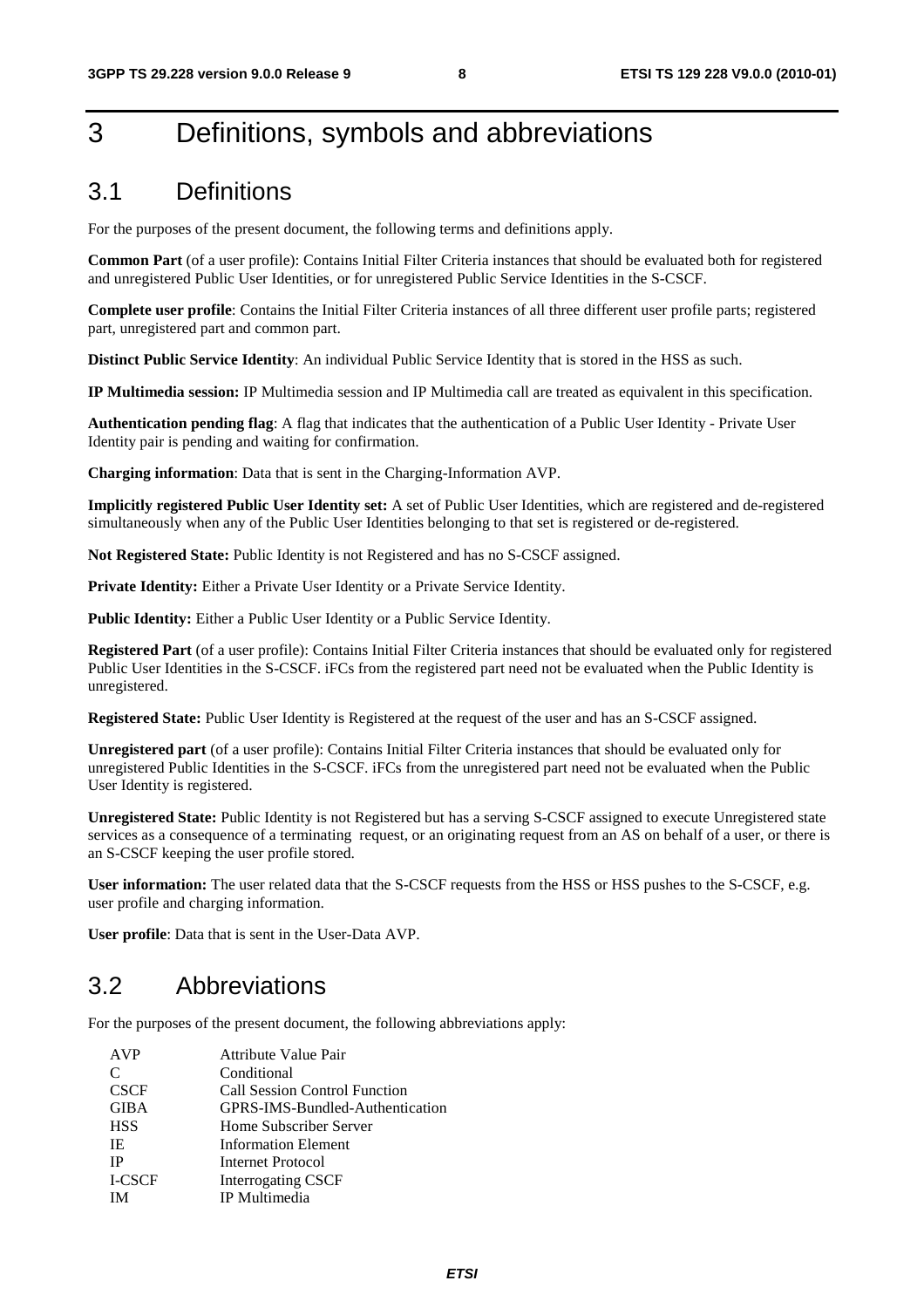# 3 Definitions, symbols and abbreviations

## 3.1 Definitions

For the purposes of the present document, the following terms and definitions apply.

**Common Part** (of a user profile): Contains Initial Filter Criteria instances that should be evaluated both for registered and unregistered Public User Identities, or for unregistered Public Service Identities in the S-CSCF.

**Complete user profile**: Contains the Initial Filter Criteria instances of all three different user profile parts; registered part, unregistered part and common part.

**Distinct Public Service Identity**: An individual Public Service Identity that is stored in the HSS as such.

**IP Multimedia session:** IP Multimedia session and IP Multimedia call are treated as equivalent in this specification.

**Authentication pending flag**: A flag that indicates that the authentication of a Public User Identity - Private User Identity pair is pending and waiting for confirmation.

**Charging information**: Data that is sent in the Charging-Information AVP.

**Implicitly registered Public User Identity set:** A set of Public User Identities, which are registered and de-registered simultaneously when any of the Public User Identities belonging to that set is registered or de-registered.

**Not Registered State:** Public Identity is not Registered and has no S-CSCF assigned.

**Private Identity:** Either a Private User Identity or a Private Service Identity.

**Public Identity:** Either a Public User Identity or a Public Service Identity.

**Registered Part** (of a user profile): Contains Initial Filter Criteria instances that should be evaluated only for registered Public User Identities in the S-CSCF. iFCs from the registered part need not be evaluated when the Public Identity is unregistered.

**Registered State:** Public User Identity is Registered at the request of the user and has an S-CSCF assigned.

**Unregistered part** (of a user profile): Contains Initial Filter Criteria instances that should be evaluated only for unregistered Public Identities in the S-CSCF. iFCs from the unregistered part need not be evaluated when the Public User Identity is registered.

**Unregistered State:** Public Identity is not Registered but has a serving S-CSCF assigned to execute Unregistered state services as a consequence of a terminating request, or an originating request from an AS on behalf of a user, or there is an S-CSCF keeping the user profile stored.

**User information:** The user related data that the S-CSCF requests from the HSS or HSS pushes to the S-CSCF, e.g. user profile and charging information.

**User profile**: Data that is sent in the User-Data AVP.

## 3.2 Abbreviations

For the purposes of the present document, the following abbreviations apply:

| | |
|---|---|
| AVP | Attribute Value Pair |
| C | Conditional |
| CSCF | Call Session Control Function |
| GIBA | GPRS-IMS-Bundled-Authentication |
| HSS | Home Subscriber Server |
| IE | Information Element |
| IP | Internet Protocol |
| I-CSCF | Interrogating CSCF |
| IM | IP Multimedia |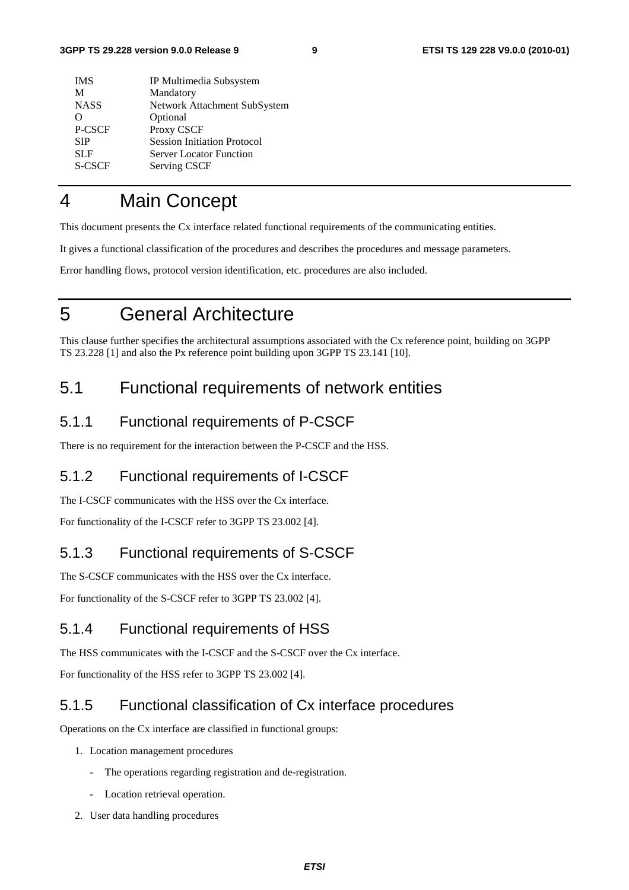| | |
|---|---|
| IMS | IP Multimedia Subsystem |
| M | Mandatory |
| NASS | Network Attachment SubSystem |
| O | Optional |
| P-CSCF | Proxy CSCF |
| SIP | Session Initiation Protocol |
| SLF | Server Locator Function |
| S-CSCF | Serving CSCF |

# 4 Main Concept

This document presents the Cx interface related functional requirements of the communicating entities.

It gives a functional classification of the procedures and describes the procedures and message parameters.

Error handling flows, protocol version identification, etc. procedures are also included.

# 5 General Architecture

This clause further specifies the architectural assumptions associated with the Cx reference point, building on 3GPP TS 23.228 [1] and also the Px reference point building upon 3GPP TS 23.141 [10].

## 5.1 Functional requirements of network entities

### 5.1.1 Functional requirements of P-CSCF

There is no requirement for the interaction between the P-CSCF and the HSS.

### 5.1.2 Functional requirements of I-CSCF

The I-CSCF communicates with the HSS over the Cx interface.

For functionality of the I-CSCF refer to 3GPP TS 23.002 [4].

### 5.1.3 Functional requirements of S-CSCF

The S-CSCF communicates with the HSS over the Cx interface.

For functionality of the S-CSCF refer to 3GPP TS 23.002 [4].

### 5.1.4 Functional requirements of HSS

The HSS communicates with the I-CSCF and the S-CSCF over the Cx interface.

For functionality of the HSS refer to 3GPP TS 23.002 [4].

### 5.1.5 Functional classification of Cx interface procedures

Operations on the Cx interface are classified in functional groups:

1. Location management procedures
   - The operations regarding registration and de-registration.
   - Location retrieval operation.
2. User data handling procedures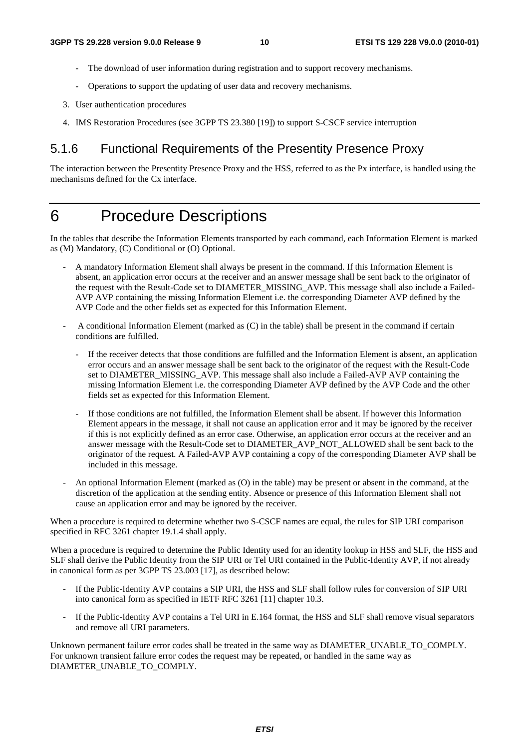- The download of user information during registration and to support recovery mechanisms.

- Operations to support the updating of user data and recovery mechanisms.

3. User authentication procedures

4. IMS Restoration Procedures (see 3GPP TS 23.380 [19]) to support S-CSCF service interruption

### 5.1.6 Functional Requirements of the Presentity Presence Proxy

The interaction between the Presentity Presence Proxy and the HSS, referred to as the Px interface, is handled using the mechanisms defined for the Cx interface.

# 6 Procedure Descriptions

In the tables that describe the Information Elements transported by each command, each Information Element is marked as (M) Mandatory, (C) Conditional or (O) Optional.

- A mandatory Information Element shall always be present in the command. If this Information Element is absent, an application error occurs at the receiver and an answer message shall be sent back to the originator of the request with the Result-Code set to DIAMETER_MISSING_AVP. This message shall also include a Failed-AVP AVP containing the missing Information Element i.e. the corresponding Diameter AVP defined by the AVP Code and the other fields set as expected for this Information Element.

- A conditional Information Element (marked as (C) in the table) shall be present in the command if certain conditions are fulfilled.

  - If the receiver detects that those conditions are fulfilled and the Information Element is absent, an application error occurs and an answer message shall be sent back to the originator of the request with the Result-Code set to DIAMETER_MISSING_AVP. This message shall also include a Failed-AVP AVP containing the missing Information Element i.e. the corresponding Diameter AVP defined by the AVP Code and the other fields set as expected for this Information Element.

  - If those conditions are not fulfilled, the Information Element shall be absent. If however this Information Element appears in the message, it shall not cause an application error and it may be ignored by the receiver if this is not explicitly defined as an error case. Otherwise, an application error occurs at the receiver and an answer message with the Result-Code set to DIAMETER_AVP_NOT_ALLOWED shall be sent back to the originator of the request. A Failed-AVP AVP containing a copy of the corresponding Diameter AVP shall be included in this message.

- An optional Information Element (marked as (O) in the table) may be present or absent in the command, at the discretion of the application at the sending entity. Absence or presence of this Information Element shall not cause an application error and may be ignored by the receiver.

When a procedure is required to determine whether two S-CSCF names are equal, the rules for SIP URI comparison specified in RFC 3261 chapter 19.1.4 shall apply.

When a procedure is required to determine the Public Identity used for an identity lookup in HSS and SLF, the HSS and SLF shall derive the Public Identity from the SIP URI or Tel URI contained in the Public-Identity AVP, if not already in canonical form as per 3GPP TS 23.003 [17], as described below:

- If the Public-Identity AVP contains a SIP URI, the HSS and SLF shall follow rules for conversion of SIP URI into canonical form as specified in IETF RFC 3261 [11] chapter 10.3.

- If the Public-Identity AVP contains a Tel URI in E.164 format, the HSS and SLF shall remove visual separators and remove all URI parameters.

Unknown permanent failure error codes shall be treated in the same way as DIAMETER_UNABLE_TO_COMPLY. For unknown transient failure error codes the request may be repeated, or handled in the same way as DIAMETER_UNABLE_TO_COMPLY.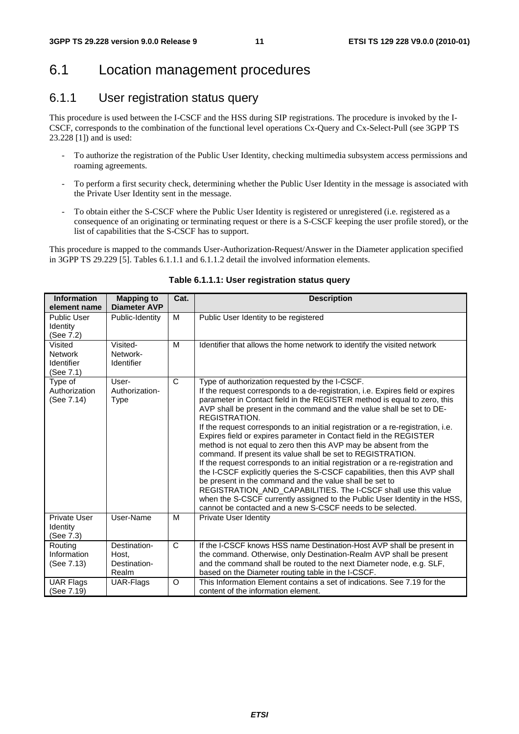## 6.1 Location management procedures

### 6.1.1 User registration status query

This procedure is used between the I-CSCF and the HSS during SIP registrations. The procedure is invoked by the I-CSCF, corresponds to the combination of the functional level operations Cx-Query and Cx-Select-Pull (see 3GPP TS 23.228 [1]) and is used:

- To authorize the registration of the Public User Identity, checking multimedia subsystem access permissions and roaming agreements.
- To perform a first security check, determining whether the Public User Identity in the message is associated with the Private User Identity sent in the message.
- To obtain either the S-CSCF where the Public User Identity is registered or unregistered (i.e. registered as a consequence of an originating or terminating request or there is a S-CSCF keeping the user profile stored), or the list of capabilities that the S-CSCF has to support.

This procedure is mapped to the commands User-Authorization-Request/Answer in the Diameter application specified in 3GPP TS 29.229 [5]. Tables 6.1.1.1 and 6.1.1.2 detail the involved information elements.

**Table 6.1.1.1: User registration status query**

| Information element name | Mapping to Diameter AVP | Cat. | Description |
|---|---|---|---|
| Public User Identity (See 7.2) | Public-Identity | M | Public User Identity to be registered |
| Visited Network Identifier (See 7.1) | Visited-Network-Identifier | M | Identifier that allows the home network to identify the visited network |
| Type of Authorization (See 7.14) | User-Authorization-Type | C | Type of authorization requested by the I-CSCF.<br>If the request corresponds to a de-registration, i.e. Expires field or expires parameter in Contact field in the REGISTER method is equal to zero, this AVP shall be present in the command and the value shall be set to DE-REGISTRATION.<br>If the request corresponds to an initial registration or a re-registration, i.e. Expires field or expires parameter in Contact field in the REGISTER method is not equal to zero then this AVP may be absent from the command. If present its value shall be set to REGISTRATION.<br>If the request corresponds to an initial registration or a re-registration and the I-CSCF explicitly queries the S-CSCF capabilities, then this AVP shall be present in the command and the value shall be set to REGISTRATION_AND_CAPABILITIES. The I-CSCF shall use this value when the S-CSCF currently assigned to the Public User Identity in the HSS, cannot be contacted and a new S-CSCF needs to be selected. |
| Private User Identity (See 7.3) | User-Name | M | Private User Identity |
| Routing Information (See 7.13) | Destination-Host, Destination-Realm | C | If the I-CSCF knows HSS name Destination-Host AVP shall be present in the command. Otherwise, only Destination-Realm AVP shall be present and the command shall be routed to the next Diameter node, e.g. SLF, based on the Diameter routing table in the I-CSCF. |
| UAR Flags (See 7.19) | UAR-Flags | O | This Information Element contains a set of indications. See 7.19 for the content of the information element. |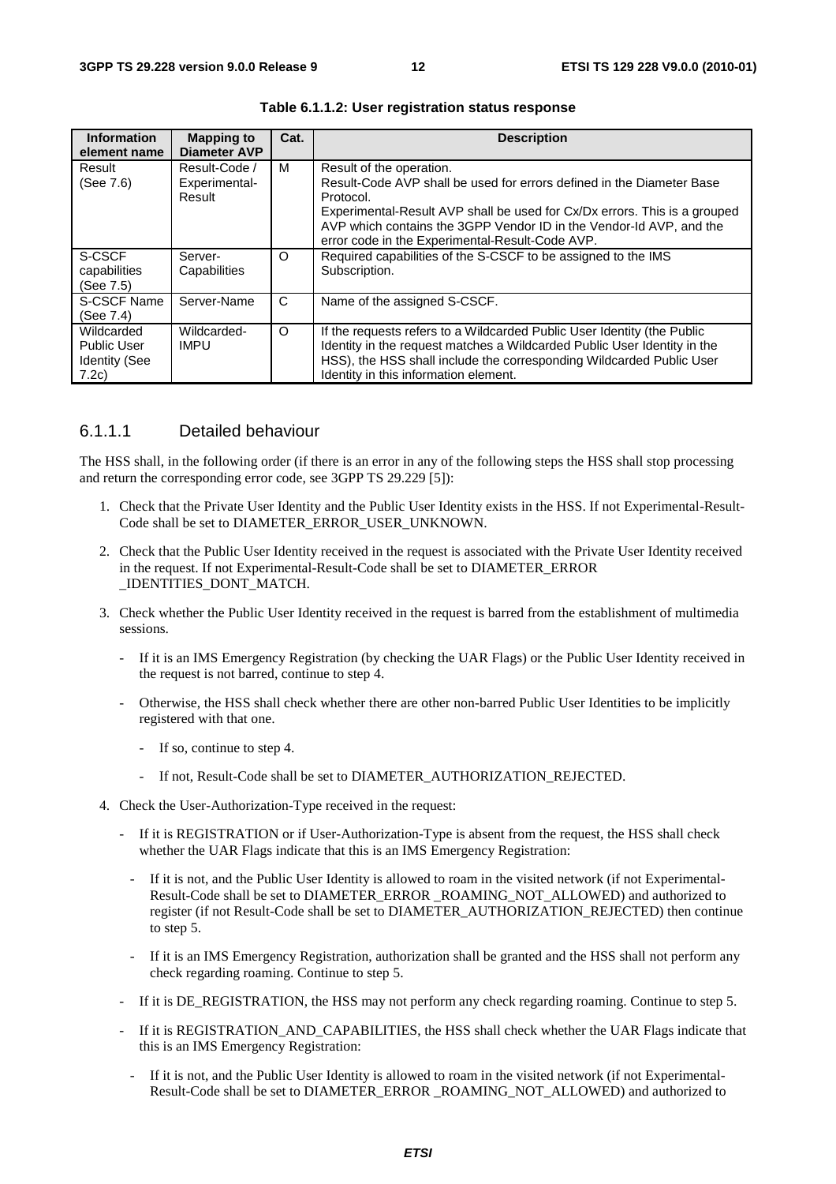**Table 6.1.1.2: User registration status response**

| Information element name | Mapping to Diameter AVP | Cat. | Description |
|---|---|---|---|
| Result (See 7.6) | Result-Code / Experimental-Result | M | Result of the operation. Result-Code AVP shall be used for errors defined in the Diameter Base Protocol. Experimental-Result AVP shall be used for Cx/Dx errors. This is a grouped AVP which contains the 3GPP Vendor ID in the Vendor-Id AVP, and the error code in the Experimental-Result-Code AVP. |
| S-CSCF capabilities (See 7.5) | Server-Capabilities | O | Required capabilities of the S-CSCF to be assigned to the IMS Subscription. |
| S-CSCF Name (See 7.4) | Server-Name | C | Name of the assigned S-CSCF. |
| Wildcarded Public User Identity (See 7.2c) | Wildcarded-IMPU | O | If the requests refers to a Wildcarded Public User Identity (the Public Identity in the request matches a Wildcarded Public User Identity in the HSS), the HSS shall include the corresponding Wildcarded Public User Identity in this information element. |

### 6.1.1.1 Detailed behaviour

The HSS shall, in the following order (if there is an error in any of the following steps the HSS shall stop processing and return the corresponding error code, see 3GPP TS 29.229 [5]):

1. Check that the Private User Identity and the Public User Identity exists in the HSS. If not Experimental-Result-Code shall be set to DIAMETER_ERROR_USER_UNKNOWN.
2. Check that the Public User Identity received in the request is associated with the Private User Identity received in the request. If not Experimental-Result-Code shall be set to DIAMETER_ERROR _IDENTITIES_DONT_MATCH.
3. Check whether the Public User Identity received in the request is barred from the establishment of multimedia sessions.
   - If it is an IMS Emergency Registration (by checking the UAR Flags) or the Public User Identity received in the request is not barred, continue to step 4.
   - Otherwise, the HSS shall check whether there are other non-barred Public User Identities to be implicitly registered with that one.
     - If so, continue to step 4.
     - If not, Result-Code shall be set to DIAMETER_AUTHORIZATION_REJECTED.
4. Check the User-Authorization-Type received in the request:
   - If it is REGISTRATION or if User-Authorization-Type is absent from the request, the HSS shall check whether the UAR Flags indicate that this is an IMS Emergency Registration:
     - If it is not, and the Public User Identity is allowed to roam in the visited network (if not Experimental-Result-Code shall be set to DIAMETER_ERROR _ROAMING_NOT_ALLOWED) and authorized to register (if not Result-Code shall be set to DIAMETER_AUTHORIZATION_REJECTED) then continue to step 5.
     - If it is an IMS Emergency Registration, authorization shall be granted and the HSS shall not perform any check regarding roaming. Continue to step 5.
   - If it is DE_REGISTRATION, the HSS may not perform any check regarding roaming. Continue to step 5.
   - If it is REGISTRATION_AND_CAPABILITIES, the HSS shall check whether the UAR Flags indicate that this is an IMS Emergency Registration:
     - If it is not, and the Public User Identity is allowed to roam in the visited network (if not Experimental-Result-Code shall be set to DIAMETER_ERROR _ROAMING_NOT_ALLOWED) and authorized to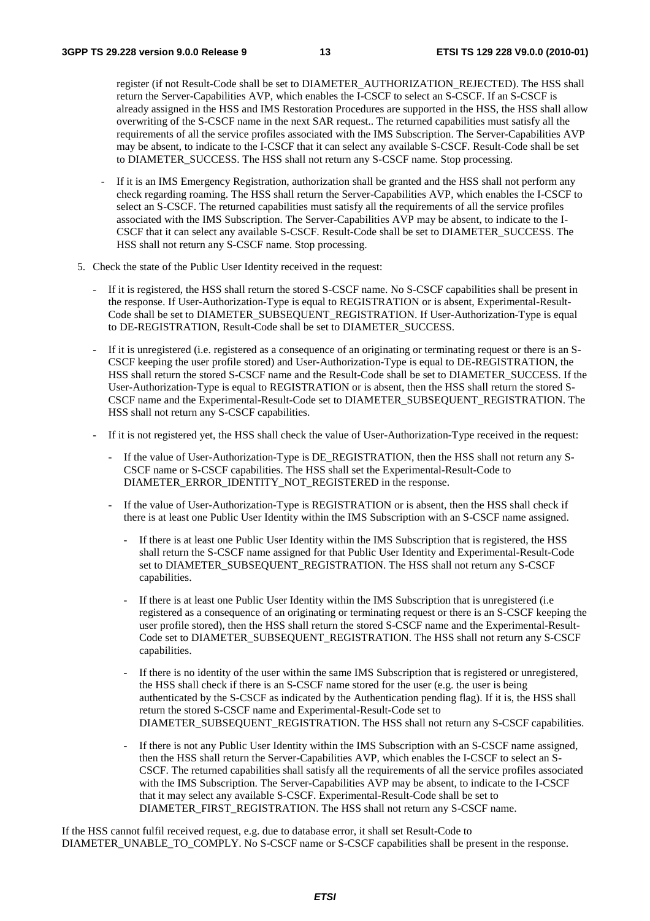register (if not Result-Code shall be set to DIAMETER_AUTHORIZATION_REJECTED). The HSS shall return the Server-Capabilities AVP, which enables the I-CSCF to select an S-CSCF. If an S-CSCF is already assigned in the HSS and IMS Restoration Procedures are supported in the HSS, the HSS shall allow overwriting of the S-CSCF name in the next SAR request.. The returned capabilities must satisfy all the requirements of all the service profiles associated with the IMS Subscription. The Server-Capabilities AVP may be absent, to indicate to the I-CSCF that it can select any available S-CSCF. Result-Code shall be set to DIAMETER_SUCCESS. The HSS shall not return any S-CSCF name. Stop processing.

- If it is an IMS Emergency Registration, authorization shall be granted and the HSS shall not perform any check regarding roaming. The HSS shall return the Server-Capabilities AVP, which enables the I-CSCF to select an S-CSCF. The returned capabilities must satisfy all the requirements of all the service profiles associated with the IMS Subscription. The Server-Capabilities AVP may be absent, to indicate to the I-CSCF that it can select any available S-CSCF. Result-Code shall be set to DIAMETER_SUCCESS. The HSS shall not return any S-CSCF name. Stop processing.

5. Check the state of the Public User Identity received in the request:

   - If it is registered, the HSS shall return the stored S-CSCF name. No S-CSCF capabilities shall be present in the response. If User-Authorization-Type is equal to REGISTRATION or is absent, Experimental-Result-Code shall be set to DIAMETER_SUBSEQUENT_REGISTRATION. If User-Authorization-Type is equal to DE-REGISTRATION, Result-Code shall be set to DIAMETER_SUCCESS.

   - If it is unregistered (i.e. registered as a consequence of an originating or terminating request or there is an S-CSCF keeping the user profile stored) and User-Authorization-Type is equal to DE-REGISTRATION, the HSS shall return the stored S-CSCF name and the Result-Code shall be set to DIAMETER_SUCCESS. If the User-Authorization-Type is equal to REGISTRATION or is absent, then the HSS shall return the stored S-CSCF name and the Experimental-Result-Code set to DIAMETER_SUBSEQUENT_REGISTRATION. The HSS shall not return any S-CSCF capabilities.

   - If it is not registered yet, the HSS shall check the value of User-Authorization-Type received in the request:

     - If the value of User-Authorization-Type is DE_REGISTRATION, then the HSS shall not return any S-CSCF name or S-CSCF capabilities. The HSS shall set the Experimental-Result-Code to DIAMETER_ERROR_IDENTITY_NOT_REGISTERED in the response.

     - If the value of User-Authorization-Type is REGISTRATION or is absent, then the HSS shall check if there is at least one Public User Identity within the IMS Subscription with an S-CSCF name assigned.

       - If there is at least one Public User Identity within the IMS Subscription that is registered, the HSS shall return the S-CSCF name assigned for that Public User Identity and Experimental-Result-Code set to DIAMETER_SUBSEQUENT_REGISTRATION. The HSS shall not return any S-CSCF capabilities.

       - If there is at least one Public User Identity within the IMS Subscription that is unregistered (i.e registered as a consequence of an originating or terminating request or there is an S-CSCF keeping the user profile stored), then the HSS shall return the stored S-CSCF name and the Experimental-Result-Code set to DIAMETER_SUBSEQUENT_REGISTRATION. The HSS shall not return any S-CSCF capabilities.

       - If there is no identity of the user within the same IMS Subscription that is registered or unregistered, the HSS shall check if there is an S-CSCF name stored for the user (e.g. the user is being authenticated by the S-CSCF as indicated by the Authentication pending flag). If it is, the HSS shall return the stored S-CSCF name and Experimental-Result-Code set to DIAMETER_SUBSEQUENT_REGISTRATION. The HSS shall not return any S-CSCF capabilities.

       - If there is not any Public User Identity within the IMS Subscription with an S-CSCF name assigned, then the HSS shall return the Server-Capabilities AVP, which enables the I-CSCF to select an S-CSCF. The returned capabilities shall satisfy all the requirements of all the service profiles associated with the IMS Subscription. The Server-Capabilities AVP may be absent, to indicate to the I-CSCF that it may select any available S-CSCF. Experimental-Result-Code shall be set to DIAMETER_FIRST_REGISTRATION. The HSS shall not return any S-CSCF name.

If the HSS cannot fulfil received request, e.g. due to database error, it shall set Result-Code to DIAMETER_UNABLE_TO_COMPLY. No S-CSCF name or S-CSCF capabilities shall be present in the response.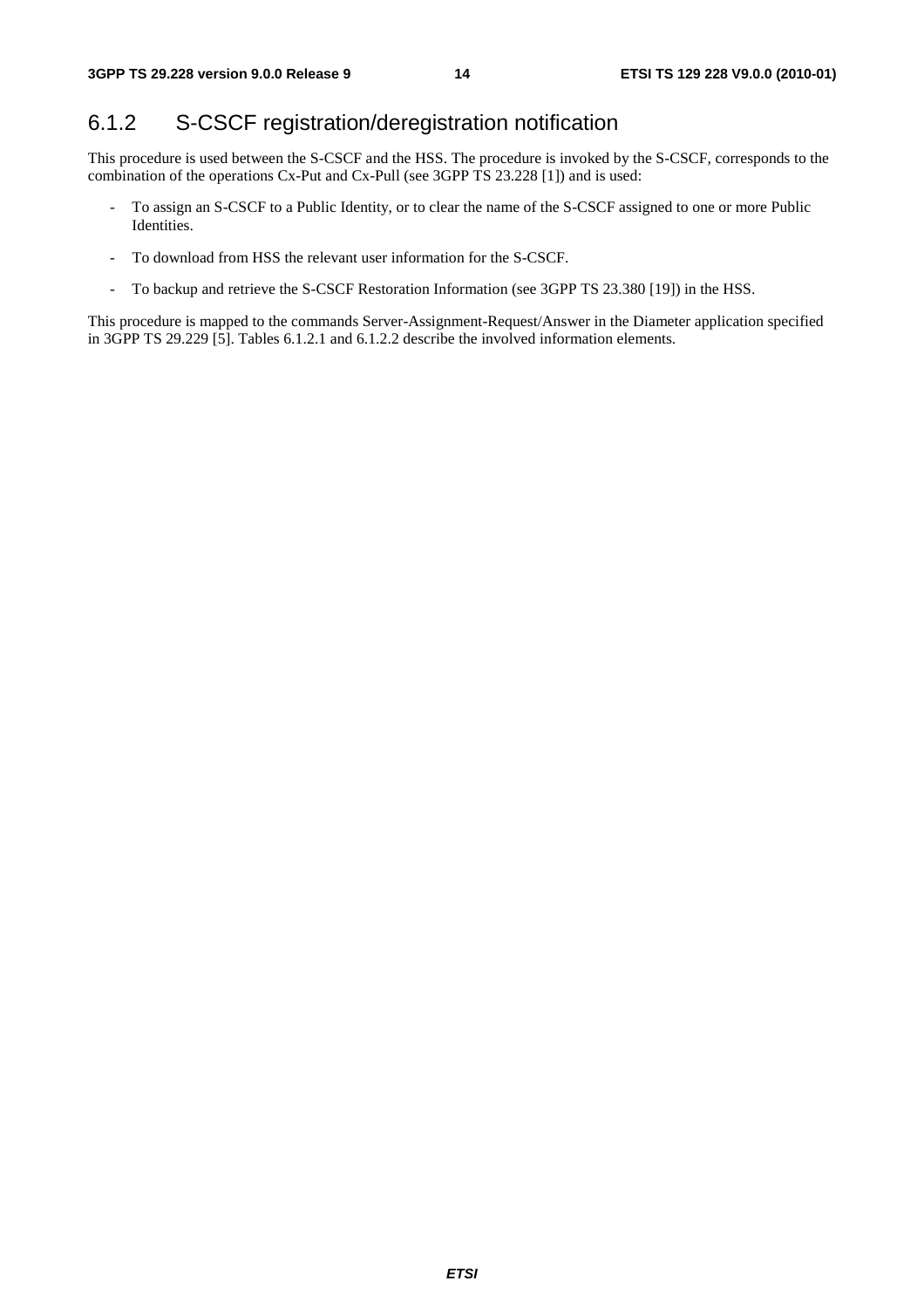### 6.1.2 S-CSCF registration/deregistration notification

This procedure is used between the S-CSCF and the HSS. The procedure is invoked by the S-CSCF, corresponds to the combination of the operations Cx-Put and Cx-Pull (see 3GPP TS 23.228 [1]) and is used:

- To assign an S-CSCF to a Public Identity, or to clear the name of the S-CSCF assigned to one or more Public Identities.
- To download from HSS the relevant user information for the S-CSCF.
- To backup and retrieve the S-CSCF Restoration Information (see 3GPP TS 23.380 [19]) in the HSS.

This procedure is mapped to the commands Server-Assignment-Request/Answer in the Diameter application specified in 3GPP TS 29.229 [5]. Tables 6.1.2.1 and 6.1.2.2 describe the involved information elements.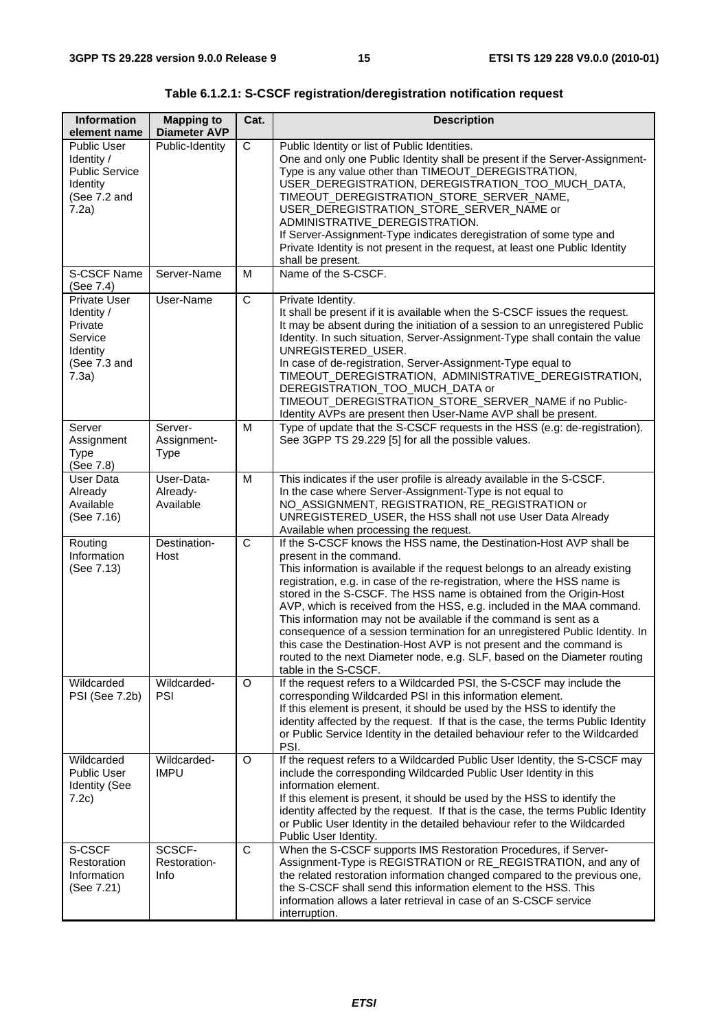**Table 6.1.2.1: S-CSCF registration/deregistration notification request**

| Information element name | Mapping to Diameter AVP | Cat. | Description |
|---|---|---|---|
| Public User Identity / Public Service Identity (See 7.2 and 7.2a) | Public-Identity | C | Public Identity or list of Public Identities. One and only one Public Identity shall be present if the Server-Assignment-Type is any value other than TIMEOUT_DEREGISTRATION, USER_DEREGISTRATION, DEREGISTRATION_TOO_MUCH_DATA, TIMEOUT_DEREGISTRATION_STORE_SERVER_NAME, USER_DEREGISTRATION_STORE_SERVER_NAME or ADMINISTRATIVE_DEREGISTRATION. If Server-Assignment-Type indicates deregistration of some type and Private Identity is not present in the request, at least one Public Identity shall be present. |
| S-CSCF Name (See 7.4) | Server-Name | M | Name of the S-CSCF. |
| Private User Identity / Private Service Identity (See 7.3 and 7.3a) | User-Name | C | Private Identity. It shall be present if it is available when the S-CSCF issues the request. It may be absent during the initiation of a session to an unregistered Public Identity. In such situation, Server-Assignment-Type shall contain the value UNREGISTERED_USER. In case of de-registration, Server-Assignment-Type equal to TIMEOUT_DEREGISTRATION, ADMINISTRATIVE_DEREGISTRATION, DEREGISTRATION_TOO_MUCH_DATA or TIMEOUT_DEREGISTRATION_STORE_SERVER_NAME if no Public-Identity AVPs are present then User-Name AVP shall be present. |
| Server Assignment Type (See 7.8) | Server-Assignment-Type | M | Type of update that the S-CSCF requests in the HSS (e.g: de-registration). See 3GPP TS 29.229 [5] for all the possible values. |
| User Data Already Available (See 7.16) | User-Data-Already-Available | M | This indicates if the user profile is already available in the S-CSCF. In the case where Server-Assignment-Type is not equal to NO_ASSIGNMENT, REGISTRATION, RE_REGISTRATION or UNREGISTERED_USER, the HSS shall not use User Data Already Available when processing the request. |
| Routing Information (See 7.13) | Destination-Host | C | If the S-CSCF knows the HSS name, the Destination-Host AVP shall be present in the command. This information is available if the request belongs to an already existing registration, e.g. in case of the re-registration, where the HSS name is stored in the S-CSCF. The HSS name is obtained from the Origin-Host AVP, which is received from the HSS, e.g. included in the MAA command. This information may not be available if the command is sent as a consequence of a session termination for an unregistered Public Identity. In this case the Destination-Host AVP is not present and the command is routed to the next Diameter node, e.g. SLF, based on the Diameter routing table in the S-CSCF. |
| Wildcarded PSI (See 7.2b) | Wildcarded-PSI | O | If the request refers to a Wildcarded PSI, the S-CSCF may include the corresponding Wildcarded PSI in this information element. If this element is present, it should be used by the HSS to identify the identity affected by the request. If that is the case, the terms Public Identity or Public Service Identity in the detailed behaviour refer to the Wildcarded PSI. |
| Wildcarded Public User Identity (See 7.2c) | Wildcarded-IMPU | O | If the request refers to a Wildcarded Public User Identity, the S-CSCF may include the corresponding Wildcarded Public User Identity in this information element. If this element is present, it should be used by the HSS to identify the identity affected by the request. If that is the case, the terms Public Identity or Public User Identity in the detailed behaviour refer to the Wildcarded Public User Identity. |
| S-CSCF Restoration Information (See 7.21) | SCSCF-Restoration-Info | C | When the S-CSCF supports IMS Restoration Procedures, if Server-Assignment-Type is REGISTRATION or RE_REGISTRATION, and any of the related restoration information changed compared to the previous one, the S-CSCF shall send this information element to the HSS. This information allows a later retrieval in case of an S-CSCF service interruption. |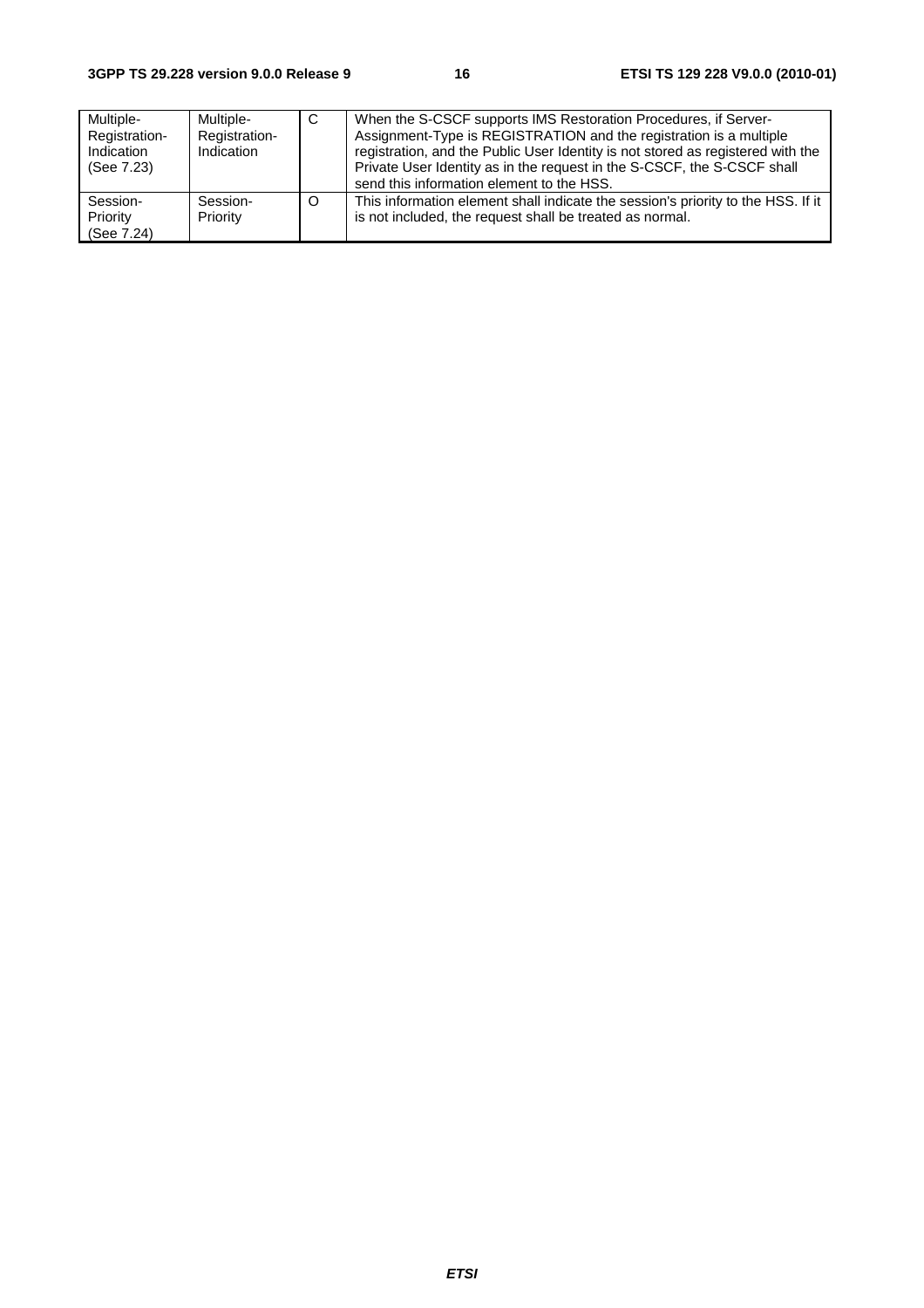| Multiple-Registration-Indication (See 7.23) | Multiple-Registration-Indication | C | When the S-CSCF supports IMS Restoration Procedures, if Server-Assignment-Type is REGISTRATION and the registration is a multiple registration, and the Public User Identity is not stored as registered with the Private User Identity as in the request in the S-CSCF, the S-CSCF shall send this information element to the HSS. |
|---|---|---|---|
| Session-Priority (See 7.24) | Session-Priority | O | This information element shall indicate the session's priority to the HSS. If it is not included, the request shall be treated as normal. |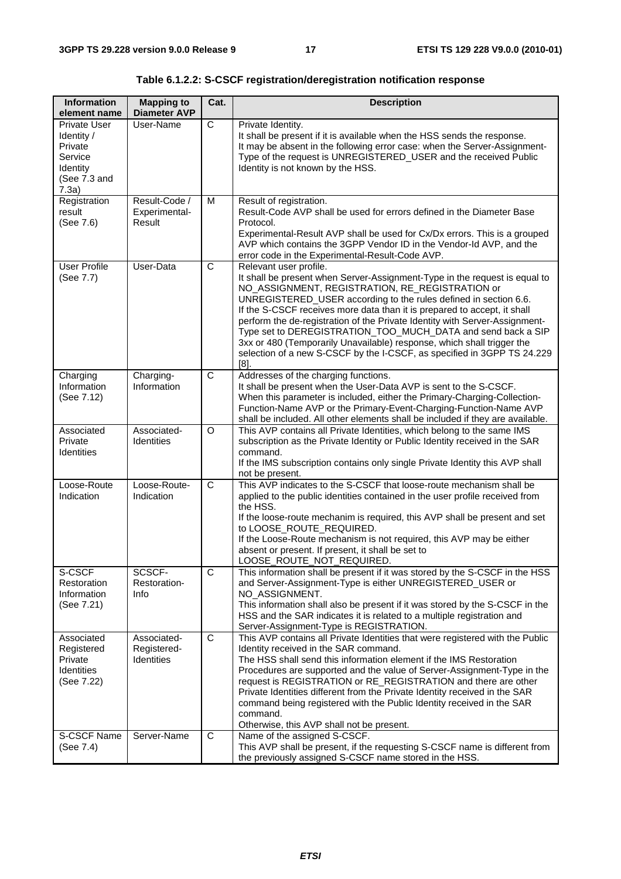**Table 6.1.2.2: S-CSCF registration/deregistration notification response**

| Information element name | Mapping to Diameter AVP | Cat. | Description |
|---|---|---|---|
| Private User Identity / Private Service Identity (See 7.3 and 7.3a) | User-Name | C | Private Identity. It shall be present if it is available when the HSS sends the response. It may be absent in the following error case: when the Server-Assignment-Type of the request is UNREGISTERED_USER and the received Public Identity is not known by the HSS. |
| Registration result (See 7.6) | Result-Code / Experimental-Result | M | Result of registration. Result-Code AVP shall be used for errors defined in the Diameter Base Protocol. Experimental-Result AVP shall be used for Cx/Dx errors. This is a grouped AVP which contains the 3GPP Vendor ID in the Vendor-Id AVP, and the error code in the Experimental-Result-Code AVP. |
| User Profile (See 7.7) | User-Data | C | Relevant user profile. It shall be present when Server-Assignment-Type in the request is equal to NO_ASSIGNMENT, REGISTRATION, RE_REGISTRATION or UNREGISTERED_USER according to the rules defined in section 6.6. If the S-CSCF receives more data than it is prepared to accept, it shall perform the de-registration of the Private Identity with Server-Assignment-Type set to DEREGISTRATION_TOO_MUCH_DATA and send back a SIP 3xx or 480 (Temporarily Unavailable) response, which shall trigger the selection of a new S-CSCF by the I-CSCF, as specified in 3GPP TS 24.229 [8]. |
| Charging Information (See 7.12) | Charging-Information | C | Addresses of the charging functions. It shall be present when the User-Data AVP is sent to the S-CSCF. When this parameter is included, either the Primary-Charging-Collection-Function-Name AVP or the Primary-Event-Charging-Function-Name AVP shall be included. All other elements shall be included if they are available. |
| Associated Private Identities | Associated-Identities | O | This AVP contains all Private Identities, which belong to the same IMS subscription as the Private Identity or Public Identity received in the SAR command. If the IMS subscription contains only single Private Identity this AVP shall not be present. |
| Loose-Route Indication | Loose-Route-Indication | C | This AVP indicates to the S-CSCF that loose-route mechanism shall be applied to the public identities contained in the user profile received from the HSS. If the loose-route mechanim is required, this AVP shall be present and set to LOOSE_ROUTE_REQUIRED. If the Loose-Route mechanism is not required, this AVP may be either absent or present. If present, it shall be set to LOOSE_ROUTE_NOT_REQUIRED. |
| S-CSCF Restoration Information (See 7.21) | SCSCF-Restoration-Info | C | This information shall be present if it was stored by the S-CSCF in the HSS and Server-Assignment-Type is either UNREGISTERED_USER or NO_ASSIGNMENT. This information shall also be present if it was stored by the S-CSCF in the HSS and the SAR indicates it is related to a multiple registration and Server-Assignment-Type is REGISTRATION. |
| Associated Registered Private Identities (See 7.22) | Associated-Registered-Identities | C | This AVP contains all Private Identities that were registered with the Public Identity received in the SAR command. The HSS shall send this information element if the IMS Restoration Procedures are supported and the value of Server-Assignment-Type in the request is REGISTRATION or RE_REGISTRATION and there are other Private Identities different from the Private Identity received in the SAR command being registered with the Public Identity received in the SAR command. Otherwise, this AVP shall not be present. |
| S-CSCF Name (See 7.4) | Server-Name | C | Name of the assigned S-CSCF. This AVP shall be present, if the requesting S-CSCF name is different from the previously assigned S-CSCF name stored in the HSS. |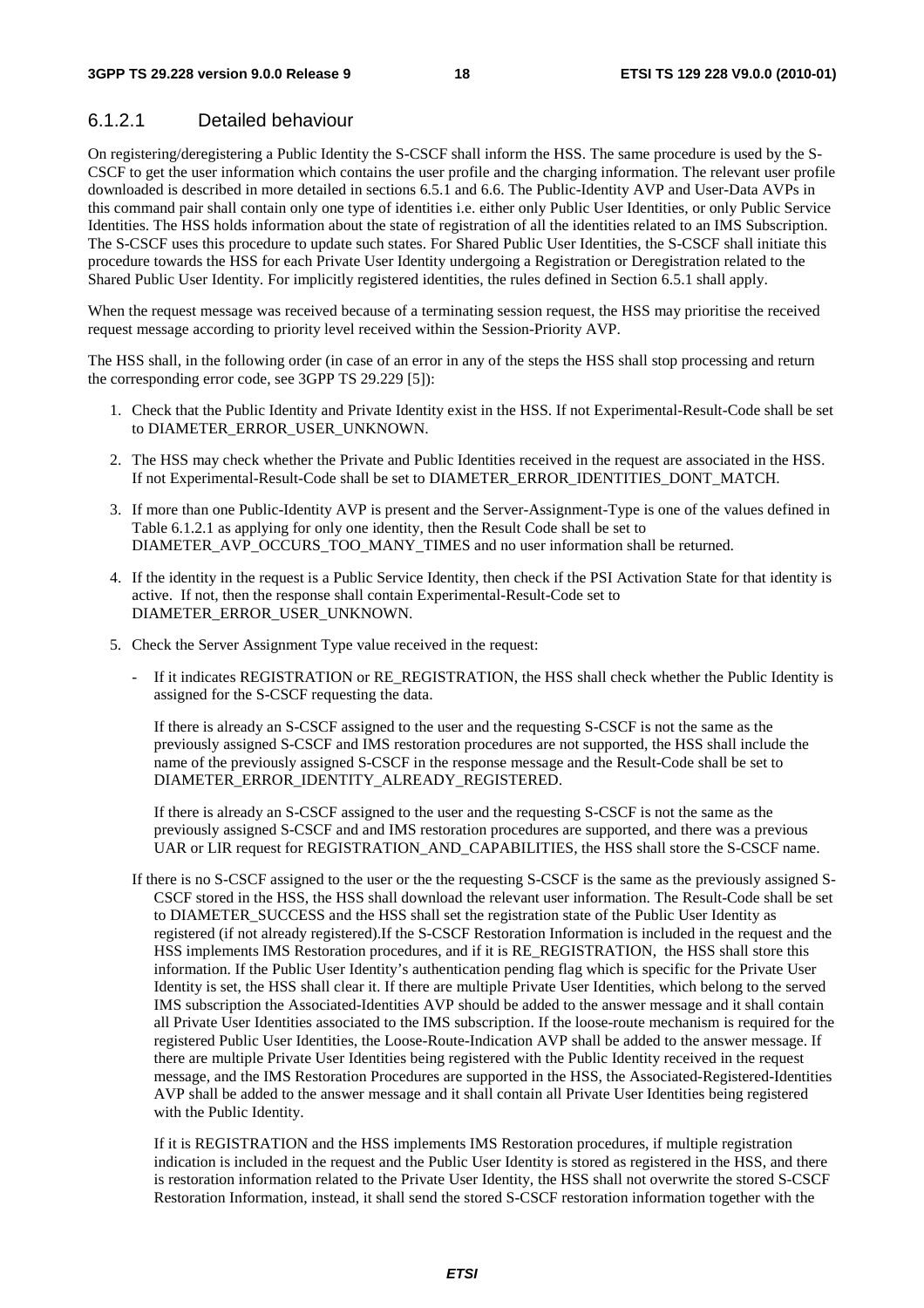#### 6.1.2.1 Detailed behaviour

On registering/deregistering a Public Identity the S-CSCF shall inform the HSS. The same procedure is used by the S-CSCF to get the user information which contains the user profile and the charging information. The relevant user profile downloaded is described in more detailed in sections 6.5.1 and 6.6. The Public-Identity AVP and User-Data AVPs in this command pair shall contain only one type of identities i.e. either only Public User Identities, or only Public Service Identities. The HSS holds information about the state of registration of all the identities related to an IMS Subscription. The S-CSCF uses this procedure to update such states. For Shared Public User Identities, the S-CSCF shall initiate this procedure towards the HSS for each Private User Identity undergoing a Registration or Deregistration related to the Shared Public User Identity. For implicitly registered identities, the rules defined in Section 6.5.1 shall apply.

When the request message was received because of a terminating session request, the HSS may prioritise the received request message according to priority level received within the Session-Priority AVP.

The HSS shall, in the following order (in case of an error in any of the steps the HSS shall stop processing and return the corresponding error code, see 3GPP TS 29.229 [5]):

1. Check that the Public Identity and Private Identity exist in the HSS. If not Experimental-Result-Code shall be set to DIAMETER_ERROR_USER_UNKNOWN.
2. The HSS may check whether the Private and Public Identities received in the request are associated in the HSS. If not Experimental-Result-Code shall be set to DIAMETER_ERROR_IDENTITIES_DONT_MATCH.
3. If more than one Public-Identity AVP is present and the Server-Assignment-Type is one of the values defined in Table 6.1.2.1 as applying for only one identity, then the Result Code shall be set to DIAMETER_AVP_OCCURS_TOO_MANY_TIMES and no user information shall be returned.
4. If the identity in the request is a Public Service Identity, then check if the PSI Activation State for that identity is active. If not, then the response shall contain Experimental-Result-Code set to DIAMETER_ERROR_USER_UNKNOWN.
5. Check the Server Assignment Type value received in the request:

   - If it indicates REGISTRATION or RE_REGISTRATION, the HSS shall check whether the Public Identity is assigned for the S-CSCF requesting the data.

     If there is already an S-CSCF assigned to the user and the requesting S-CSCF is not the same as the previously assigned S-CSCF and IMS restoration procedures are not supported, the HSS shall include the name of the previously assigned S-CSCF in the response message and the Result-Code shall be set to DIAMETER_ERROR_IDENTITY_ALREADY_REGISTERED.

     If there is already an S-CSCF assigned to the user and the requesting S-CSCF is not the same as the previously assigned S-CSCF and and IMS restoration procedures are supported, and there was a previous UAR or LIR request for REGISTRATION_AND_CAPABILITIES, the HSS shall store the S-CSCF name.

   If there is no S-CSCF assigned to the user or the the requesting S-CSCF is the same as the previously assigned S-CSCF stored in the HSS, the HSS shall download the relevant user information. The Result-Code shall be set to DIAMETER_SUCCESS and the HSS shall set the registration state of the Public User Identity as registered (if not already registered).If the S-CSCF Restoration Information is included in the request and the HSS implements IMS Restoration procedures, and if it is RE_REGISTRATION, the HSS shall store this information. If the Public User Identity's authentication pending flag which is specific for the Private User Identity is set, the HSS shall clear it. If there are multiple Private User Identities, which belong to the served IMS subscription the Associated-Identities AVP should be added to the answer message and it shall contain all Private User Identities associated to the IMS subscription. If the loose-route mechanism is required for the registered Public User Identities, the Loose-Route-Indication AVP shall be added to the answer message. If there are multiple Private User Identities being registered with the Public Identity received in the request message, and the IMS Restoration Procedures are supported in the HSS, the Associated-Registered-Identities AVP shall be added to the answer message and it shall contain all Private User Identities being registered with the Public Identity.

   If it is REGISTRATION and the HSS implements IMS Restoration procedures, if multiple registration indication is included in the request and the Public User Identity is stored as registered in the HSS, and there is restoration information related to the Private User Identity, the HSS shall not overwrite the stored S-CSCF Restoration Information, instead, it shall send the stored S-CSCF restoration information together with the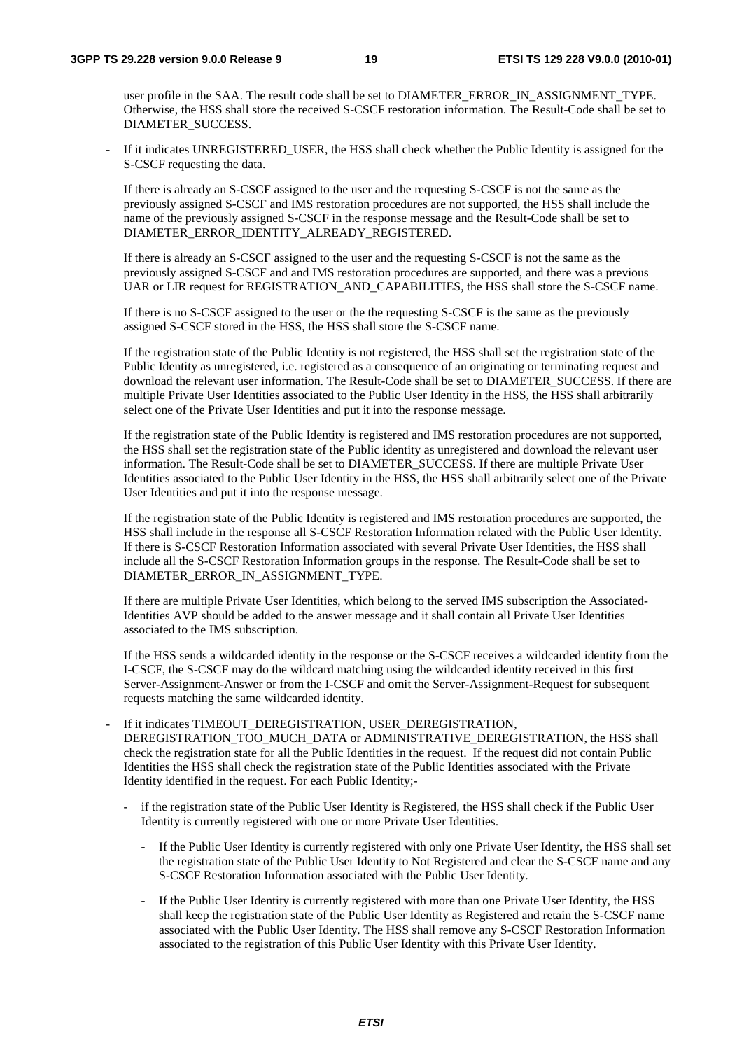user profile in the SAA. The result code shall be set to DIAMETER_ERROR_IN_ASSIGNMENT_TYPE. Otherwise, the HSS shall store the received S-CSCF restoration information. The Result-Code shall be set to DIAMETER_SUCCESS.

- If it indicates UNREGISTERED_USER, the HSS shall check whether the Public Identity is assigned for the S-CSCF requesting the data.

  If there is already an S-CSCF assigned to the user and the requesting S-CSCF is not the same as the previously assigned S-CSCF and IMS restoration procedures are not supported, the HSS shall include the name of the previously assigned S-CSCF in the response message and the Result-Code shall be set to DIAMETER_ERROR_IDENTITY_ALREADY_REGISTERED.

  If there is already an S-CSCF assigned to the user and the requesting S-CSCF is not the same as the previously assigned S-CSCF and and IMS restoration procedures are supported, and there was a previous UAR or LIR request for REGISTRATION_AND_CAPABILITIES, the HSS shall store the S-CSCF name.

  If there is no S-CSCF assigned to the user or the the requesting S-CSCF is the same as the previously assigned S-CSCF stored in the HSS, the HSS shall store the S-CSCF name.

  If the registration state of the Public Identity is not registered, the HSS shall set the registration state of the Public Identity as unregistered, i.e. registered as a consequence of an originating or terminating request and download the relevant user information. The Result-Code shall be set to DIAMETER_SUCCESS. If there are multiple Private User Identities associated to the Public User Identity in the HSS, the HSS shall arbitrarily select one of the Private User Identities and put it into the response message.

  If the registration state of the Public Identity is registered and IMS restoration procedures are not supported, the HSS shall set the registration state of the Public identity as unregistered and download the relevant user information. The Result-Code shall be set to DIAMETER_SUCCESS. If there are multiple Private User Identities associated to the Public User Identity in the HSS, the HSS shall arbitrarily select one of the Private User Identities and put it into the response message.

  If the registration state of the Public Identity is registered and IMS restoration procedures are supported, the HSS shall include in the response all S-CSCF Restoration Information related with the Public User Identity. If there is S-CSCF Restoration Information associated with several Private User Identities, the HSS shall include all the S-CSCF Restoration Information groups in the response. The Result-Code shall be set to DIAMETER_ERROR_IN_ASSIGNMENT_TYPE.

  If there are multiple Private User Identities, which belong to the served IMS subscription the Associated-Identities AVP should be added to the answer message and it shall contain all Private User Identities associated to the IMS subscription.

  If the HSS sends a wildcarded identity in the response or the S-CSCF receives a wildcarded identity from the I-CSCF, the S-CSCF may do the wildcard matching using the wildcarded identity received in this first Server-Assignment-Answer or from the I-CSCF and omit the Server-Assignment-Request for subsequent requests matching the same wildcarded identity.

- If it indicates TIMEOUT_DEREGISTRATION, USER_DEREGISTRATION, DEREGISTRATION_TOO_MUCH_DATA or ADMINISTRATIVE_DEREGISTRATION, the HSS shall check the registration state for all the Public Identities in the request. If the request did not contain Public Identities the HSS shall check the registration state of the Public Identities associated with the Private Identity identified in the request. For each Public Identity;-

  - if the registration state of the Public User Identity is Registered, the HSS shall check if the Public User Identity is currently registered with one or more Private User Identities.

    - If the Public User Identity is currently registered with only one Private User Identity, the HSS shall set the registration state of the Public User Identity to Not Registered and clear the S-CSCF name and any S-CSCF Restoration Information associated with the Public User Identity.

    - If the Public User Identity is currently registered with more than one Private User Identity, the HSS shall keep the registration state of the Public User Identity as Registered and retain the S-CSCF name associated with the Public User Identity. The HSS shall remove any S-CSCF Restoration Information associated to the registration of this Public User Identity with this Private User Identity.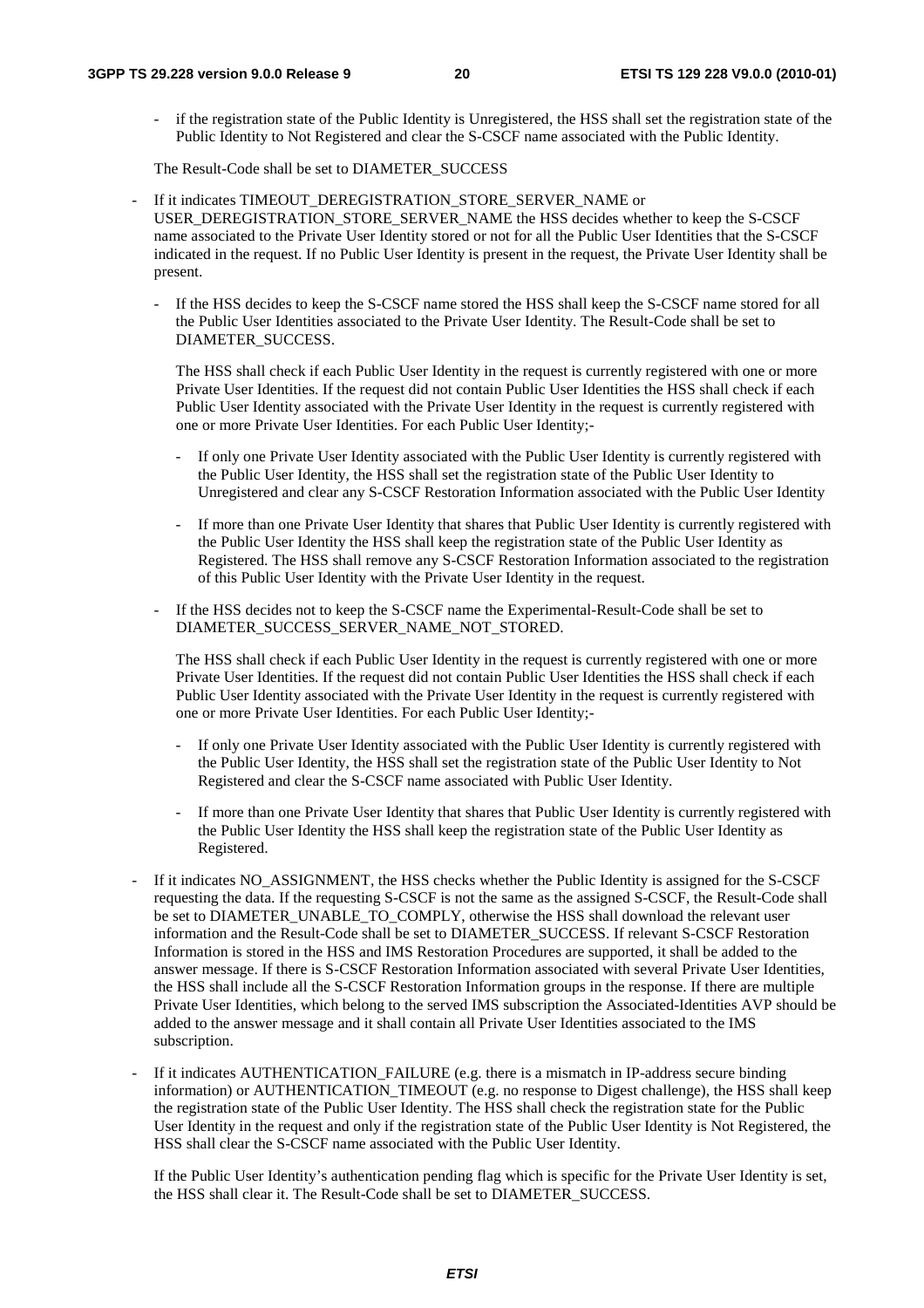- if the registration state of the Public Identity is Unregistered, the HSS shall set the registration state of the Public Identity to Not Registered and clear the S-CSCF name associated with the Public Identity.

  The Result-Code shall be set to DIAMETER_SUCCESS

- If it indicates TIMEOUT_DEREGISTRATION_STORE_SERVER_NAME or USER_DEREGISTRATION_STORE_SERVER_NAME the HSS decides whether to keep the S-CSCF name associated to the Private User Identity stored or not for all the Public User Identities that the S-CSCF indicated in the request. If no Public User Identity is present in the request, the Private User Identity shall be present.

  - If the HSS decides to keep the S-CSCF name stored the HSS shall keep the S-CSCF name stored for all the Public User Identities associated to the Private User Identity. The Result-Code shall be set to DIAMETER_SUCCESS.

    The HSS shall check if each Public User Identity in the request is currently registered with one or more Private User Identities. If the request did not contain Public User Identities the HSS shall check if each Public User Identity associated with the Private User Identity in the request is currently registered with one or more Private User Identities. For each Public User Identity;-

    - If only one Private User Identity associated with the Public User Identity is currently registered with the Public User Identity, the HSS shall set the registration state of the Public User Identity to Unregistered and clear any S-CSCF Restoration Information associated with the Public User Identity

    - If more than one Private User Identity that shares that Public User Identity is currently registered with the Public User Identity the HSS shall keep the registration state of the Public User Identity as Registered. The HSS shall remove any S-CSCF Restoration Information associated to the registration of this Public User Identity with the Private User Identity in the request.

  - If the HSS decides not to keep the S-CSCF name the Experimental-Result-Code shall be set to DIAMETER_SUCCESS_SERVER_NAME_NOT_STORED.

    The HSS shall check if each Public User Identity in the request is currently registered with one or more Private User Identities. If the request did not contain Public User Identities the HSS shall check if each Public User Identity associated with the Private User Identity in the request is currently registered with one or more Private User Identities. For each Public User Identity;-

    - If only one Private User Identity associated with the Public User Identity is currently registered with the Public User Identity, the HSS shall set the registration state of the Public User Identity to Not Registered and clear the S-CSCF name associated with Public User Identity.

    - If more than one Private User Identity that shares that Public User Identity is currently registered with the Public User Identity the HSS shall keep the registration state of the Public User Identity as Registered.

- If it indicates NO_ASSIGNMENT, the HSS checks whether the Public Identity is assigned for the S-CSCF requesting the data. If the requesting S-CSCF is not the same as the assigned S-CSCF, the Result-Code shall be set to DIAMETER_UNABLE_TO_COMPLY, otherwise the HSS shall download the relevant user information and the Result-Code shall be set to DIAMETER_SUCCESS. If relevant S-CSCF Restoration Information is stored in the HSS and IMS Restoration Procedures are supported, it shall be added to the answer message. If there is S-CSCF Restoration Information associated with several Private User Identities, the HSS shall include all the S-CSCF Restoration Information groups in the response. If there are multiple Private User Identities, which belong to the served IMS subscription the Associated-Identities AVP should be added to the answer message and it shall contain all Private User Identities associated to the IMS subscription.

- If it indicates AUTHENTICATION_FAILURE (e.g. there is a mismatch in IP-address secure binding information) or AUTHENTICATION_TIMEOUT (e.g. no response to Digest challenge), the HSS shall keep the registration state of the Public User Identity. The HSS shall check the registration state for the Public User Identity in the request and only if the registration state of the Public User Identity is Not Registered, the HSS shall clear the S-CSCF name associated with the Public User Identity.

  If the Public User Identity's authentication pending flag which is specific for the Private User Identity is set, the HSS shall clear it. The Result-Code shall be set to DIAMETER_SUCCESS.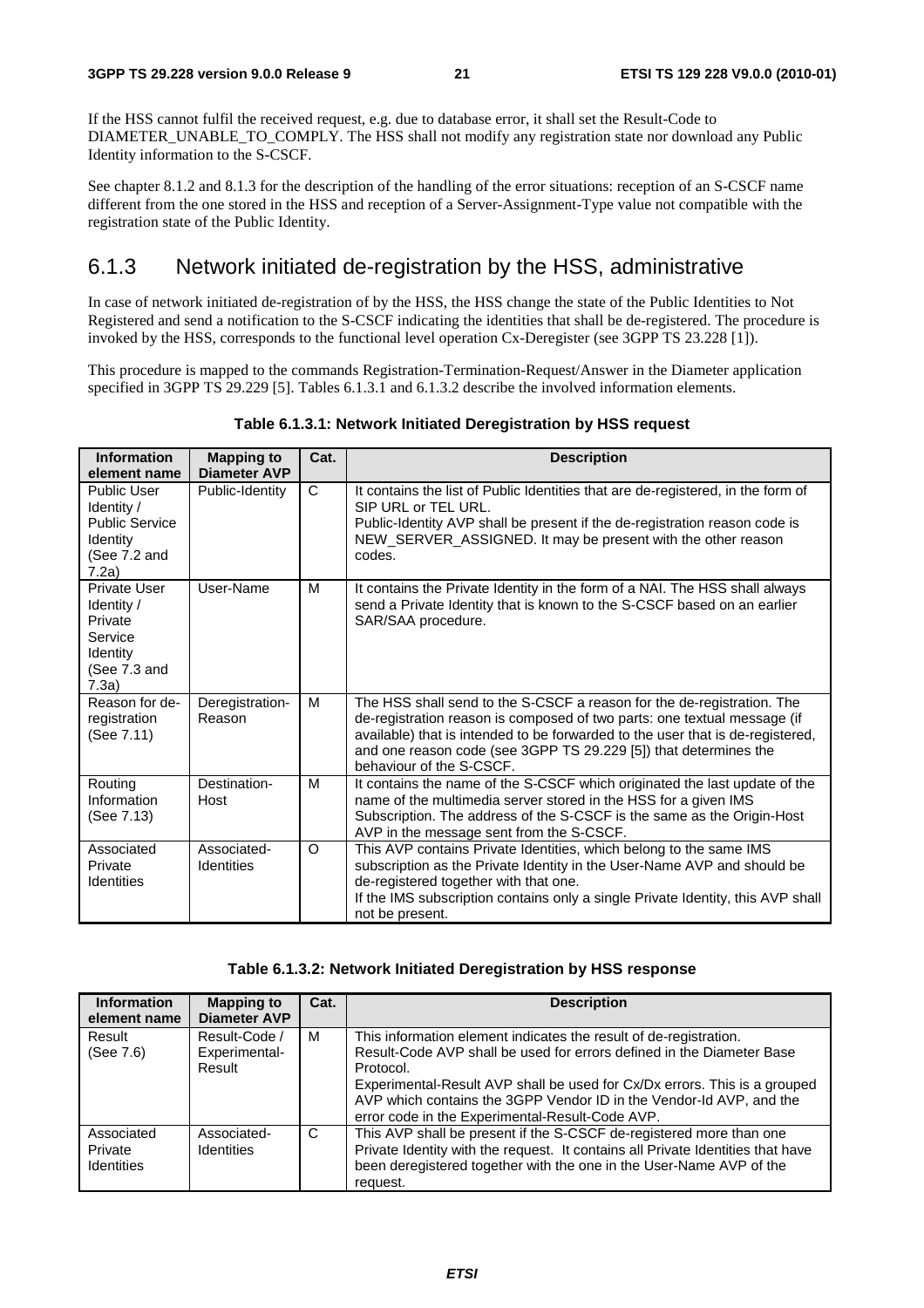If the HSS cannot fulfil the received request, e.g. due to database error, it shall set the Result-Code to DIAMETER_UNABLE_TO_COMPLY. The HSS shall not modify any registration state nor download any Public Identity information to the S-CSCF.

See chapter 8.1.2 and 8.1.3 for the description of the handling of the error situations: reception of an S-CSCF name different from the one stored in the HSS and reception of a Server-Assignment-Type value not compatible with the registration state of the Public Identity.

## 6.1.3 Network initiated de-registration by the HSS, administrative

In case of network initiated de-registration of by the HSS, the HSS change the state of the Public Identities to Not Registered and send a notification to the S-CSCF indicating the identities that shall be de-registered. The procedure is invoked by the HSS, corresponds to the functional level operation Cx-Deregister (see 3GPP TS 23.228 [1]).

This procedure is mapped to the commands Registration-Termination-Request/Answer in the Diameter application specified in 3GPP TS 29.229 [5]. Tables 6.1.3.1 and 6.1.3.2 describe the involved information elements.

**Table 6.1.3.1: Network Initiated Deregistration by HSS request**

| Information element name | Mapping to Diameter AVP | Cat. | Description |
|---|---|---|---|
| Public User Identity / Public Service Identity (See 7.2 and 7.2a) | Public-Identity | C | It contains the list of Public Identities that are de-registered, in the form of SIP URL or TEL URL. Public-Identity AVP shall be present if the de-registration reason code is NEW_SERVER_ASSIGNED. It may be present with the other reason codes. |
| Private User Identity / Private Service Identity (See 7.3 and 7.3a) | User-Name | M | It contains the Private Identity in the form of a NAI. The HSS shall always send a Private Identity that is known to the S-CSCF based on an earlier SAR/SAA procedure. |
| Reason for de-registration (See 7.11) | Deregistration-Reason | M | The HSS shall send to the S-CSCF a reason for the de-registration. The de-registration reason is composed of two parts: one textual message (if available) that is intended to be forwarded to the user that is de-registered, and one reason code (see 3GPP TS 29.229 [5]) that determines the behaviour of the S-CSCF. |
| Routing Information (See 7.13) | Destination-Host | M | It contains the name of the S-CSCF which originated the last update of the name of the multimedia server stored in the HSS for a given IMS Subscription. The address of the S-CSCF is the same as the Origin-Host AVP in the message sent from the S-CSCF. |
| Associated Private Identities | Associated-Identities | O | This AVP contains Private Identities, which belong to the same IMS subscription as the Private Identity in the User-Name AVP and should be de-registered together with that one. If the IMS subscription contains only a single Private Identity, this AVP shall not be present. |

**Table 6.1.3.2: Network Initiated Deregistration by HSS response**

| Information element name | Mapping to Diameter AVP | Cat. | Description |
|---|---|---|---|
| Result (See 7.6) | Result-Code / Experimental-Result | M | This information element indicates the result of de-registration. Result-Code AVP shall be used for errors defined in the Diameter Base Protocol. Experimental-Result AVP shall be used for Cx/Dx errors. This is a grouped AVP which contains the 3GPP Vendor ID in the Vendor-Id AVP, and the error code in the Experimental-Result-Code AVP. |
| Associated Private Identities | Associated-Identities | C | This AVP shall be present if the S-CSCF de-registered more than one Private Identity with the request. It contains all Private Identities that have been deregistered together with the one in the User-Name AVP of the request. |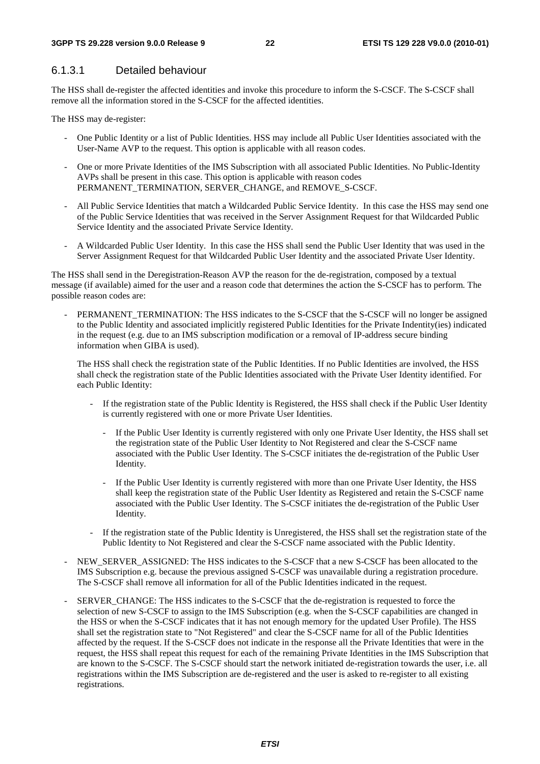#### 6.1.3.1 Detailed behaviour

The HSS shall de-register the affected identities and invoke this procedure to inform the S-CSCF. The S-CSCF shall remove all the information stored in the S-CSCF for the affected identities.

The HSS may de-register:

- One Public Identity or a list of Public Identities. HSS may include all Public User Identities associated with the User-Name AVP to the request. This option is applicable with all reason codes.
- One or more Private Identities of the IMS Subscription with all associated Public Identities. No Public-Identity AVPs shall be present in this case. This option is applicable with reason codes PERMANENT_TERMINATION, SERVER_CHANGE, and REMOVE_S-CSCF.
- All Public Service Identities that match a Wildcarded Public Service Identity. In this case the HSS may send one of the Public Service Identities that was received in the Server Assignment Request for that Wildcarded Public Service Identity and the associated Private Service Identity.
- A Wildcarded Public User Identity. In this case the HSS shall send the Public User Identity that was used in the Server Assignment Request for that Wildcarded Public User Identity and the associated Private User Identity.

The HSS shall send in the Deregistration-Reason AVP the reason for the de-registration, composed by a textual message (if available) aimed for the user and a reason code that determines the action the S-CSCF has to perform. The possible reason codes are:

- PERMANENT_TERMINATION: The HSS indicates to the S-CSCF that the S-CSCF will no longer be assigned to the Public Identity and associated implicitly registered Public Identities for the Private Indentity(ies) indicated in the request (e.g. due to an IMS subscription modification or a removal of IP-address secure binding information when GIBA is used).

  The HSS shall check the registration state of the Public Identities. If no Public Identities are involved, the HSS shall check the registration state of the Public Identities associated with the Private User Identity identified. For each Public Identity:

  - If the registration state of the Public Identity is Registered, the HSS shall check if the Public User Identity is currently registered with one or more Private User Identities.
    - If the Public User Identity is currently registered with only one Private User Identity, the HSS shall set the registration state of the Public User Identity to Not Registered and clear the S-CSCF name associated with the Public User Identity. The S-CSCF initiates the de-registration of the Public User Identity.
    - If the Public User Identity is currently registered with more than one Private User Identity, the HSS shall keep the registration state of the Public User Identity as Registered and retain the S-CSCF name associated with the Public User Identity. The S-CSCF initiates the de-registration of the Public User Identity.
  - If the registration state of the Public Identity is Unregistered, the HSS shall set the registration state of the Public Identity to Not Registered and clear the S-CSCF name associated with the Public Identity.
- NEW_SERVER_ASSIGNED: The HSS indicates to the S-CSCF that a new S-CSCF has been allocated to the IMS Subscription e.g. because the previous assigned S-CSCF was unavailable during a registration procedure. The S-CSCF shall remove all information for all of the Public Identities indicated in the request.
- SERVER_CHANGE: The HSS indicates to the S-CSCF that the de-registration is requested to force the selection of new S-CSCF to assign to the IMS Subscription (e.g. when the S-CSCF capabilities are changed in the HSS or when the S-CSCF indicates that it has not enough memory for the updated User Profile). The HSS shall set the registration state to "Not Registered" and clear the S-CSCF name for all of the Public Identities affected by the request. If the S-CSCF does not indicate in the response all the Private Identities that were in the request, the HSS shall repeat this request for each of the remaining Private Identities in the IMS Subscription that are known to the S-CSCF. The S-CSCF should start the network initiated de-registration towards the user, i.e. all registrations within the IMS Subscription are de-registered and the user is asked to re-register to all existing registrations.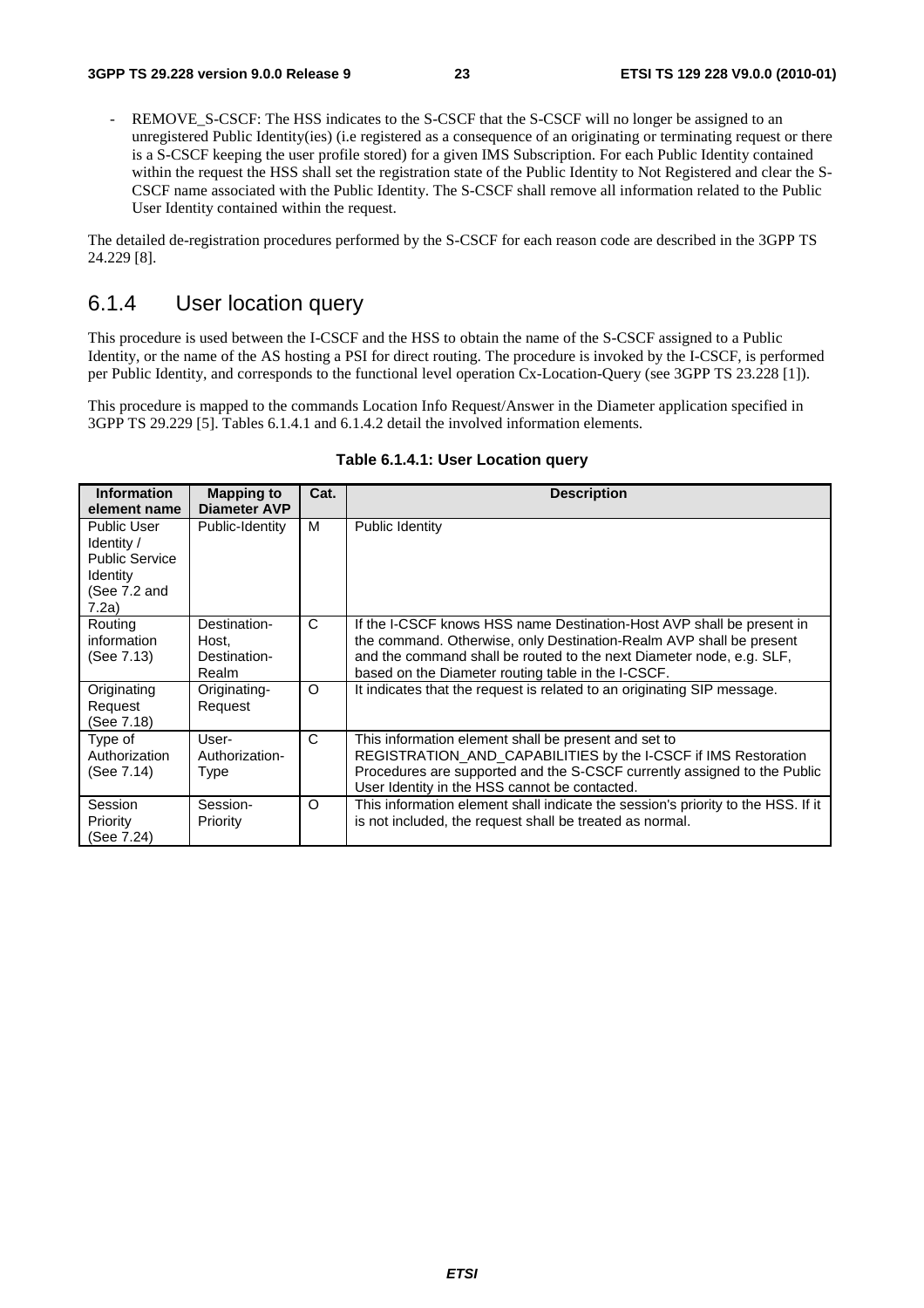- REMOVE_S-CSCF: The HSS indicates to the S-CSCF that the S-CSCF will no longer be assigned to an unregistered Public Identity(ies) (i.e registered as a consequence of an originating or terminating request or there is a S-CSCF keeping the user profile stored) for a given IMS Subscription. For each Public Identity contained within the request the HSS shall set the registration state of the Public Identity to Not Registered and clear the S-CSCF name associated with the Public Identity. The S-CSCF shall remove all information related to the Public User Identity contained within the request.

The detailed de-registration procedures performed by the S-CSCF for each reason code are described in the 3GPP TS 24.229 [8].

## 6.1.4 User location query

This procedure is used between the I-CSCF and the HSS to obtain the name of the S-CSCF assigned to a Public Identity, or the name of the AS hosting a PSI for direct routing. The procedure is invoked by the I-CSCF, is performed per Public Identity, and corresponds to the functional level operation Cx-Location-Query (see 3GPP TS 23.228 [1]).

This procedure is mapped to the commands Location Info Request/Answer in the Diameter application specified in 3GPP TS 29.229 [5]. Tables 6.1.4.1 and 6.1.4.2 detail the involved information elements.

**Table 6.1.4.1: User Location query**

| Information element name | Mapping to Diameter AVP | Cat. | Description |
|---|---|---|---|
| Public User Identity / Public Service Identity (See 7.2 and 7.2a) | Public-Identity | M | Public Identity |
| Routing information (See 7.13) | Destination-Host, Destination-Realm | C | If the I-CSCF knows HSS name Destination-Host AVP shall be present in the command. Otherwise, only Destination-Realm AVP shall be present and the command shall be routed to the next Diameter node, e.g. SLF, based on the Diameter routing table in the I-CSCF. |
| Originating Request (See 7.18) | Originating-Request | O | It indicates that the request is related to an originating SIP message. |
| Type of Authorization (See 7.14) | User-Authorization-Type | C | This information element shall be present and set to REGISTRATION_AND_CAPABILITIES by the I-CSCF if IMS Restoration Procedures are supported and the S-CSCF currently assigned to the Public User Identity in the HSS cannot be contacted. |
| Session Priority (See 7.24) | Session-Priority | O | This information element shall indicate the session's priority to the HSS. If it is not included, the request shall be treated as normal. |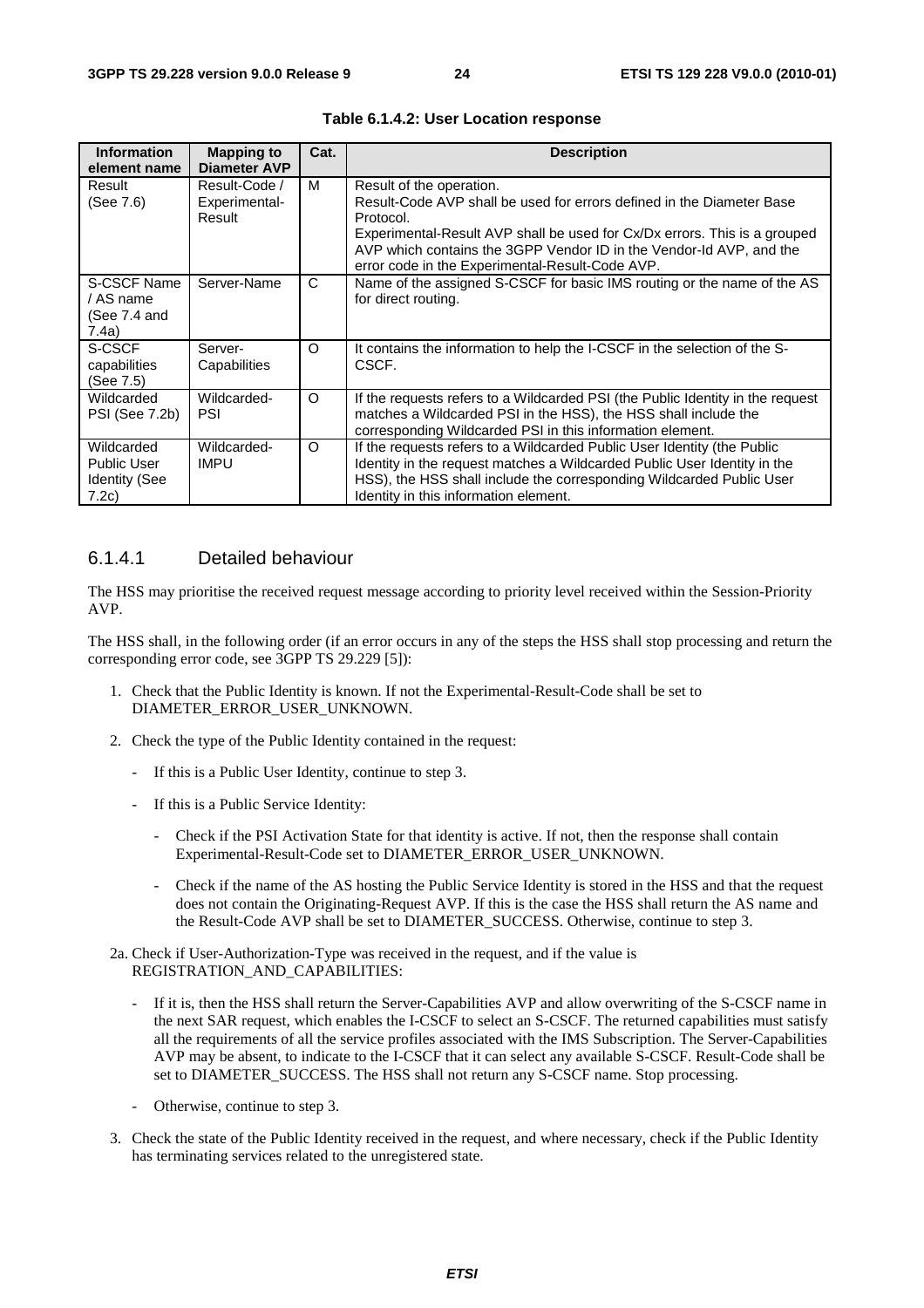**Table 6.1.4.2: User Location response**

| Information element name | Mapping to Diameter AVP | Cat. | Description |
|---|---|---|---|
| Result (See 7.6) | Result-Code / Experimental-Result | M | Result of the operation. Result-Code AVP shall be used for errors defined in the Diameter Base Protocol. Experimental-Result AVP shall be used for Cx/Dx errors. This is a grouped AVP which contains the 3GPP Vendor ID in the Vendor-Id AVP, and the error code in the Experimental-Result-Code AVP. |
| S-CSCF Name / AS name (See 7.4 and 7.4a) | Server-Name | C | Name of the assigned S-CSCF for basic IMS routing or the name of the AS for direct routing. |
| S-CSCF capabilities (See 7.5) | Server-Capabilities | O | It contains the information to help the I-CSCF in the selection of the S-CSCF. |
| Wildcarded PSI (See 7.2b) | Wildcarded-PSI | O | If the requests refers to a Wildcarded PSI (the Public Identity in the request matches a Wildcarded PSI in the HSS), the HSS shall include the corresponding Wildcarded PSI in this information element. |
| Wildcarded Public User Identity (See 7.2c) | Wildcarded-IMPU | O | If the requests refers to a Wildcarded Public User Identity (the Public Identity in the request matches a Wildcarded Public User Identity in the HSS), the HSS shall include the corresponding Wildcarded Public User Identity in this information element. |

### 6.1.4.1 Detailed behaviour

The HSS may prioritise the received request message according to priority level received within the Session-Priority AVP.

The HSS shall, in the following order (if an error occurs in any of the steps the HSS shall stop processing and return the corresponding error code, see 3GPP TS 29.229 [5]):

1. Check that the Public Identity is known. If not the Experimental-Result-Code shall be set to DIAMETER_ERROR_USER_UNKNOWN.

2. Check the type of the Public Identity contained in the request:

   - If this is a Public User Identity, continue to step 3.

   - If this is a Public Service Identity:

     - Check if the PSI Activation State for that identity is active. If not, then the response shall contain Experimental-Result-Code set to DIAMETER_ERROR_USER_UNKNOWN.

     - Check if the name of the AS hosting the Public Service Identity is stored in the HSS and that the request does not contain the Originating-Request AVP. If this is the case the HSS shall return the AS name and the Result-Code AVP shall be set to DIAMETER_SUCCESS. Otherwise, continue to step 3.

2a. Check if User-Authorization-Type was received in the request, and if the value is REGISTRATION_AND_CAPABILITIES:

   - If it is, then the HSS shall return the Server-Capabilities AVP and allow overwriting of the S-CSCF name in the next SAR request, which enables the I-CSCF to select an S-CSCF. The returned capabilities must satisfy all the requirements of all the service profiles associated with the IMS Subscription. The Server-Capabilities AVP may be absent, to indicate to the I-CSCF that it can select any available S-CSCF. Result-Code shall be set to DIAMETER_SUCCESS. The HSS shall not return any S-CSCF name. Stop processing.

   - Otherwise, continue to step 3.

3. Check the state of the Public Identity received in the request, and where necessary, check if the Public Identity has terminating services related to the unregistered state.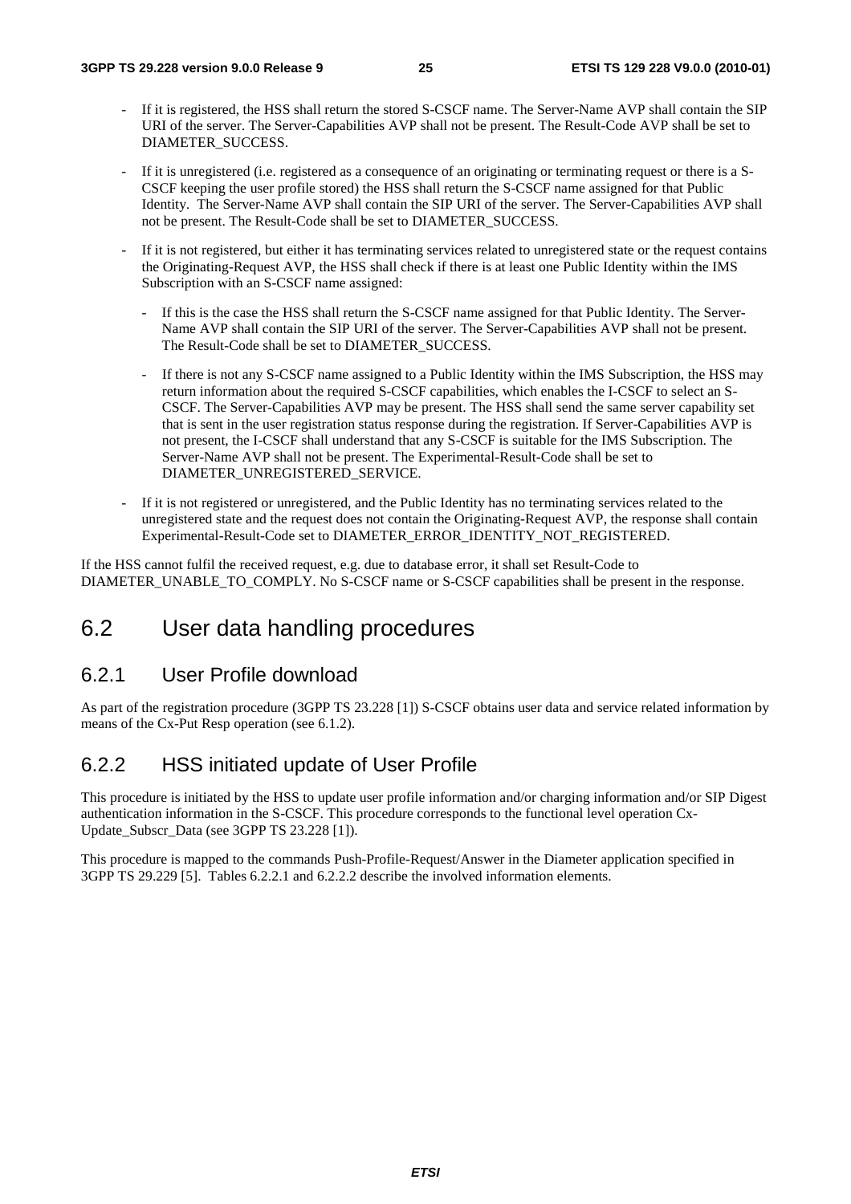- If it is registered, the HSS shall return the stored S-CSCF name. The Server-Name AVP shall contain the SIP URI of the server. The Server-Capabilities AVP shall not be present. The Result-Code AVP shall be set to DIAMETER_SUCCESS.
- If it is unregistered (i.e. registered as a consequence of an originating or terminating request or there is a S-CSCF keeping the user profile stored) the HSS shall return the S-CSCF name assigned for that Public Identity. The Server-Name AVP shall contain the SIP URI of the server. The Server-Capabilities AVP shall not be present. The Result-Code shall be set to DIAMETER_SUCCESS.
- If it is not registered, but either it has terminating services related to unregistered state or the request contains the Originating-Request AVP, the HSS shall check if there is at least one Public Identity within the IMS Subscription with an S-CSCF name assigned:
  - If this is the case the HSS shall return the S-CSCF name assigned for that Public Identity. The Server-Name AVP shall contain the SIP URI of the server. The Server-Capabilities AVP shall not be present. The Result-Code shall be set to DIAMETER_SUCCESS.
  - If there is not any S-CSCF name assigned to a Public Identity within the IMS Subscription, the HSS may return information about the required S-CSCF capabilities, which enables the I-CSCF to select an S-CSCF. The Server-Capabilities AVP may be present. The HSS shall send the same server capability set that is sent in the user registration status response during the registration. If Server-Capabilities AVP is not present, the I-CSCF shall understand that any S-CSCF is suitable for the IMS Subscription. The Server-Name AVP shall not be present. The Experimental-Result-Code shall be set to DIAMETER_UNREGISTERED_SERVICE.
- If it is not registered or unregistered, and the Public Identity has no terminating services related to the unregistered state and the request does not contain the Originating-Request AVP, the response shall contain Experimental-Result-Code set to DIAMETER_ERROR_IDENTITY_NOT_REGISTERED.

If the HSS cannot fulfil the received request, e.g. due to database error, it shall set Result-Code to DIAMETER_UNABLE_TO_COMPLY. No S-CSCF name or S-CSCF capabilities shall be present in the response.

## 6.2 User data handling procedures

### 6.2.1 User Profile download

As part of the registration procedure (3GPP TS 23.228 [1]) S-CSCF obtains user data and service related information by means of the Cx-Put Resp operation (see 6.1.2).

### 6.2.2 HSS initiated update of User Profile

This procedure is initiated by the HSS to update user profile information and/or charging information and/or SIP Digest authentication information in the S-CSCF. This procedure corresponds to the functional level operation Cx-Update_Subscr_Data (see 3GPP TS 23.228 [1]).

This procedure is mapped to the commands Push-Profile-Request/Answer in the Diameter application specified in 3GPP TS 29.229 [5]. Tables 6.2.2.1 and 6.2.2.2 describe the involved information elements.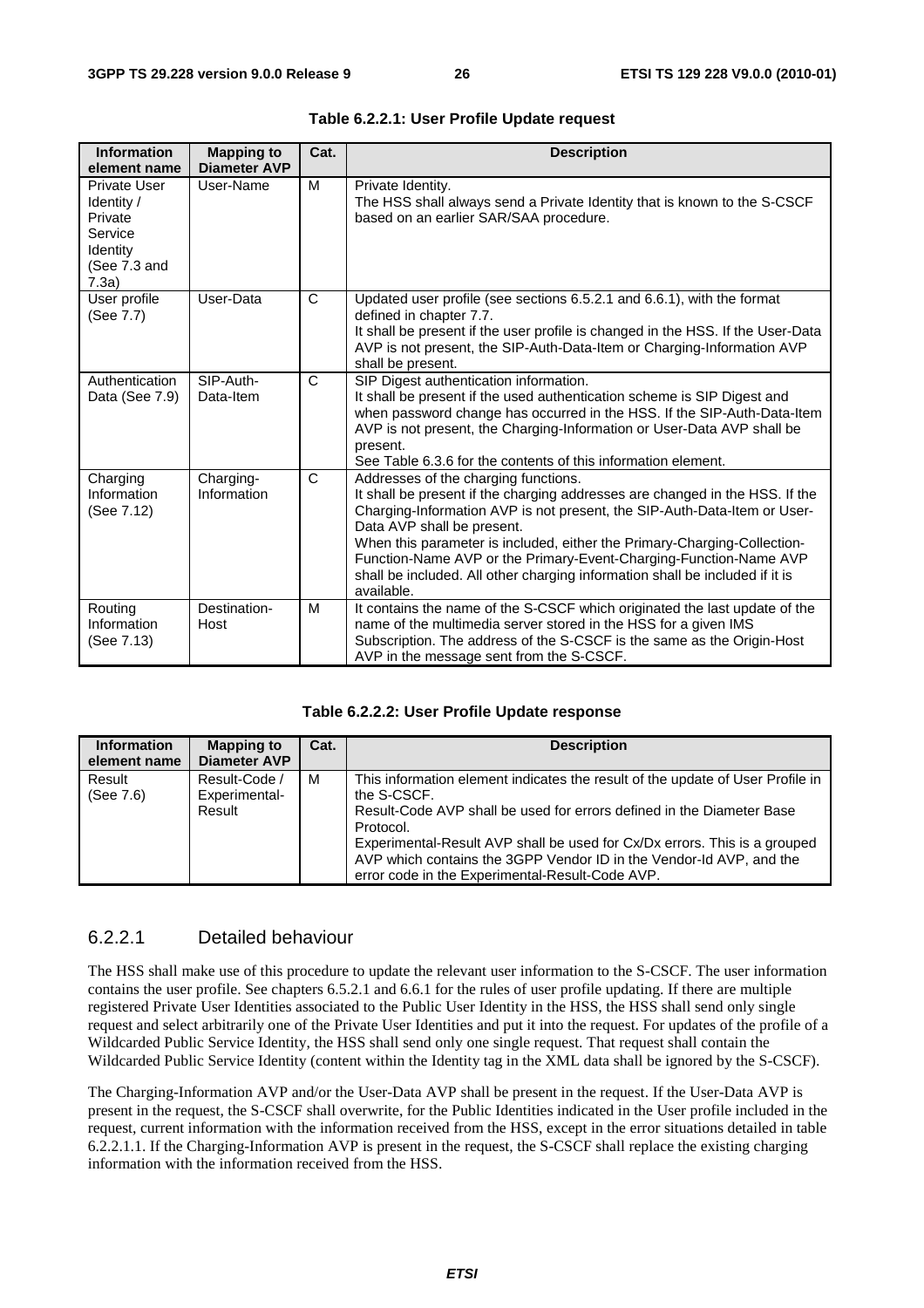**Table 6.2.2.1: User Profile Update request**

| Information element name | Mapping to Diameter AVP | Cat. | Description |
|---|---|---|---|
| Private User Identity / Private Service Identity (See 7.3 and 7.3a) | User-Name | M | Private Identity.<br>The HSS shall always send a Private Identity that is known to the S-CSCF based on an earlier SAR/SAA procedure. |
| User profile (See 7.7) | User-Data | C | Updated user profile (see sections 6.5.2.1 and 6.6.1), with the format defined in chapter 7.7.<br>It shall be present if the user profile is changed in the HSS. If the User-Data AVP is not present, the SIP-Auth-Data-Item or Charging-Information AVP shall be present. |
| Authentication Data (See 7.9) | SIP-Auth-Data-Item | C | SIP Digest authentication information.<br>It shall be present if the used authentication scheme is SIP Digest and when password change has occurred in the HSS. If the SIP-Auth-Data-Item AVP is not present, the Charging-Information or User-Data AVP shall be present.<br>See Table 6.3.6 for the contents of this information element. |
| Charging Information (See 7.12) | Charging-Information | C | Addresses of the charging functions.<br>It shall be present if the charging addresses are changed in the HSS. If the Charging-Information AVP is not present, the SIP-Auth-Data-Item or User-Data AVP shall be present.<br>When this parameter is included, either the Primary-Charging-Collection-Function-Name AVP or the Primary-Event-Charging-Function-Name AVP shall be included. All other charging information shall be included if it is available. |
| Routing Information (See 7.13) | Destination-Host | M | It contains the name of the S-CSCF which originated the last update of the name of the multimedia server stored in the HSS for a given IMS Subscription. The address of the S-CSCF is the same as the Origin-Host AVP in the message sent from the S-CSCF. |

**Table 6.2.2.2: User Profile Update response**

| Information element name | Mapping to Diameter AVP | Cat. | Description |
|---|---|---|---|
| Result (See 7.6) | Result-Code / Experimental-Result | M | This information element indicates the result of the update of User Profile in the S-CSCF.<br>Result-Code AVP shall be used for errors defined in the Diameter Base Protocol.<br>Experimental-Result AVP shall be used for Cx/Dx errors. This is a grouped AVP which contains the 3GPP Vendor ID in the Vendor-Id AVP, and the error code in the Experimental-Result-Code AVP. |

### 6.2.2.1 Detailed behaviour

The HSS shall make use of this procedure to update the relevant user information to the S-CSCF. The user information contains the user profile. See chapters 6.5.2.1 and 6.6.1 for the rules of user profile updating. If there are multiple registered Private User Identities associated to the Public User Identity in the HSS, the HSS shall send only single request and select arbitrarily one of the Private User Identities and put it into the request. For updates of the profile of a Wildcarded Public Service Identity, the HSS shall send only one single request. That request shall contain the Wildcarded Public Service Identity (content within the Identity tag in the XML data shall be ignored by the S-CSCF).

The Charging-Information AVP and/or the User-Data AVP shall be present in the request. If the User-Data AVP is present in the request, the S-CSCF shall overwrite, for the Public Identities indicated in the User profile included in the request, current information with the information received from the HSS, except in the error situations detailed in table 6.2.2.1.1. If the Charging-Information AVP is present in the request, the S-CSCF shall replace the existing charging information with the information received from the HSS.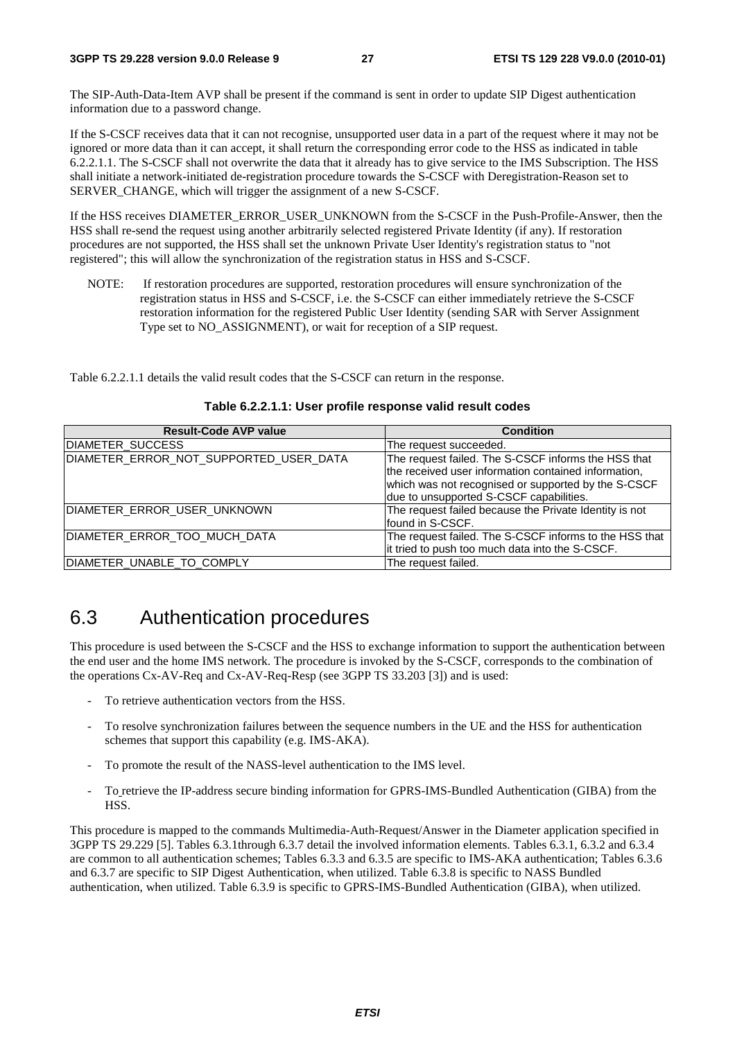The SIP-Auth-Data-Item AVP shall be present if the command is sent in order to update SIP Digest authentication information due to a password change.

If the S-CSCF receives data that it can not recognise, unsupported user data in a part of the request where it may not be ignored or more data than it can accept, it shall return the corresponding error code to the HSS as indicated in table 6.2.2.1.1. The S-CSCF shall not overwrite the data that it already has to give service to the IMS Subscription. The HSS shall initiate a network-initiated de-registration procedure towards the S-CSCF with Deregistration-Reason set to SERVER_CHANGE, which will trigger the assignment of a new S-CSCF.

If the HSS receives DIAMETER_ERROR_USER_UNKNOWN from the S-CSCF in the Push-Profile-Answer, then the HSS shall re-send the request using another arbitrarily selected registered Private Identity (if any). If restoration procedures are not supported, the HSS shall set the unknown Private User Identity's registration status to "not registered"; this will allow the synchronization of the registration status in HSS and S-CSCF.

NOTE: If restoration procedures are supported, restoration procedures will ensure synchronization of the registration status in HSS and S-CSCF, i.e. the S-CSCF can either immediately retrieve the S-CSCF restoration information for the registered Public User Identity (sending SAR with Server Assignment Type set to NO_ASSIGNMENT), or wait for reception of a SIP request.

Table 6.2.2.1.1 details the valid result codes that the S-CSCF can return in the response.

**Table 6.2.2.1.1: User profile response valid result codes**

| Result-Code AVP value | Condition |
|---|---|
| DIAMETER_SUCCESS | The request succeeded. |
| DIAMETER_ERROR_NOT_SUPPORTED_USER_DATA | The request failed. The S-CSCF informs the HSS that the received user information contained information, which was not recognised or supported by the S-CSCF due to unsupported S-CSCF capabilities. |
| DIAMETER_ERROR_USER_UNKNOWN | The request failed because the Private Identity is not found in S-CSCF. |
| DIAMETER_ERROR_TOO_MUCH_DATA | The request failed. The S-CSCF informs to the HSS that it tried to push too much data into the S-CSCF. |
| DIAMETER_UNABLE_TO_COMPLY | The request failed. |

## 6.3 Authentication procedures

This procedure is used between the S-CSCF and the HSS to exchange information to support the authentication between the end user and the home IMS network. The procedure is invoked by the S-CSCF, corresponds to the combination of the operations Cx-AV-Req and Cx-AV-Req-Resp (see 3GPP TS 33.203 [3]) and is used:

- To retrieve authentication vectors from the HSS.
- To resolve synchronization failures between the sequence numbers in the UE and the HSS for authentication schemes that support this capability (e.g. IMS-AKA).
- To promote the result of the NASS-level authentication to the IMS level.
- To retrieve the IP-address secure binding information for GPRS-IMS-Bundled Authentication (GIBA) from the HSS.

This procedure is mapped to the commands Multimedia-Auth-Request/Answer in the Diameter application specified in 3GPP TS 29.229 [5]. Tables 6.3.1through 6.3.7 detail the involved information elements. Tables 6.3.1, 6.3.2 and 6.3.4 are common to all authentication schemes; Tables 6.3.3 and 6.3.5 are specific to IMS-AKA authentication; Tables 6.3.6 and 6.3.7 are specific to SIP Digest Authentication, when utilized. Table 6.3.8 is specific to NASS Bundled authentication, when utilized. Table 6.3.9 is specific to GPRS-IMS-Bundled Authentication (GIBA), when utilized.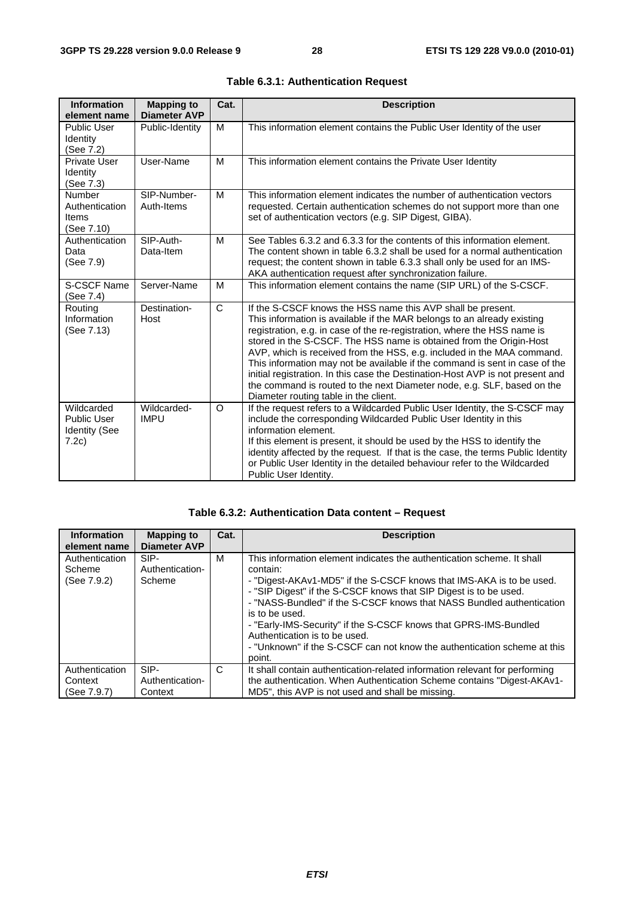**Table 6.3.1: Authentication Request**

| Information element name | Mapping to Diameter AVP | Cat. | Description |
|---|---|---|---|
| Public User Identity (See 7.2) | Public-Identity | M | This information element contains the Public User Identity of the user |
| Private User Identity (See 7.3) | User-Name | M | This information element contains the Private User Identity |
| Number Authentication Items (See 7.10) | SIP-Number-Auth-Items | M | This information element indicates the number of authentication vectors requested. Certain authentication schemes do not support more than one set of authentication vectors (e.g. SIP Digest, GIBA). |
| Authentication Data (See 7.9) | SIP-Auth-Data-Item | M | See Tables 6.3.2 and 6.3.3 for the contents of this information element. The content shown in table 6.3.2 shall be used for a normal authentication request; the content shown in table 6.3.3 shall only be used for an IMS-AKA authentication request after synchronization failure. |
| S-CSCF Name (See 7.4) | Server-Name | M | This information element contains the name (SIP URL) of the S-CSCF. |
| Routing Information (See 7.13) | Destination-Host | C | If the S-CSCF knows the HSS name this AVP shall be present. This information is available if the MAR belongs to an already existing registration, e.g. in case of the re-registration, where the HSS name is stored in the S-CSCF. The HSS name is obtained from the Origin-Host AVP, which is received from the HSS, e.g. included in the MAA command. This information may not be available if the command is sent in case of the initial registration. In this case the Destination-Host AVP is not present and the command is routed to the next Diameter node, e.g. SLF, based on the Diameter routing table in the client. |
| Wildcarded Public User Identity (See 7.2c) | Wildcarded-IMPU | O | If the request refers to a Wildcarded Public User Identity, the S-CSCF may include the corresponding Wildcarded Public User Identity in this information element. If this element is present, it should be used by the HSS to identify the identity affected by the request. If that is the case, the terms Public Identity or Public User Identity in the detailed behaviour refer to the Wildcarded Public User Identity. |

**Table 6.3.2: Authentication Data content – Request**

| Information element name | Mapping to Diameter AVP | Cat. | Description |
|---|---|---|---|
| Authentication Scheme (See 7.9.2) | SIP-Authentication-Scheme | M | This information element indicates the authentication scheme. It shall contain:<br>- "Digest-AKAv1-MD5" if the S-CSCF knows that IMS-AKA is to be used.<br>- "SIP Digest" if the S-CSCF knows that SIP Digest is to be used.<br>- "NASS-Bundled" if the S-CSCF knows that NASS Bundled authentication is to be used.<br>- "Early-IMS-Security" if the S-CSCF knows that GPRS-IMS-Bundled Authentication is to be used.<br>- "Unknown" if the S-CSCF can not know the authentication scheme at this point. |
| Authentication Context (See 7.9.7) | SIP-Authentication-Context | C | It shall contain authentication-related information relevant for performing the authentication. When Authentication Scheme contains "Digest-AKAv1-MD5", this AVP is not used and shall be missing. |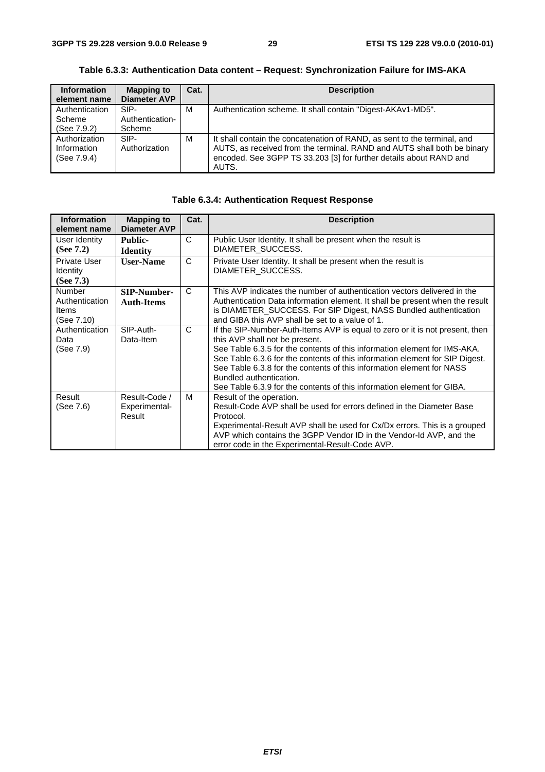**Table 6.3.3: Authentication Data content – Request: Synchronization Failure for IMS-AKA**

| Information element name | Mapping to Diameter AVP | Cat. | Description |
|---|---|---|---|
| Authentication Scheme (See 7.9.2) | SIP-Authentication-Scheme | M | Authentication scheme. It shall contain "Digest-AKAv1-MD5". |
| Authorization Information (See 7.9.4) | SIP-Authorization | M | It shall contain the concatenation of RAND, as sent to the terminal, and AUTS, as received from the terminal. RAND and AUTS shall both be binary encoded. See 3GPP TS 33.203 [3] for further details about RAND and AUTS. |

**Table 6.3.4: Authentication Request Response**

| Information element name | Mapping to Diameter AVP | Cat. | Description |
|---|---|---|---|
| User Identity **(See 7.2)** | **Public-Identity** | C | Public User Identity. It shall be present when the result is DIAMETER_SUCCESS. |
| Private User Identity **(See 7.3)** | **User-Name** | C | Private User Identity. It shall be present when the result is DIAMETER_SUCCESS. |
| Number Authentication Items (See 7.10) | **SIP-Number-Auth-Items** | C | This AVP indicates the number of authentication vectors delivered in the Authentication Data information element. It shall be present when the result is DIAMETER_SUCCESS. For SIP Digest, NASS Bundled authentication and GIBA this AVP shall be set to a value of 1. |
| Authentication Data (See 7.9) | SIP-Auth-Data-Item | C | If the SIP-Number-Auth-Items AVP is equal to zero or it is not present, then this AVP shall not be present.<br>See Table 6.3.5 for the contents of this information element for IMS-AKA.<br>See Table 6.3.6 for the contents of this information element for SIP Digest.<br>See Table 6.3.8 for the contents of this information element for NASS Bundled authentication.<br>See Table 6.3.9 for the contents of this information element for GIBA. |
| Result (See 7.6) | Result-Code / Experimental-Result | M | Result of the operation.<br>Result-Code AVP shall be used for errors defined in the Diameter Base Protocol.<br>Experimental-Result AVP shall be used for Cx/Dx errors. This is a grouped AVP which contains the 3GPP Vendor ID in the Vendor-Id AVP, and the error code in the Experimental-Result-Code AVP. |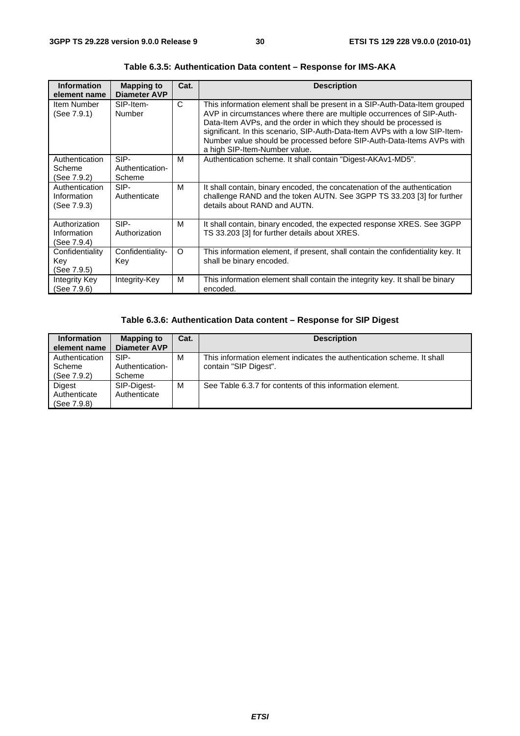**Table 6.3.5: Authentication Data content – Response for IMS-AKA**

| Information element name | Mapping to Diameter AVP | Cat. | Description |
|---|---|---|---|
| Item Number (See 7.9.1) | SIP-Item-Number | C | This information element shall be present in a SIP-Auth-Data-Item grouped AVP in circumstances where there are multiple occurrences of SIP-Auth-Data-Item AVPs, and the order in which they should be processed is significant. In this scenario, SIP-Auth-Data-Item AVPs with a low SIP-Item-Number value should be processed before SIP-Auth-Data-Items AVPs with a high SIP-Item-Number value. |
| Authentication Scheme (See 7.9.2) | SIP-Authentication-Scheme | M | Authentication scheme. It shall contain "Digest-AKAv1-MD5". |
| Authentication Information (See 7.9.3) | SIP-Authenticate | M | It shall contain, binary encoded, the concatenation of the authentication challenge RAND and the token AUTN. See 3GPP TS 33.203 [3] for further details about RAND and AUTN. |
| Authorization Information (See 7.9.4) | SIP-Authorization | M | It shall contain, binary encoded, the expected response XRES. See 3GPP TS 33.203 [3] for further details about XRES. |
| Confidentiality Key (See 7.9.5) | Confidentiality-Key | O | This information element, if present, shall contain the confidentiality key. It shall be binary encoded. |
| Integrity Key (See 7.9.6) | Integrity-Key | M | This information element shall contain the integrity key. It shall be binary encoded. |

**Table 6.3.6: Authentication Data content – Response for SIP Digest**

| Information element name | Mapping to Diameter AVP | Cat. | Description |
|---|---|---|---|
| Authentication Scheme (See 7.9.2) | SIP-Authentication-Scheme | M | This information element indicates the authentication scheme. It shall contain "SIP Digest". |
| Digest Authenticate (See 7.9.8) | SIP-Digest-Authenticate | M | See Table 6.3.7 for contents of this information element. |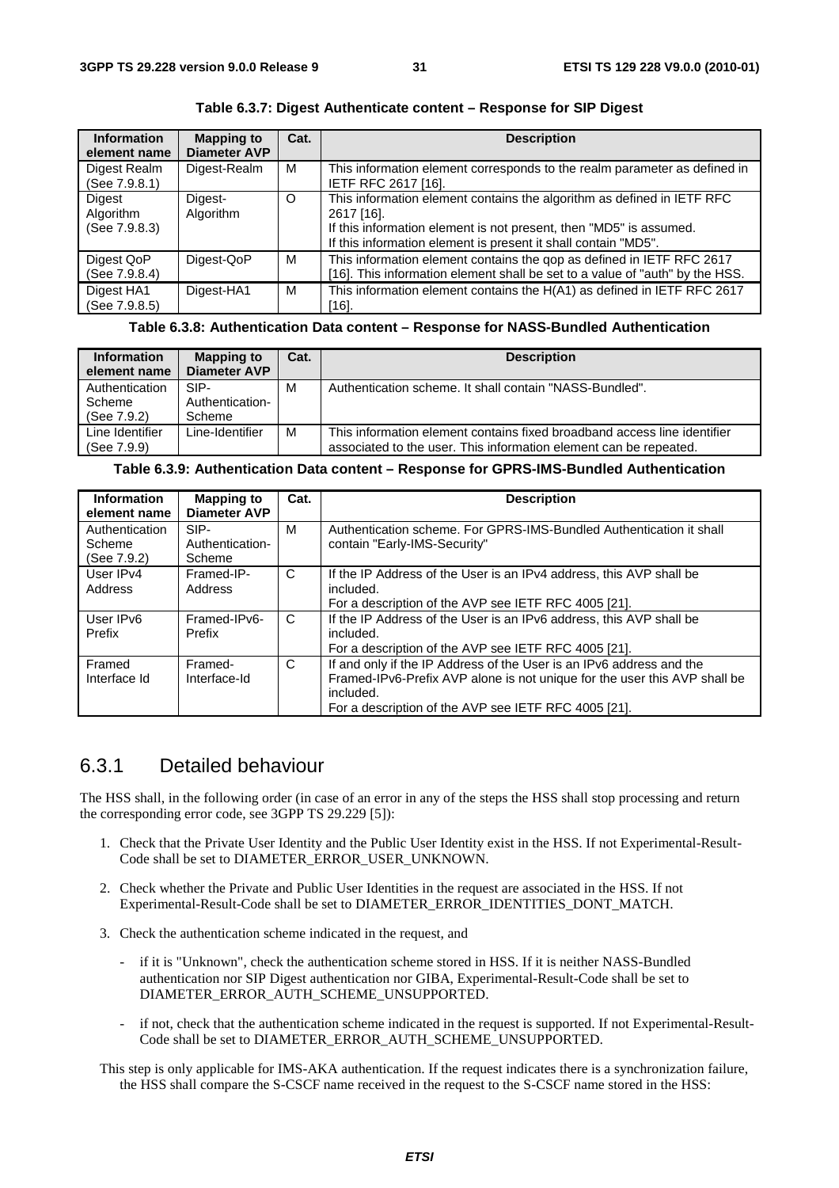**Table 6.3.7: Digest Authenticate content – Response for SIP Digest**

| Information element name | Mapping to Diameter AVP | Cat. | Description |
|---|---|---|---|
| Digest Realm (See 7.9.8.1) | Digest-Realm | M | This information element corresponds to the realm parameter as defined in IETF RFC 2617 [16]. |
| Digest Algorithm (See 7.9.8.3) | Digest-Algorithm | O | This information element contains the algorithm as defined in IETF RFC 2617 [16].<br>If this information element is not present, then "MD5" is assumed.<br>If this information element is present it shall contain "MD5". |
| Digest QoP (See 7.9.8.4) | Digest-QoP | M | This information element contains the qop as defined in IETF RFC 2617 [16]. This information element shall be set to a value of "auth" by the HSS. |
| Digest HA1 (See 7.9.8.5) | Digest-HA1 | M | This information element contains the H(A1) as defined in IETF RFC 2617 [16]. |

**Table 6.3.8: Authentication Data content – Response for NASS-Bundled Authentication**

| Information element name | Mapping to Diameter AVP | Cat. | Description |
|---|---|---|---|
| Authentication Scheme (See 7.9.2) | SIP-Authentication-Scheme | M | Authentication scheme. It shall contain "NASS-Bundled". |
| Line Identifier (See 7.9.9) | Line-Identifier | M | This information element contains fixed broadband access line identifier associated to the user. This information element can be repeated. |

**Table 6.3.9: Authentication Data content – Response for GPRS-IMS-Bundled Authentication**

| Information element name | Mapping to Diameter AVP | Cat. | Description |
|---|---|---|---|
| Authentication Scheme (See 7.9.2) | SIP-Authentication-Scheme | M | Authentication scheme. For GPRS-IMS-Bundled Authentication it shall contain "Early-IMS-Security" |
| User IPv4 Address | Framed-IP-Address | C | If the IP Address of the User is an IPv4 address, this AVP shall be included.<br>For a description of the AVP see IETF RFC 4005 [21]. |
| User IPv6 Prefix | Framed-IPv6-Prefix | C | If the IP Address of the User is an IPv6 address, this AVP shall be included.<br>For a description of the AVP see IETF RFC 4005 [21]. |
| Framed Interface Id | Framed-Interface-Id | C | If and only if the IP Address of the User is an IPv6 address and the Framed-IPv6-Prefix AVP alone is not unique for the user this AVP shall be included.<br>For a description of the AVP see IETF RFC 4005 [21]. |

## 6.3.1 Detailed behaviour

The HSS shall, in the following order (in case of an error in any of the steps the HSS shall stop processing and return the corresponding error code, see 3GPP TS 29.229 [5]):

1. Check that the Private User Identity and the Public User Identity exist in the HSS. If not Experimental-Result-Code shall be set to DIAMETER_ERROR_USER_UNKNOWN.
2. Check whether the Private and Public User Identities in the request are associated in the HSS. If not Experimental-Result-Code shall be set to DIAMETER_ERROR_IDENTITIES_DONT_MATCH.
3. Check the authentication scheme indicated in the request, and
   - if it is "Unknown", check the authentication scheme stored in HSS. If it is neither NASS-Bundled authentication nor SIP Digest authentication nor GIBA, Experimental-Result-Code shall be set to DIAMETER_ERROR_AUTH_SCHEME_UNSUPPORTED.
   - if not, check that the authentication scheme indicated in the request is supported. If not Experimental-Result-Code shall be set to DIAMETER_ERROR_AUTH_SCHEME_UNSUPPORTED.

This step is only applicable for IMS-AKA authentication. If the request indicates there is a synchronization failure, the HSS shall compare the S-CSCF name received in the request to the S-CSCF name stored in the HSS: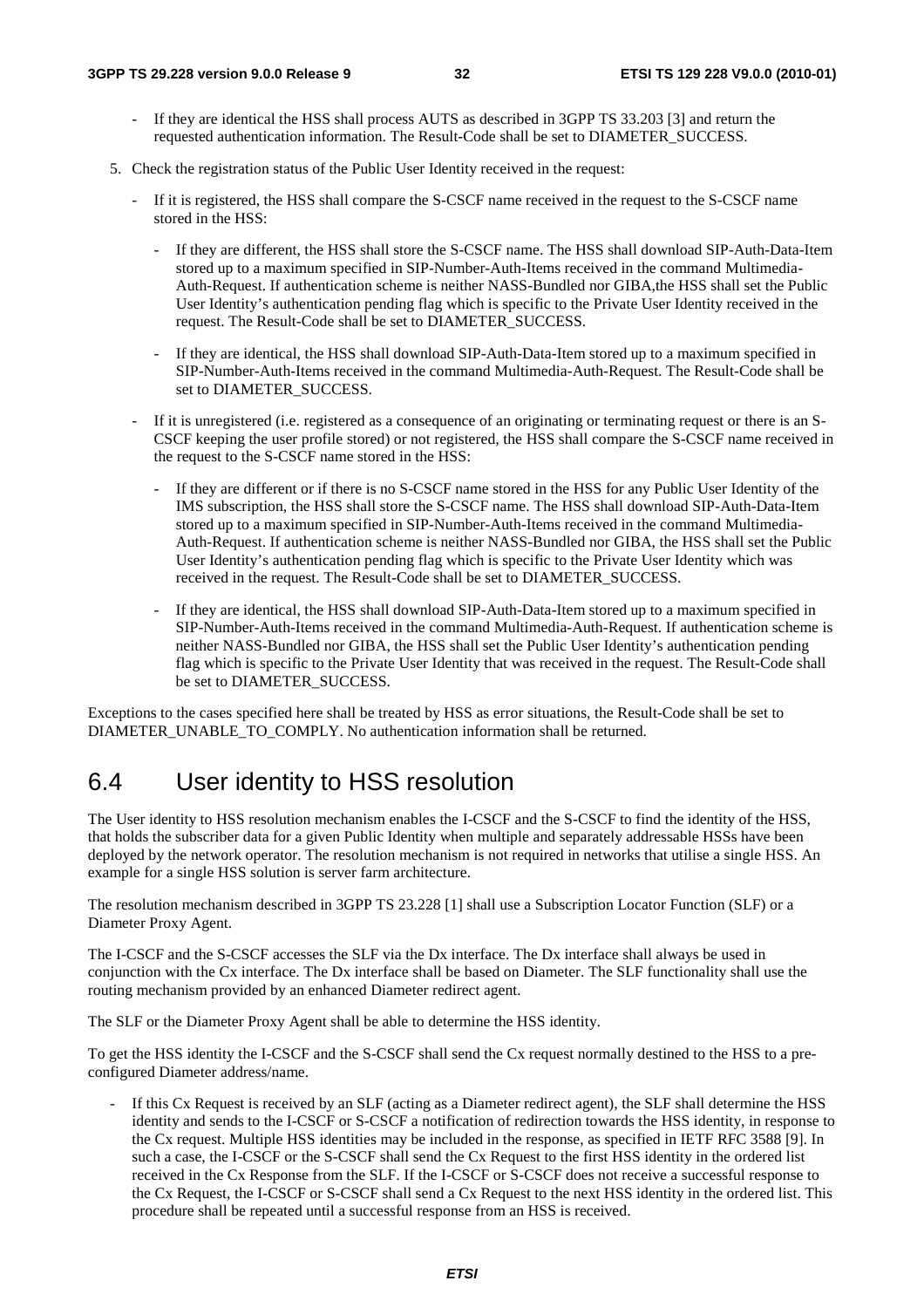- If they are identical the HSS shall process AUTS as described in 3GPP TS 33.203 [3] and return the requested authentication information. The Result-Code shall be set to DIAMETER_SUCCESS.

5. Check the registration status of the Public User Identity received in the request:

   - If it is registered, the HSS shall compare the S-CSCF name received in the request to the S-CSCF name stored in the HSS:

     - If they are different, the HSS shall store the S-CSCF name. The HSS shall download SIP-Auth-Data-Item stored up to a maximum specified in SIP-Number-Auth-Items received in the command Multimedia-Auth-Request. If authentication scheme is neither NASS-Bundled nor GIBA,the HSS shall set the Public User Identity's authentication pending flag which is specific to the Private User Identity received in the request. The Result-Code shall be set to DIAMETER_SUCCESS.

     - If they are identical, the HSS shall download SIP-Auth-Data-Item stored up to a maximum specified in SIP-Number-Auth-Items received in the command Multimedia-Auth-Request. The Result-Code shall be set to DIAMETER_SUCCESS.

   - If it is unregistered (i.e. registered as a consequence of an originating or terminating request or there is an S-CSCF keeping the user profile stored) or not registered, the HSS shall compare the S-CSCF name received in the request to the S-CSCF name stored in the HSS:

     - If they are different or if there is no S-CSCF name stored in the HSS for any Public User Identity of the IMS subscription, the HSS shall store the S-CSCF name. The HSS shall download SIP-Auth-Data-Item stored up to a maximum specified in SIP-Number-Auth-Items received in the command Multimedia-Auth-Request. If authentication scheme is neither NASS-Bundled nor GIBA, the HSS shall set the Public User Identity's authentication pending flag which is specific to the Private User Identity which was received in the request. The Result-Code shall be set to DIAMETER_SUCCESS.

     - If they are identical, the HSS shall download SIP-Auth-Data-Item stored up to a maximum specified in SIP-Number-Auth-Items received in the command Multimedia-Auth-Request. If authentication scheme is neither NASS-Bundled nor GIBA, the HSS shall set the Public User Identity's authentication pending flag which is specific to the Private User Identity that was received in the request. The Result-Code shall be set to DIAMETER_SUCCESS.

Exceptions to the cases specified here shall be treated by HSS as error situations, the Result-Code shall be set to DIAMETER_UNABLE_TO_COMPLY. No authentication information shall be returned.

## 6.4 User identity to HSS resolution

The User identity to HSS resolution mechanism enables the I-CSCF and the S-CSCF to find the identity of the HSS, that holds the subscriber data for a given Public Identity when multiple and separately addressable HSSs have been deployed by the network operator. The resolution mechanism is not required in networks that utilise a single HSS. An example for a single HSS solution is server farm architecture.

The resolution mechanism described in 3GPP TS 23.228 [1] shall use a Subscription Locator Function (SLF) or a Diameter Proxy Agent.

The I-CSCF and the S-CSCF accesses the SLF via the Dx interface. The Dx interface shall always be used in conjunction with the Cx interface. The Dx interface shall be based on Diameter. The SLF functionality shall use the routing mechanism provided by an enhanced Diameter redirect agent.

The SLF or the Diameter Proxy Agent shall be able to determine the HSS identity.

To get the HSS identity the I-CSCF and the S-CSCF shall send the Cx request normally destined to the HSS to a pre-configured Diameter address/name.

- If this Cx Request is received by an SLF (acting as a Diameter redirect agent), the SLF shall determine the HSS identity and sends to the I-CSCF or S-CSCF a notification of redirection towards the HSS identity, in response to the Cx request. Multiple HSS identities may be included in the response, as specified in IETF RFC 3588 [9]. In such a case, the I-CSCF or the S-CSCF shall send the Cx Request to the first HSS identity in the ordered list received in the Cx Response from the SLF. If the I-CSCF or S-CSCF does not receive a successful response to the Cx Request, the I-CSCF or S-CSCF shall send a Cx Request to the next HSS identity in the ordered list. This procedure shall be repeated until a successful response from an HSS is received.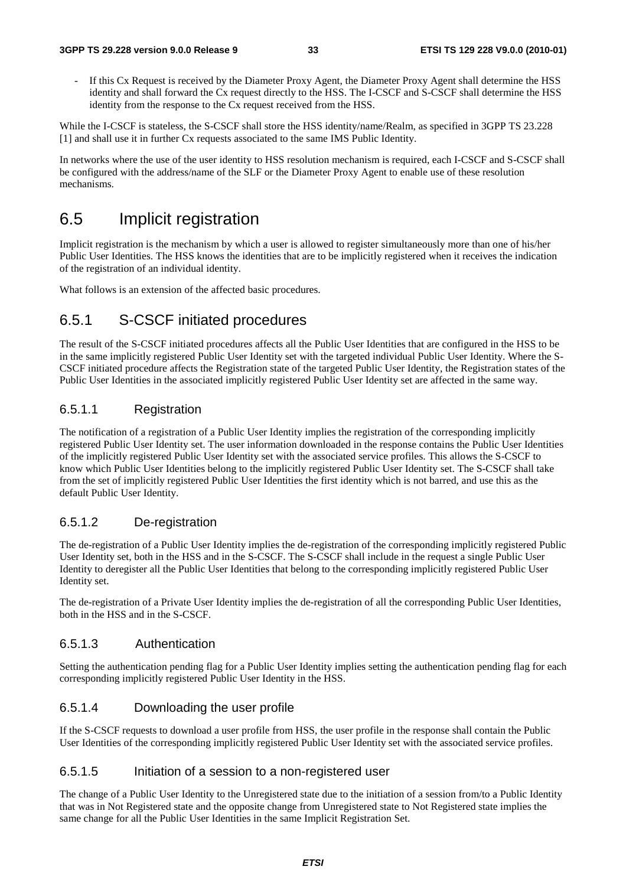- If this Cx Request is received by the Diameter Proxy Agent, the Diameter Proxy Agent shall determine the HSS identity and shall forward the Cx request directly to the HSS. The I-CSCF and S-CSCF shall determine the HSS identity from the response to the Cx request received from the HSS.

While the I-CSCF is stateless, the S-CSCF shall store the HSS identity/name/Realm, as specified in 3GPP TS 23.228 [1] and shall use it in further Cx requests associated to the same IMS Public Identity.

In networks where the use of the user identity to HSS resolution mechanism is required, each I-CSCF and S-CSCF shall be configured with the address/name of the SLF or the Diameter Proxy Agent to enable use of these resolution mechanisms.

# 6.5 Implicit registration

Implicit registration is the mechanism by which a user is allowed to register simultaneously more than one of his/her Public User Identities. The HSS knows the identities that are to be implicitly registered when it receives the indication of the registration of an individual identity.

What follows is an extension of the affected basic procedures.

## 6.5.1 S-CSCF initiated procedures

The result of the S-CSCF initiated procedures affects all the Public User Identities that are configured in the HSS to be in the same implicitly registered Public User Identity set with the targeted individual Public User Identity. Where the S-CSCF initiated procedure affects the Registration state of the targeted Public User Identity, the Registration states of the Public User Identities in the associated implicitly registered Public User Identity set are affected in the same way.

### 6.5.1.1 Registration

The notification of a registration of a Public User Identity implies the registration of the corresponding implicitly registered Public User Identity set. The user information downloaded in the response contains the Public User Identities of the implicitly registered Public User Identity set with the associated service profiles. This allows the S-CSCF to know which Public User Identities belong to the implicitly registered Public User Identity set. The S-CSCF shall take from the set of implicitly registered Public User Identities the first identity which is not barred, and use this as the default Public User Identity.

### 6.5.1.2 De-registration

The de-registration of a Public User Identity implies the de-registration of the corresponding implicitly registered Public User Identity set, both in the HSS and in the S-CSCF. The S-CSCF shall include in the request a single Public User Identity to deregister all the Public User Identities that belong to the corresponding implicitly registered Public User Identity set.

The de-registration of a Private User Identity implies the de-registration of all the corresponding Public User Identities, both in the HSS and in the S-CSCF.

### 6.5.1.3 Authentication

Setting the authentication pending flag for a Public User Identity implies setting the authentication pending flag for each corresponding implicitly registered Public User Identity in the HSS.

### 6.5.1.4 Downloading the user profile

If the S-CSCF requests to download a user profile from HSS, the user profile in the response shall contain the Public User Identities of the corresponding implicitly registered Public User Identity set with the associated service profiles.

### 6.5.1.5 Initiation of a session to a non-registered user

The change of a Public User Identity to the Unregistered state due to the initiation of a session from/to a Public Identity that was in Not Registered state and the opposite change from Unregistered state to Not Registered state implies the same change for all the Public User Identities in the same Implicit Registration Set.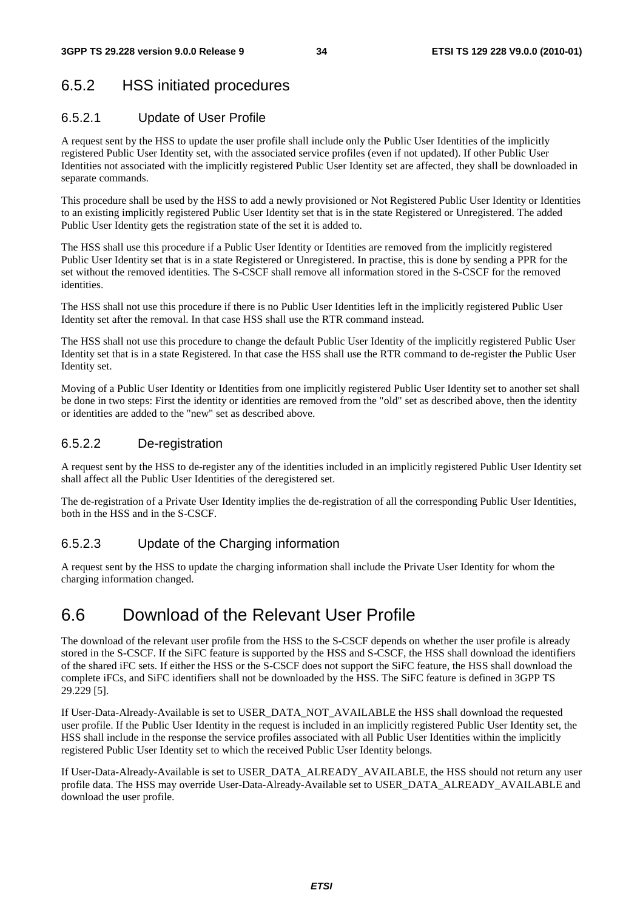### 6.5.2 HSS initiated procedures

#### 6.5.2.1 Update of User Profile

A request sent by the HSS to update the user profile shall include only the Public User Identities of the implicitly registered Public User Identity set, with the associated service profiles (even if not updated). If other Public User Identities not associated with the implicitly registered Public User Identity set are affected, they shall be downloaded in separate commands.

This procedure shall be used by the HSS to add a newly provisioned or Not Registered Public User Identity or Identities to an existing implicitly registered Public User Identity set that is in the state Registered or Unregistered. The added Public User Identity gets the registration state of the set it is added to.

The HSS shall use this procedure if a Public User Identity or Identities are removed from the implicitly registered Public User Identity set that is in a state Registered or Unregistered. In practise, this is done by sending a PPR for the set without the removed identities. The S-CSCF shall remove all information stored in the S-CSCF for the removed identities.

The HSS shall not use this procedure if there is no Public User Identities left in the implicitly registered Public User Identity set after the removal. In that case HSS shall use the RTR command instead.

The HSS shall not use this procedure to change the default Public User Identity of the implicitly registered Public User Identity set that is in a state Registered. In that case the HSS shall use the RTR command to de-register the Public User Identity set.

Moving of a Public User Identity or Identities from one implicitly registered Public User Identity set to another set shall be done in two steps: First the identity or identities are removed from the "old" set as described above, then the identity or identities are added to the "new" set as described above.

#### 6.5.2.2 De-registration

A request sent by the HSS to de-register any of the identities included in an implicitly registered Public User Identity set shall affect all the Public User Identities of the deregistered set.

The de-registration of a Private User Identity implies the de-registration of all the corresponding Public User Identities, both in the HSS and in the S-CSCF.

#### 6.5.2.3 Update of the Charging information

A request sent by the HSS to update the charging information shall include the Private User Identity for whom the charging information changed.

## 6.6 Download of the Relevant User Profile

The download of the relevant user profile from the HSS to the S-CSCF depends on whether the user profile is already stored in the S-CSCF. If the SiFC feature is supported by the HSS and S-CSCF, the HSS shall download the identifiers of the shared iFC sets. If either the HSS or the S-CSCF does not support the SiFC feature, the HSS shall download the complete iFCs, and SiFC identifiers shall not be downloaded by the HSS. The SiFC feature is defined in 3GPP TS 29.229 [5].

If User-Data-Already-Available is set to USER_DATA_NOT_AVAILABLE the HSS shall download the requested user profile. If the Public User Identity in the request is included in an implicitly registered Public User Identity set, the HSS shall include in the response the service profiles associated with all Public User Identities within the implicitly registered Public User Identity set to which the received Public User Identity belongs.

If User-Data-Already-Available is set to USER_DATA_ALREADY_AVAILABLE, the HSS should not return any user profile data. The HSS may override User-Data-Already-Available set to USER_DATA_ALREADY_AVAILABLE and download the user profile.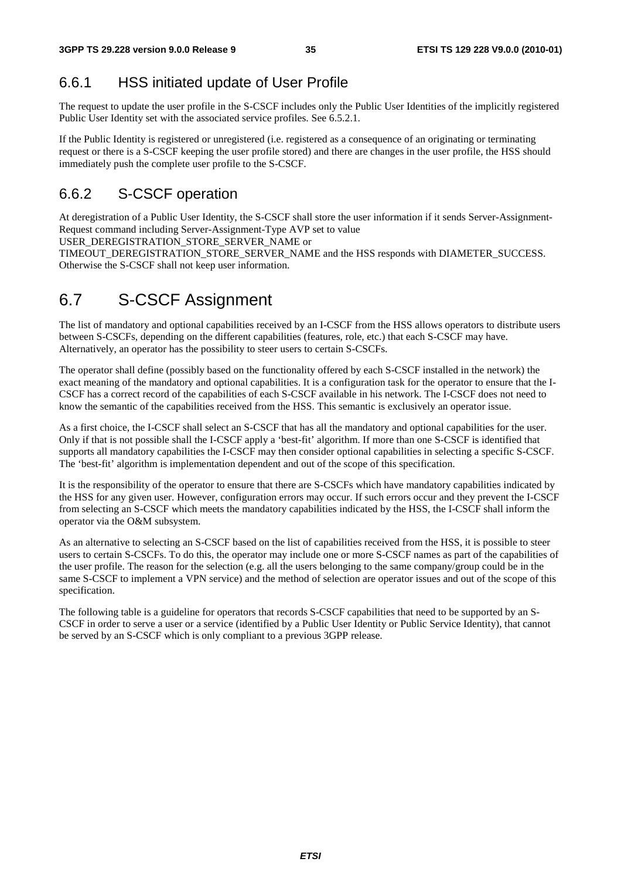### 6.6.1 HSS initiated update of User Profile

The request to update the user profile in the S-CSCF includes only the Public User Identities of the implicitly registered Public User Identity set with the associated service profiles. See 6.5.2.1.

If the Public Identity is registered or unregistered (i.e. registered as a consequence of an originating or terminating request or there is a S-CSCF keeping the user profile stored) and there are changes in the user profile, the HSS should immediately push the complete user profile to the S-CSCF.

### 6.6.2 S-CSCF operation

At deregistration of a Public User Identity, the S-CSCF shall store the user information if it sends Server-Assignment-Request command including Server-Assignment-Type AVP set to value USER_DEREGISTRATION_STORE_SERVER_NAME or TIMEOUT_DEREGISTRATION_STORE_SERVER_NAME and the HSS responds with DIAMETER_SUCCESS. Otherwise the S-CSCF shall not keep user information.

## 6.7 S-CSCF Assignment

The list of mandatory and optional capabilities received by an I-CSCF from the HSS allows operators to distribute users between S-CSCFs, depending on the different capabilities (features, role, etc.) that each S-CSCF may have. Alternatively, an operator has the possibility to steer users to certain S-CSCFs.

The operator shall define (possibly based on the functionality offered by each S-CSCF installed in the network) the exact meaning of the mandatory and optional capabilities. It is a configuration task for the operator to ensure that the I-CSCF has a correct record of the capabilities of each S-CSCF available in his network. The I-CSCF does not need to know the semantic of the capabilities received from the HSS. This semantic is exclusively an operator issue.

As a first choice, the I-CSCF shall select an S-CSCF that has all the mandatory and optional capabilities for the user. Only if that is not possible shall the I-CSCF apply a 'best-fit' algorithm. If more than one S-CSCF is identified that supports all mandatory capabilities the I-CSCF may then consider optional capabilities in selecting a specific S-CSCF. The 'best-fit' algorithm is implementation dependent and out of the scope of this specification.

It is the responsibility of the operator to ensure that there are S-CSCFs which have mandatory capabilities indicated by the HSS for any given user. However, configuration errors may occur. If such errors occur and they prevent the I-CSCF from selecting an S-CSCF which meets the mandatory capabilities indicated by the HSS, the I-CSCF shall inform the operator via the O&M subsystem.

As an alternative to selecting an S-CSCF based on the list of capabilities received from the HSS, it is possible to steer users to certain S-CSCFs. To do this, the operator may include one or more S-CSCF names as part of the capabilities of the user profile. The reason for the selection (e.g. all the users belonging to the same company/group could be in the same S-CSCF to implement a VPN service) and the method of selection are operator issues and out of the scope of this specification.

The following table is a guideline for operators that records S-CSCF capabilities that need to be supported by an S-CSCF in order to serve a user or a service (identified by a Public User Identity or Public Service Identity), that cannot be served by an S-CSCF which is only compliant to a previous 3GPP release.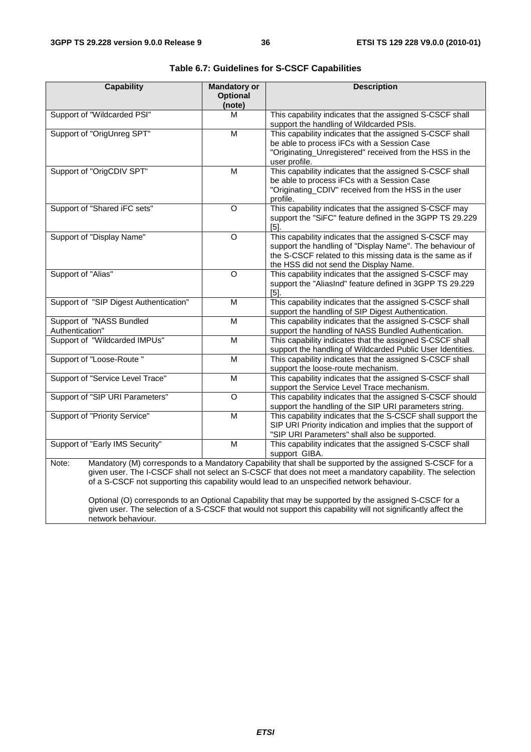**Table 6.7: Guidelines for S-CSCF Capabilities**

| Capability | Mandatory or Optional (note) | Description |
|---|---|---|
| Support of "Wildcarded PSI" | M | This capability indicates that the assigned S-CSCF shall support the handling of Wildcarded PSIs. |
| Support of "OrigUnreg SPT" | M | This capability indicates that the assigned S-CSCF shall be able to process iFCs with a Session Case "Originating_Unregistered" received from the HSS in the user profile. |
| Support of "OrigCDIV SPT" | M | This capability indicates that the assigned S-CSCF shall be able to process iFCs with a Session Case "Originating_CDIV" received from the HSS in the user profile. |
| Support of "Shared iFC sets" | O | This capability indicates that the assigned S-CSCF may support the "SiFC" feature defined in the 3GPP TS 29.229 [5]. |
| Support of "Display Name" | O | This capability indicates that the assigned S-CSCF may support the handling of "Display Name". The behaviour of the S-CSCF related to this missing data is the same as if the HSS did not send the Display Name. |
| Support of "Alias" | O | This capability indicates that the assigned S-CSCF may support the "AliasInd" feature defined in 3GPP TS 29.229 [5]. |
| Support of "SIP Digest Authentication" | M | This capability indicates that the assigned S-CSCF shall support the handling of SIP Digest Authentication. |
| Support of "NASS Bundled Authentication" | M | This capability indicates that the assigned S-CSCF shall support the handling of NASS Bundled Authentication. |
| Support of "Wildcarded IMPUs" | M | This capability indicates that the assigned S-CSCF shall support the handling of Wildcarded Public User Identities. |
| Support of "Loose-Route " | M | This capability indicates that the assigned S-CSCF shall support the loose-route mechanism. |
| Support of "Service Level Trace" | M | This capability indicates that the assigned S-CSCF shall support the Service Level Trace mechanism. |
| Support of "SIP URI Parameters" | O | This capability indicates that the assigned S-CSCF should support the handling of the SIP URI parameters string. |
| Support of "Priority Service" | M | This capability indicates that the S-CSCF shall support the SIP URI Priority indication and implies that the support of "SIP URI Parameters" shall also be supported. |
| Support of "Early IMS Security" | M | This capability indicates that the assigned S-CSCF shall support GIBA. |

Note: Mandatory (M) corresponds to a Mandatory Capability that shall be supported by the assigned S-CSCF for a given user. The I-CSCF shall not select an S-CSCF that does not meet a mandatory capability. The selection of a S-CSCF not supporting this capability would lead to an unspecified network behaviour.

Optional (O) corresponds to an Optional Capability that may be supported by the assigned S-CSCF for a given user. The selection of a S-CSCF that would not support this capability will not significantly affect the network behaviour.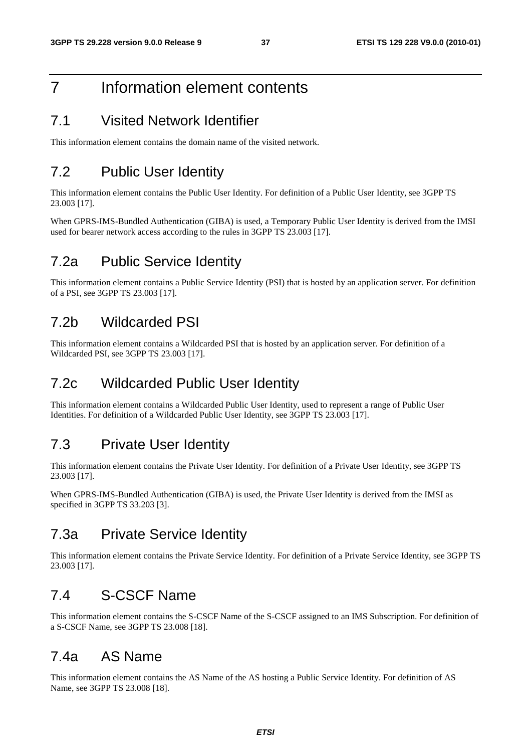# 7 Information element contents

## 7.1 Visited Network Identifier

This information element contains the domain name of the visited network.

## 7.2 Public User Identity

This information element contains the Public User Identity. For definition of a Public User Identity, see 3GPP TS 23.003 [17].

When GPRS-IMS-Bundled Authentication (GIBA) is used, a Temporary Public User Identity is derived from the IMSI used for bearer network access according to the rules in 3GPP TS 23.003 [17].

## 7.2a Public Service Identity

This information element contains a Public Service Identity (PSI) that is hosted by an application server. For definition of a PSI, see 3GPP TS 23.003 [17].

## 7.2b Wildcarded PSI

This information element contains a Wildcarded PSI that is hosted by an application server. For definition of a Wildcarded PSI, see 3GPP TS 23.003 [17].

## 7.2c Wildcarded Public User Identity

This information element contains a Wildcarded Public User Identity, used to represent a range of Public User Identities. For definition of a Wildcarded Public User Identity, see 3GPP TS 23.003 [17].

## 7.3 Private User Identity

This information element contains the Private User Identity. For definition of a Private User Identity, see 3GPP TS 23.003 [17].

When GPRS-IMS-Bundled Authentication (GIBA) is used, the Private User Identity is derived from the IMSI as specified in 3GPP TS 33.203 [3].

## 7.3a Private Service Identity

This information element contains the Private Service Identity. For definition of a Private Service Identity, see 3GPP TS 23.003 [17].

## 7.4 S-CSCF Name

This information element contains the S-CSCF Name of the S-CSCF assigned to an IMS Subscription. For definition of a S-CSCF Name, see 3GPP TS 23.008 [18].

## 7.4a AS Name

This information element contains the AS Name of the AS hosting a Public Service Identity. For definition of AS Name, see 3GPP TS 23.008 [18].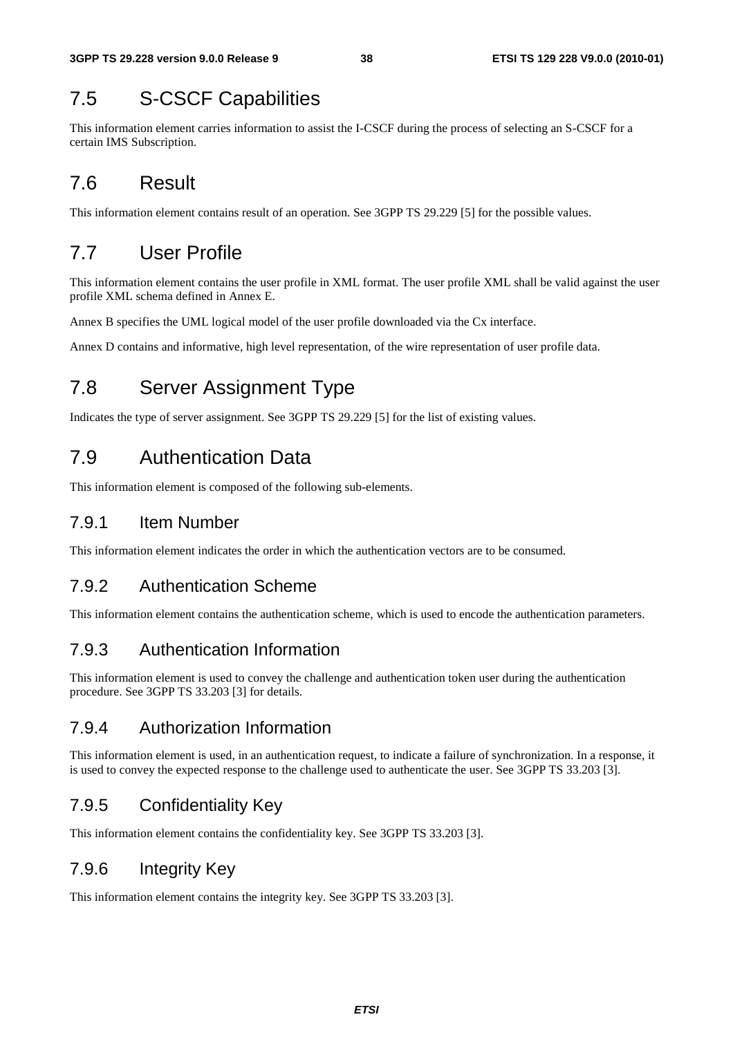## 7.5 S-CSCF Capabilities

This information element carries information to assist the I-CSCF during the process of selecting an S-CSCF for a certain IMS Subscription.

## 7.6 Result

This information element contains result of an operation. See 3GPP TS 29.229 [5] for the possible values.

## 7.7 User Profile

This information element contains the user profile in XML format. The user profile XML shall be valid against the user profile XML schema defined in Annex E.

Annex B specifies the UML logical model of the user profile downloaded via the Cx interface.

Annex D contains and informative, high level representation, of the wire representation of user profile data.

## 7.8 Server Assignment Type

Indicates the type of server assignment. See 3GPP TS 29.229 [5] for the list of existing values.

## 7.9 Authentication Data

This information element is composed of the following sub-elements.

### 7.9.1 Item Number

This information element indicates the order in which the authentication vectors are to be consumed.

### 7.9.2 Authentication Scheme

This information element contains the authentication scheme, which is used to encode the authentication parameters.

### 7.9.3 Authentication Information

This information element is used to convey the challenge and authentication token user during the authentication procedure. See 3GPP TS 33.203 [3] for details.

### 7.9.4 Authorization Information

This information element is used, in an authentication request, to indicate a failure of synchronization. In a response, it is used to convey the expected response to the challenge used to authenticate the user. See 3GPP TS 33.203 [3].

### 7.9.5 Confidentiality Key

This information element contains the confidentiality key. See 3GPP TS 33.203 [3].

### 7.9.6 Integrity Key

This information element contains the integrity key. See 3GPP TS 33.203 [3].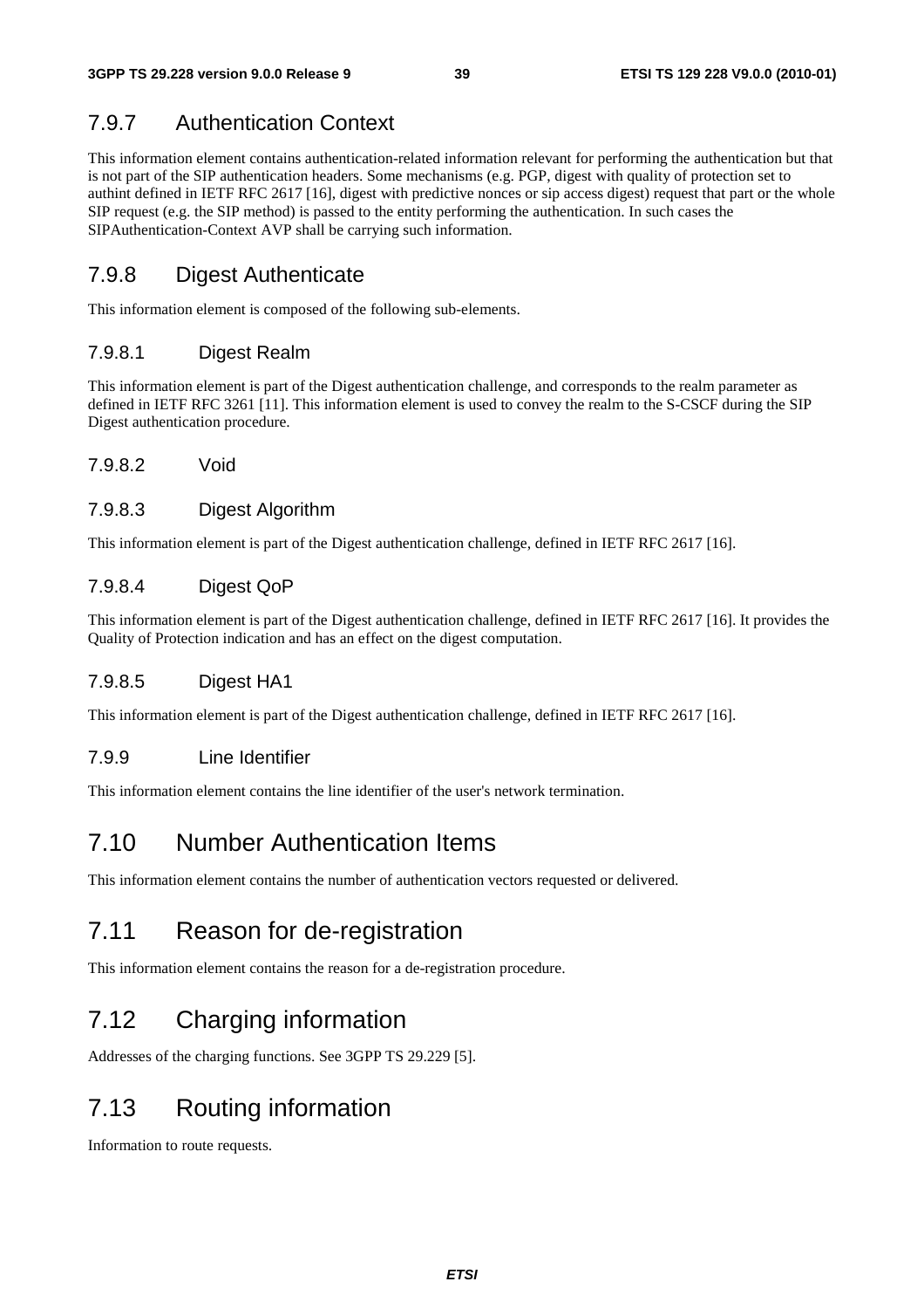### 7.9.7 Authentication Context

This information element contains authentication-related information relevant for performing the authentication but that is not part of the SIP authentication headers. Some mechanisms (e.g. PGP, digest with quality of protection set to authint defined in IETF RFC 2617 [16], digest with predictive nonces or sip access digest) request that part or the whole SIP request (e.g. the SIP method) is passed to the entity performing the authentication. In such cases the SIPAuthentication-Context AVP shall be carrying such information.

### 7.9.8 Digest Authenticate

This information element is composed of the following sub-elements.

#### 7.9.8.1 Digest Realm

This information element is part of the Digest authentication challenge, and corresponds to the realm parameter as defined in IETF RFC 3261 [11]. This information element is used to convey the realm to the S-CSCF during the SIP Digest authentication procedure.

#### 7.9.8.2 Void

#### 7.9.8.3 Digest Algorithm

This information element is part of the Digest authentication challenge, defined in IETF RFC 2617 [16].

#### 7.9.8.4 Digest QoP

This information element is part of the Digest authentication challenge, defined in IETF RFC 2617 [16]. It provides the Quality of Protection indication and has an effect on the digest computation.

#### 7.9.8.5 Digest HA1

This information element is part of the Digest authentication challenge, defined in IETF RFC 2617 [16].

#### 7.9.9 Line Identifier

This information element contains the line identifier of the user's network termination.

## 7.10 Number Authentication Items

This information element contains the number of authentication vectors requested or delivered.

## 7.11 Reason for de-registration

This information element contains the reason for a de-registration procedure.

## 7.12 Charging information

Addresses of the charging functions. See 3GPP TS 29.229 [5].

## 7.13 Routing information

Information to route requests.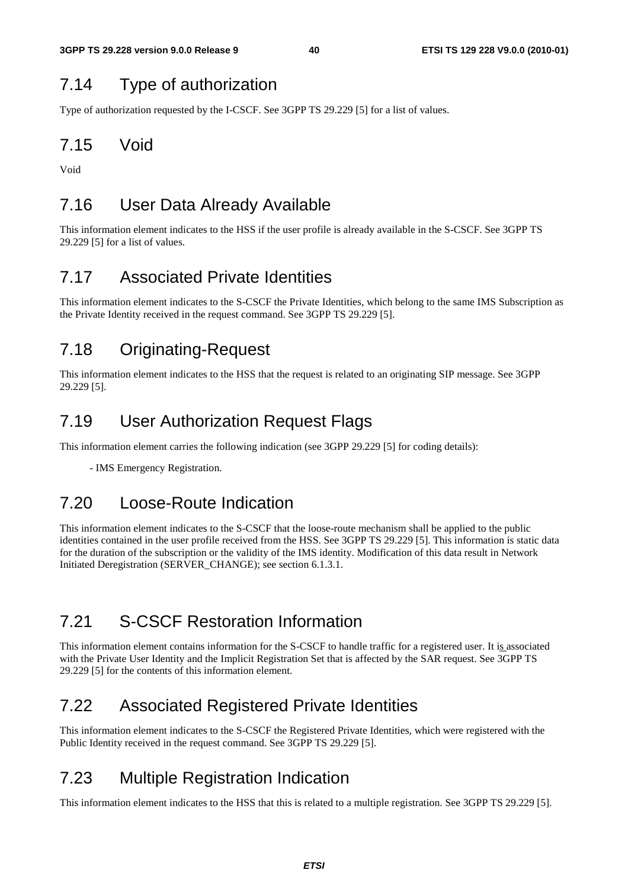## 7.14 Type of authorization

Type of authorization requested by the I-CSCF. See 3GPP TS 29.229 [5] for a list of values.

## 7.15 Void

Void

## 7.16 User Data Already Available

This information element indicates to the HSS if the user profile is already available in the S-CSCF. See 3GPP TS 29.229 [5] for a list of values.

## 7.17 Associated Private Identities

This information element indicates to the S-CSCF the Private Identities, which belong to the same IMS Subscription as the Private Identity received in the request command. See 3GPP TS 29.229 [5].

## 7.18 Originating-Request

This information element indicates to the HSS that the request is related to an originating SIP message. See 3GPP 29.229 [5].

## 7.19 User Authorization Request Flags

This information element carries the following indication (see 3GPP 29.229 [5] for coding details):

- IMS Emergency Registration.

## 7.20 Loose-Route Indication

This information element indicates to the S-CSCF that the loose-route mechanism shall be applied to the public identities contained in the user profile received from the HSS. See 3GPP TS 29.229 [5]. This information is static data for the duration of the subscription or the validity of the IMS identity. Modification of this data result in Network Initiated Deregistration (SERVER_CHANGE); see section 6.1.3.1.

## 7.21 S-CSCF Restoration Information

This information element contains information for the S-CSCF to handle traffic for a registered user. It is associated with the Private User Identity and the Implicit Registration Set that is affected by the SAR request. See 3GPP TS 29.229 [5] for the contents of this information element.

## 7.22 Associated Registered Private Identities

This information element indicates to the S-CSCF the Registered Private Identities, which were registered with the Public Identity received in the request command. See 3GPP TS 29.229 [5].

## 7.23 Multiple Registration Indication

This information element indicates to the HSS that this is related to a multiple registration. See 3GPP TS 29.229 [5].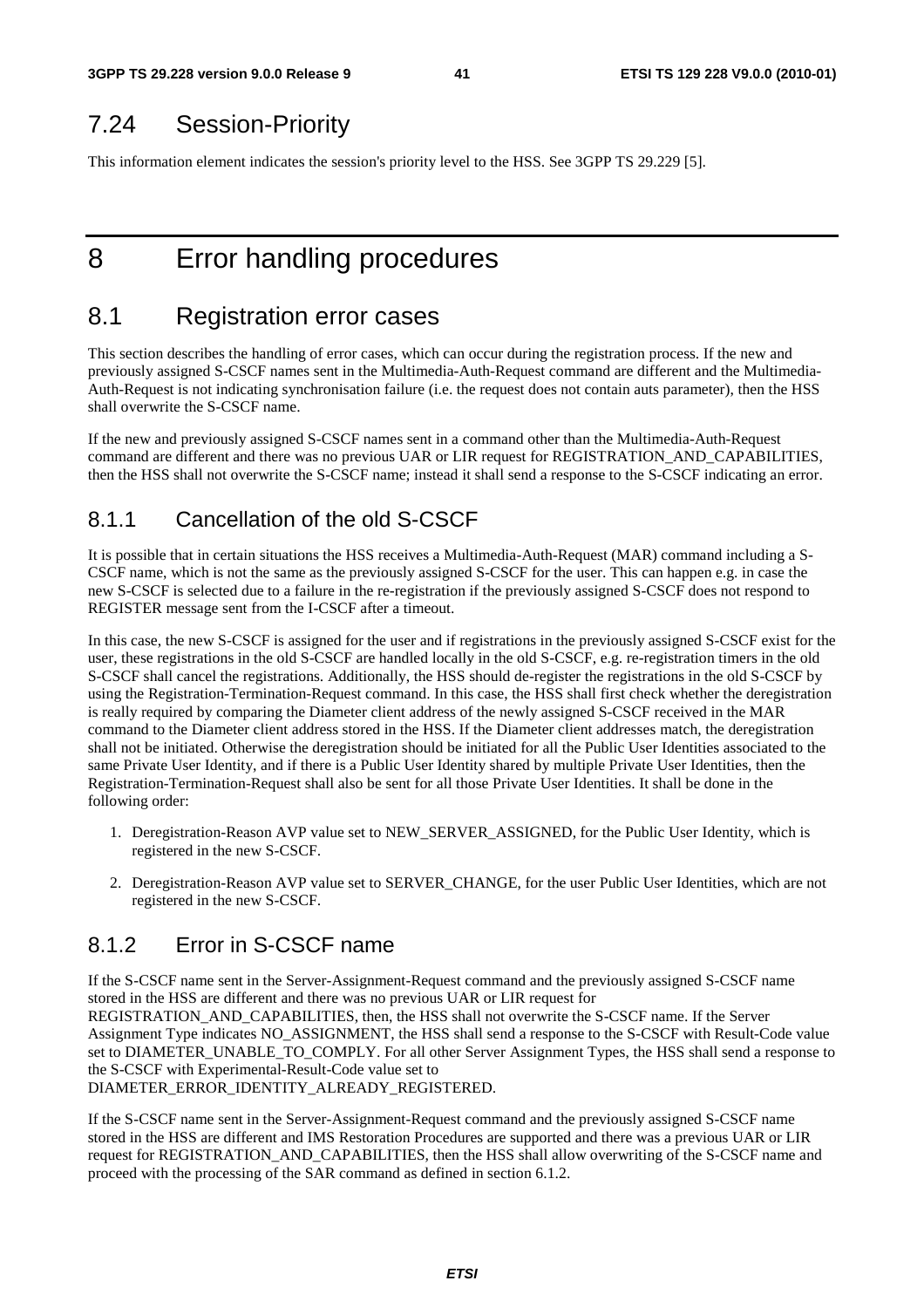## 7.24 Session-Priority

This information element indicates the session's priority level to the HSS. See 3GPP TS 29.229 [5].

# 8 Error handling procedures

## 8.1 Registration error cases

This section describes the handling of error cases, which can occur during the registration process. If the new and previously assigned S-CSCF names sent in the Multimedia-Auth-Request command are different and the Multimedia-Auth-Request is not indicating synchronisation failure (i.e. the request does not contain auts parameter), then the HSS shall overwrite the S-CSCF name.

If the new and previously assigned S-CSCF names sent in a command other than the Multimedia-Auth-Request command are different and there was no previous UAR or LIR request for REGISTRATION_AND_CAPABILITIES, then the HSS shall not overwrite the S-CSCF name; instead it shall send a response to the S-CSCF indicating an error.

### 8.1.1 Cancellation of the old S-CSCF

It is possible that in certain situations the HSS receives a Multimedia-Auth-Request (MAR) command including a S-CSCF name, which is not the same as the previously assigned S-CSCF for the user. This can happen e.g. in case the new S-CSCF is selected due to a failure in the re-registration if the previously assigned S-CSCF does not respond to REGISTER message sent from the I-CSCF after a timeout.

In this case, the new S-CSCF is assigned for the user and if registrations in the previously assigned S-CSCF exist for the user, these registrations in the old S-CSCF are handled locally in the old S-CSCF, e.g. re-registration timers in the old S-CSCF shall cancel the registrations. Additionally, the HSS should de-register the registrations in the old S-CSCF by using the Registration-Termination-Request command. In this case, the HSS shall first check whether the deregistration is really required by comparing the Diameter client address of the newly assigned S-CSCF received in the MAR command to the Diameter client address stored in the HSS. If the Diameter client addresses match, the deregistration shall not be initiated. Otherwise the deregistration should be initiated for all the Public User Identities associated to the same Private User Identity, and if there is a Public User Identity shared by multiple Private User Identities, then the Registration-Termination-Request shall also be sent for all those Private User Identities. It shall be done in the following order:

1. Deregistration-Reason AVP value set to NEW_SERVER_ASSIGNED, for the Public User Identity, which is registered in the new S-CSCF.
2. Deregistration-Reason AVP value set to SERVER_CHANGE, for the user Public User Identities, which are not registered in the new S-CSCF.

### 8.1.2 Error in S-CSCF name

If the S-CSCF name sent in the Server-Assignment-Request command and the previously assigned S-CSCF name stored in the HSS are different and there was no previous UAR or LIR request for REGISTRATION_AND_CAPABILITIES, then, the HSS shall not overwrite the S-CSCF name. If the Server Assignment Type indicates NO_ASSIGNMENT, the HSS shall send a response to the S-CSCF with Result-Code value set to DIAMETER_UNABLE_TO_COMPLY. For all other Server Assignment Types, the HSS shall send a response to the S-CSCF with Experimental-Result-Code value set to DIAMETER_ERROR_IDENTITY_ALREADY_REGISTERED.

If the S-CSCF name sent in the Server-Assignment-Request command and the previously assigned S-CSCF name stored in the HSS are different and IMS Restoration Procedures are supported and there was a previous UAR or LIR request for REGISTRATION_AND_CAPABILITIES, then the HSS shall allow overwriting of the S-CSCF name and proceed with the processing of the SAR command as defined in section 6.1.2.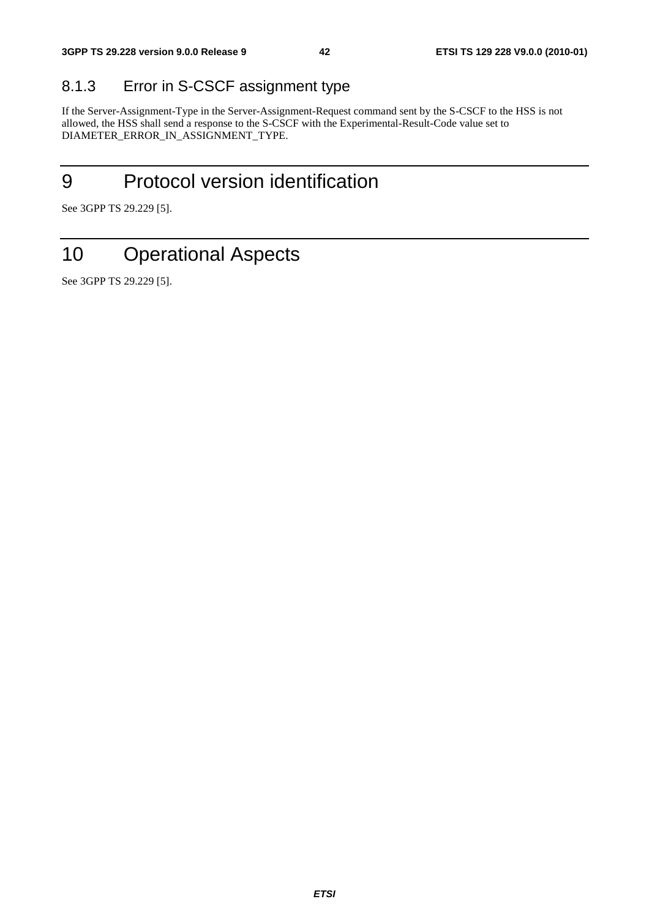### 8.1.3 Error in S-CSCF assignment type

If the Server-Assignment-Type in the Server-Assignment-Request command sent by the S-CSCF to the HSS is not allowed, the HSS shall send a response to the S-CSCF with the Experimental-Result-Code value set to DIAMETER_ERROR_IN_ASSIGNMENT_TYPE.

# 9 Protocol version identification

See 3GPP TS 29.229 [5].

# 10 Operational Aspects

See 3GPP TS 29.229 [5].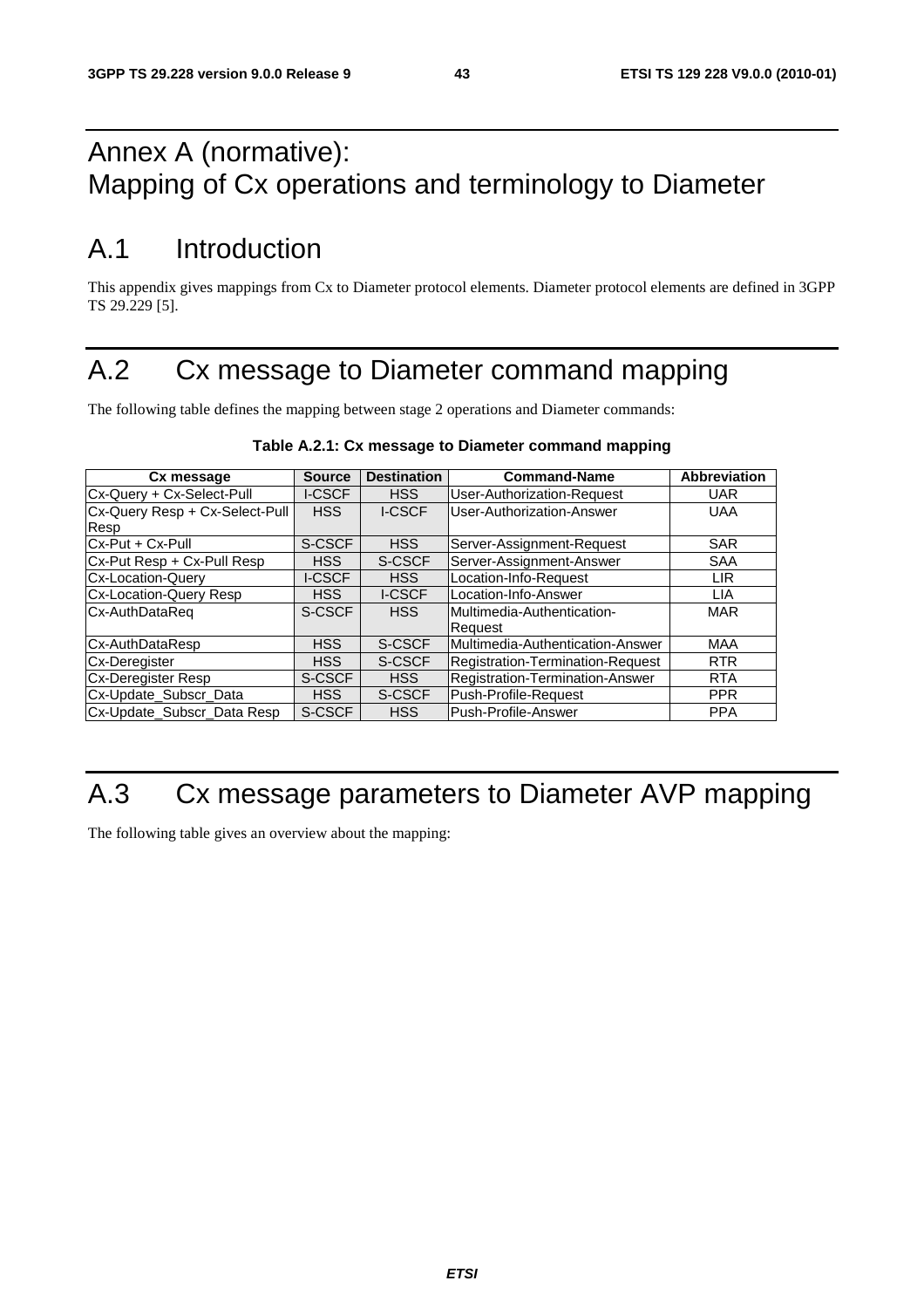# Annex A (normative): Mapping of Cx operations and terminology to Diameter

## A.1 Introduction

This appendix gives mappings from Cx to Diameter protocol elements. Diameter protocol elements are defined in 3GPP TS 29.229 [5].

## A.2 Cx message to Diameter command mapping

The following table defines the mapping between stage 2 operations and Diameter commands:

**Table A.2.1: Cx message to Diameter command mapping**

| Cx message | Source | Destination | Command-Name | Abbreviation |
|---|---|---|---|---|
| Cx-Query + Cx-Select-Pull | I-CSCF | HSS | User-Authorization-Request | UAR |
| Cx-Query Resp + Cx-Select-Pull Resp | HSS | I-CSCF | User-Authorization-Answer | UAA |
| Cx-Put + Cx-Pull | S-CSCF | HSS | Server-Assignment-Request | SAR |
| Cx-Put Resp + Cx-Pull Resp | HSS | S-CSCF | Server-Assignment-Answer | SAA |
| Cx-Location-Query | I-CSCF | HSS | Location-Info-Request | LIR |
| Cx-Location-Query Resp | HSS | I-CSCF | Location-Info-Answer | LIA |
| Cx-AuthDataReq | S-CSCF | HSS | Multimedia-Authentication-Request | MAR |
| Cx-AuthDataResp | HSS | S-CSCF | Multimedia-Authentication-Answer | MAA |
| Cx-Deregister | HSS | S-CSCF | Registration-Termination-Request | RTR |
| Cx-Deregister Resp | S-CSCF | HSS | Registration-Termination-Answer | RTA |
| Cx-Update_Subscr_Data | HSS | S-CSCF | Push-Profile-Request | PPR |
| Cx-Update_Subscr_Data Resp | S-CSCF | HSS | Push-Profile-Answer | PPA |

## A.3 Cx message parameters to Diameter AVP mapping

The following table gives an overview about the mapping: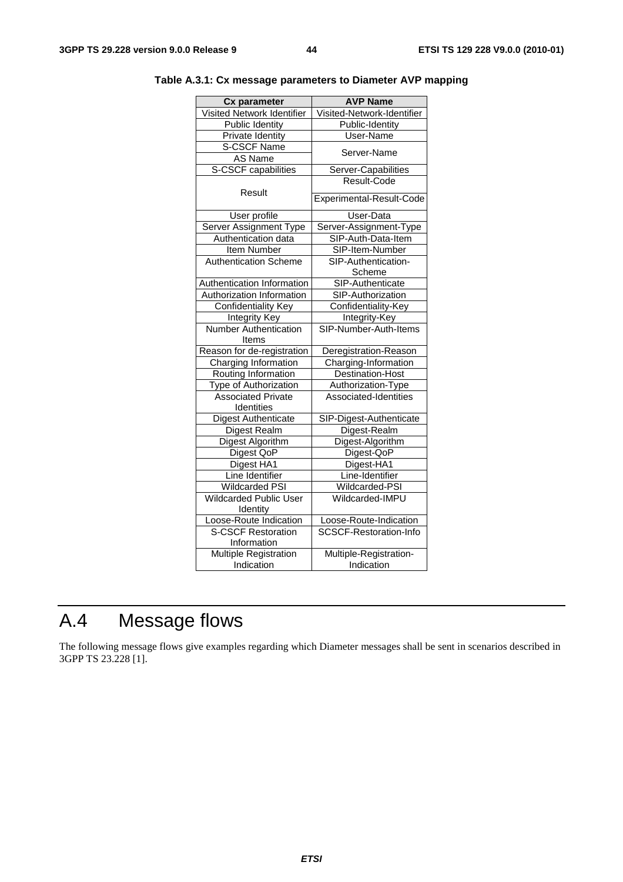**Table A.3.1: Cx message parameters to Diameter AVP mapping**

| Cx parameter | AVP Name |
|---|---|
| Visited Network Identifier | Visited-Network-Identifier |
| Public Identity | Public-Identity |
| Private Identity | User-Name |
| S-CSCF Name | Server-Name |
| AS Name | |
| S-CSCF capabilities | Server-Capabilities |
| Result | Result-Code |
| | Experimental-Result-Code |
| User profile | User-Data |
| Server Assignment Type | Server-Assignment-Type |
| Authentication data | SIP-Auth-Data-Item |
| Item Number | SIP-Item-Number |
| Authentication Scheme | SIP-Authentication-Scheme |
| Authentication Information | SIP-Authenticate |
| Authorization Information | SIP-Authorization |
| Confidentiality Key | Confidentiality-Key |
| Integrity Key | Integrity-Key |
| Number Authentication Items | SIP-Number-Auth-Items |
| Reason for de-registration | Deregistration-Reason |
| Charging Information | Charging-Information |
| Routing Information | Destination-Host |
| Type of Authorization | Authorization-Type |
| Associated Private Identities | Associated-Identities |
| Digest Authenticate | SIP-Digest-Authenticate |
| Digest Realm | Digest-Realm |
| Digest Algorithm | Digest-Algorithm |
| Digest QoP | Digest-QoP |
| Digest HA1 | Digest-HA1 |
| Line Identifier | Line-Identifier |
| Wildcarded PSI | Wildcarded-PSI |
| Wildcarded Public User Identity | Wildcarded-IMPU |
| Loose-Route Indication | Loose-Route-Indication |
| S-CSCF Restoration Information | SCSCF-Restoration-Info |
| Multiple Registration Indication | Multiple-Registration-Indication |

# A.4 Message flows

The following message flows give examples regarding which Diameter messages shall be sent in scenarios described in 3GPP TS 23.228 [1].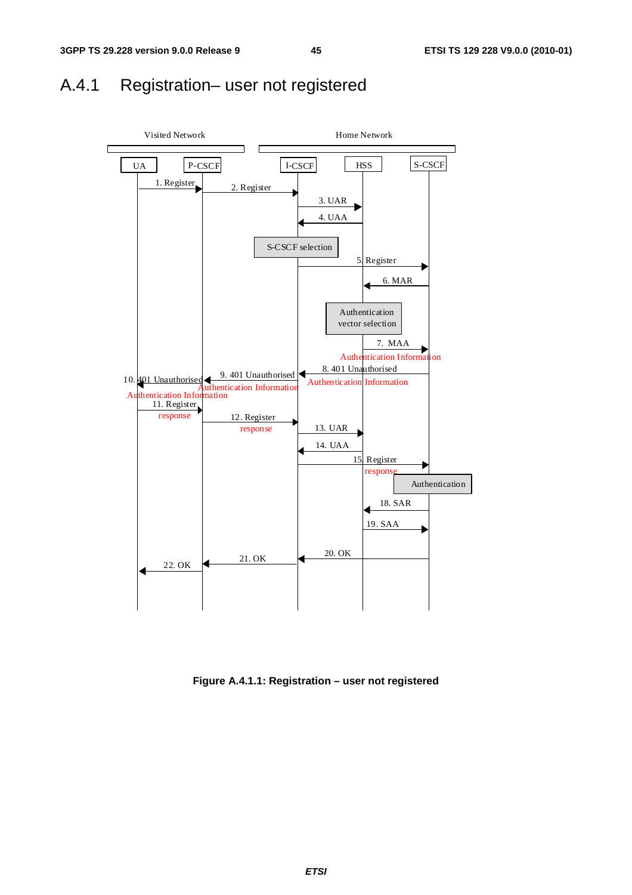## A.4.1 Registration– user not registered

Visited Network

Home Network

UA | P-CSCF | I-CSCF | HSS | S-CSCF

1. Register

2. Register

3. UAR

4. UAA

S-CSCF selection

5. Register

6. MAR

Authentication vector selection

7. MAA Authentication Information

8. 401 Unauthorised Authentication Information

9. 401 Unauthorised Authentication Information

10. 401 Unauthorised Authentication Information

11. Register response

12. Register response

13. UAR

14. UAA

15. Register response

Authentication

18. SAR

19. SAA

20. OK

21. OK

22. OK

**Figure A.4.1.1: Registration – user not registered**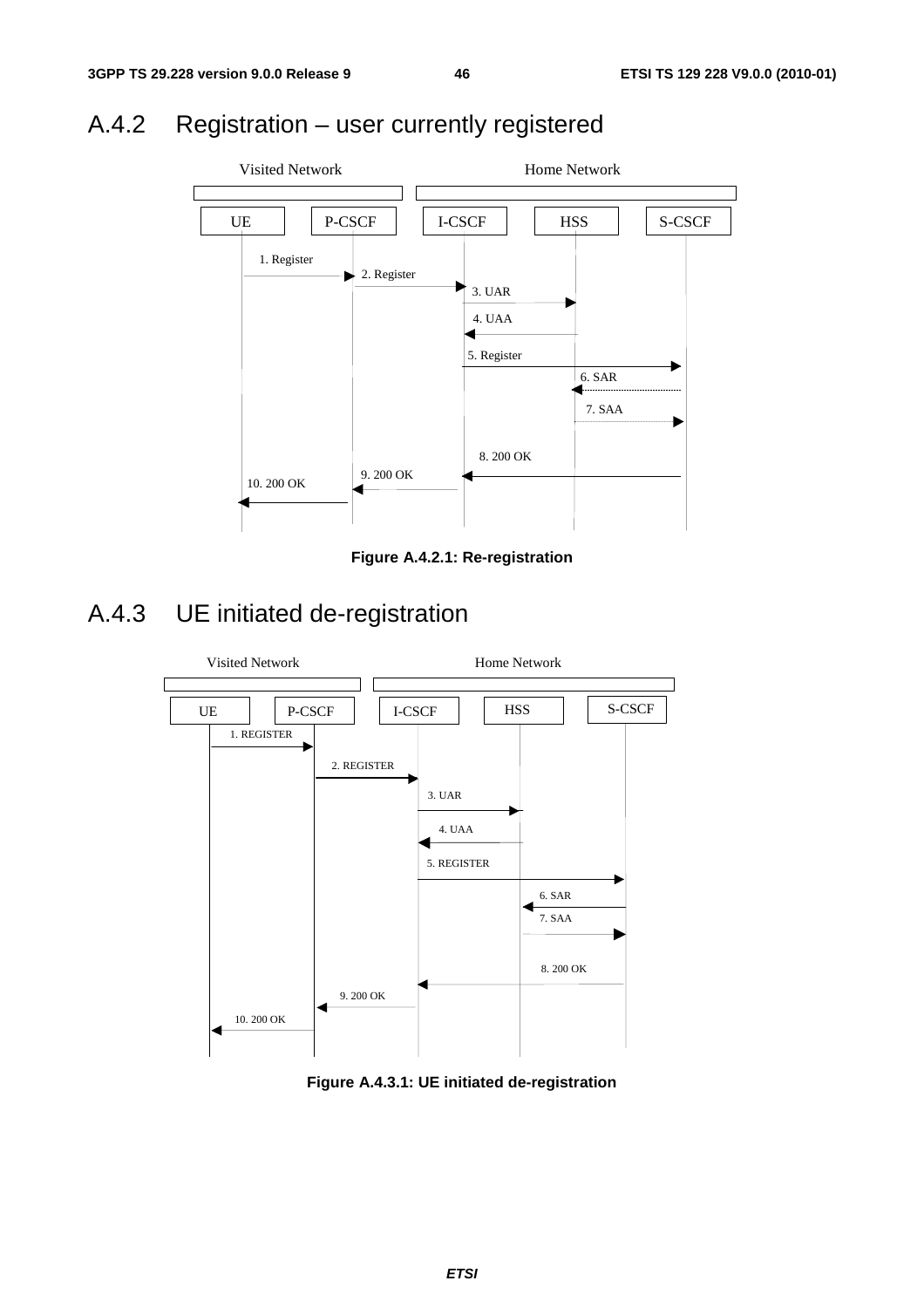## A.4.2 Registration – user currently registered

Visited Network | Home Network

UE | P-CSCF | I-CSCF | HSS | S-CSCF

1. Register
2. Register
3. UAR
4. UAA
5. Register
6. SAR
7. SAA
8. 200 OK
9. 200 OK
10. 200 OK

**Figure A.4.2.1: Re-registration**

## A.4.3 UE initiated de-registration

Visited Network | Home Network

UE | P-CSCF | I-CSCF | HSS | S-CSCF

1. REGISTER
2. REGISTER
3. UAR
4. UAA
5. REGISTER
6. SAR
7. SAA
8. 200 OK
9. 200 OK
10. 200 OK

**Figure A.4.3.1: UE initiated de-registration**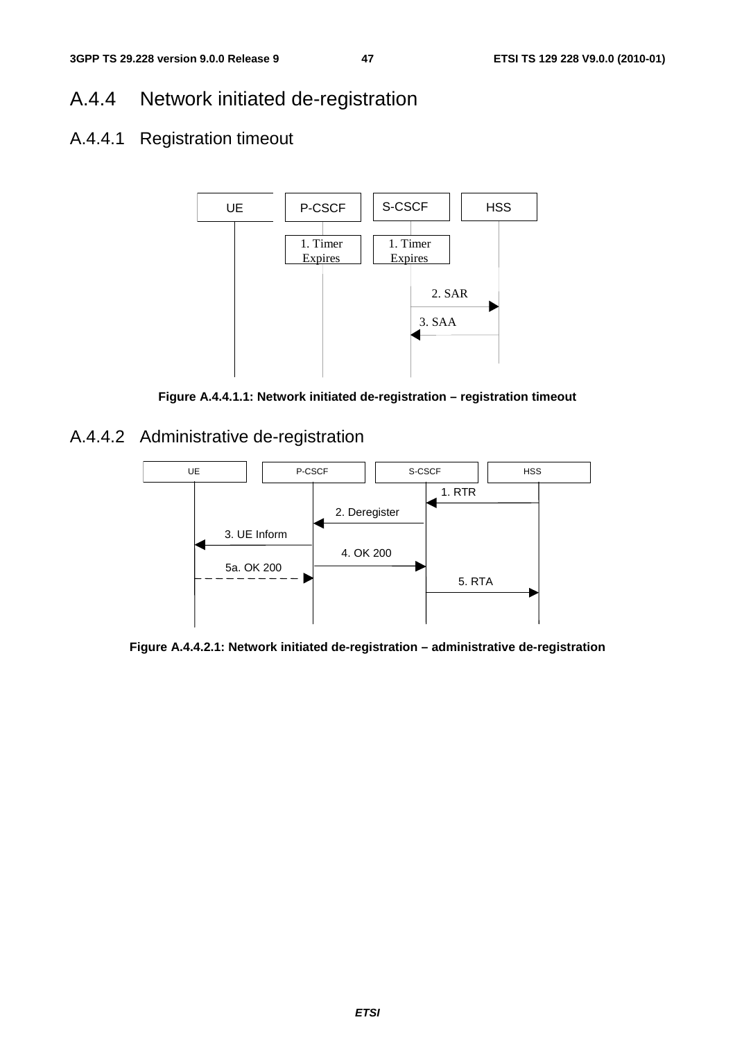## A.4.4 Network initiated de-registration

### A.4.4.1 Registration timeout

UE | P-CSCF | S-CSCF | HSS

1. Timer Expires (P-CSCF)
1. Timer Expires (S-CSCF)
2. SAR
3. SAA

**Figure A.4.4.1.1: Network initiated de-registration – registration timeout**

### A.4.4.2 Administrative de-registration

UE | P-CSCF | S-CSCF | HSS

1. RTR
2. Deregister
3. UE Inform
4. OK 200
5a. OK 200
5. RTA

**Figure A.4.4.2.1: Network initiated de-registration – administrative de-registration**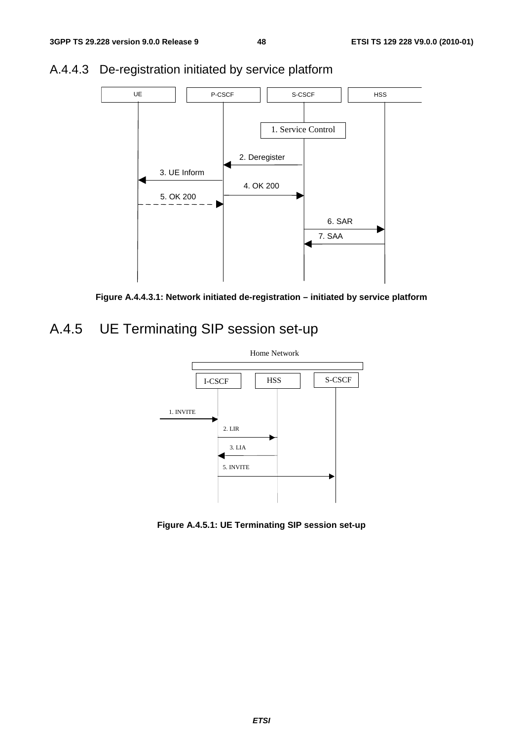### A.4.4.3 De-registration initiated by service platform

**Figure A.4.4.3.1: Network initiated de-registration – initiated by service platform**

## A.4.5 UE Terminating SIP session set-up

**Figure A.4.5.1: UE Terminating SIP session set-up**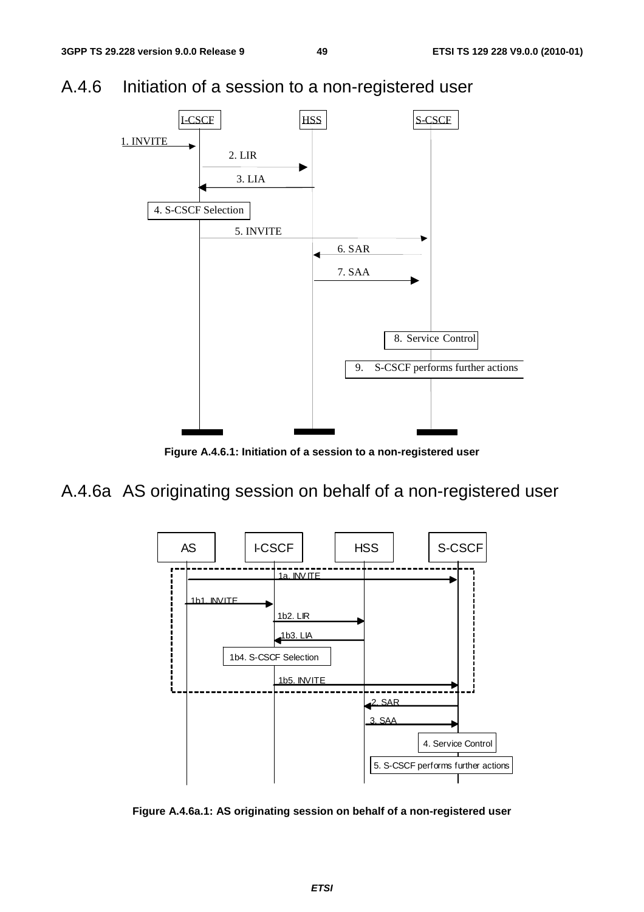## A.4.6 Initiation of a session to a non-registered user

**Figure A.4.6.1: Initiation of a session to a non-registered user**

## A.4.6a AS originating session on behalf of a non-registered user

**Figure A.4.6a.1: AS originating session on behalf of a non-registered user**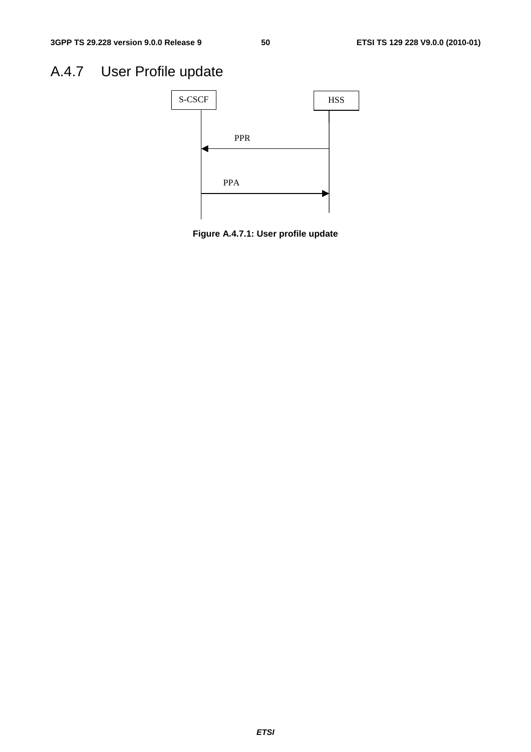## A.4.7 User Profile update

Figure A.4.7.1: User profile update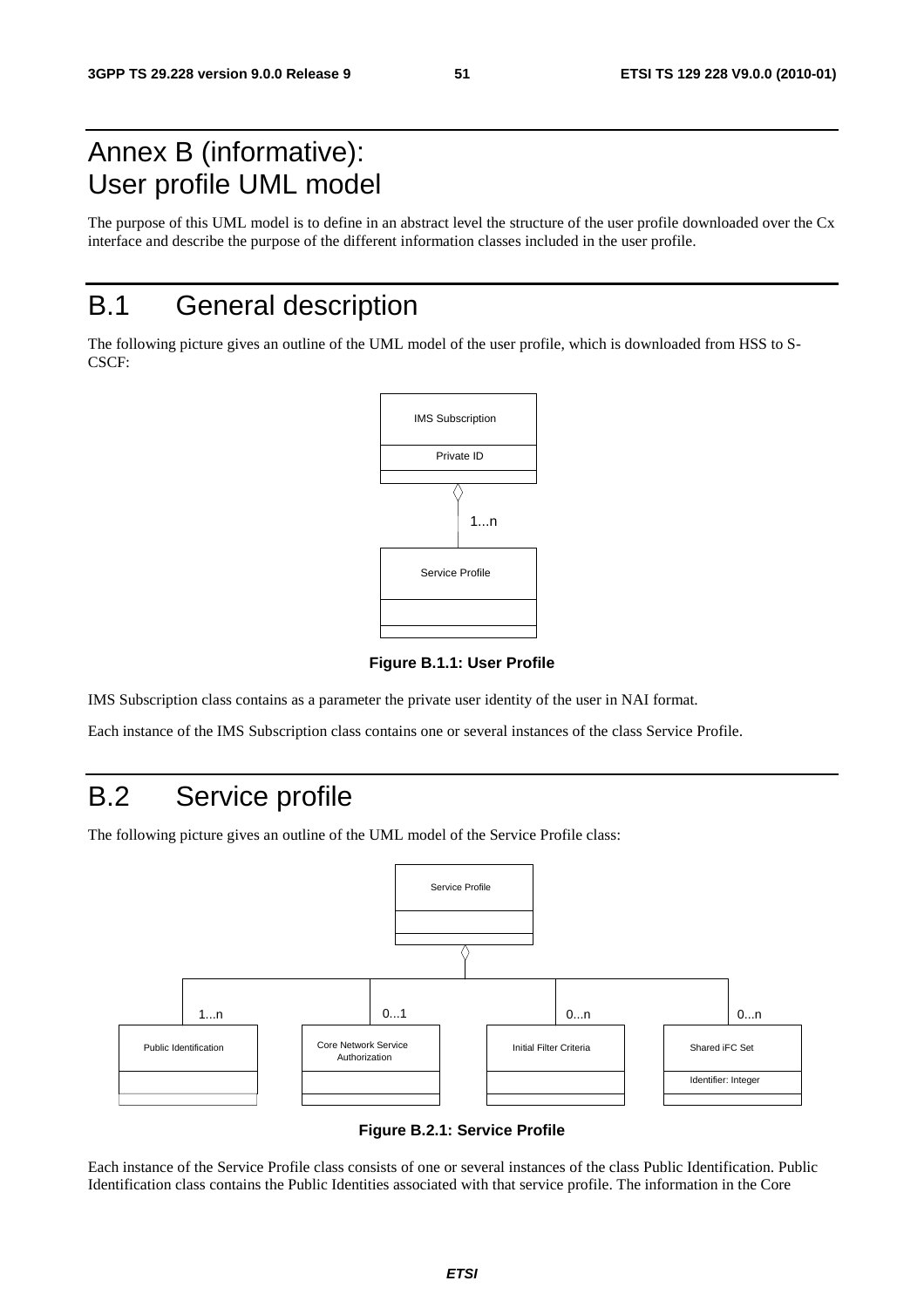# Annex B (informative): User profile UML model

The purpose of this UML model is to define in an abstract level the structure of the user profile downloaded over the Cx interface and describe the purpose of the different information classes included in the user profile.

# B.1 General description

The following picture gives an outline of the UML model of the user profile, which is downloaded from HSS to S-CSCF:

**Figure B.1.1: User Profile**

IMS Subscription class contains as a parameter the private user identity of the user in NAI format.

Each instance of the IMS Subscription class contains one or several instances of the class Service Profile.

# B.2 Service profile

The following picture gives an outline of the UML model of the Service Profile class:

**Figure B.2.1: Service Profile**

Each instance of the Service Profile class consists of one or several instances of the class Public Identification. Public Identification class contains the Public Identities associated with that service profile. The information in the Core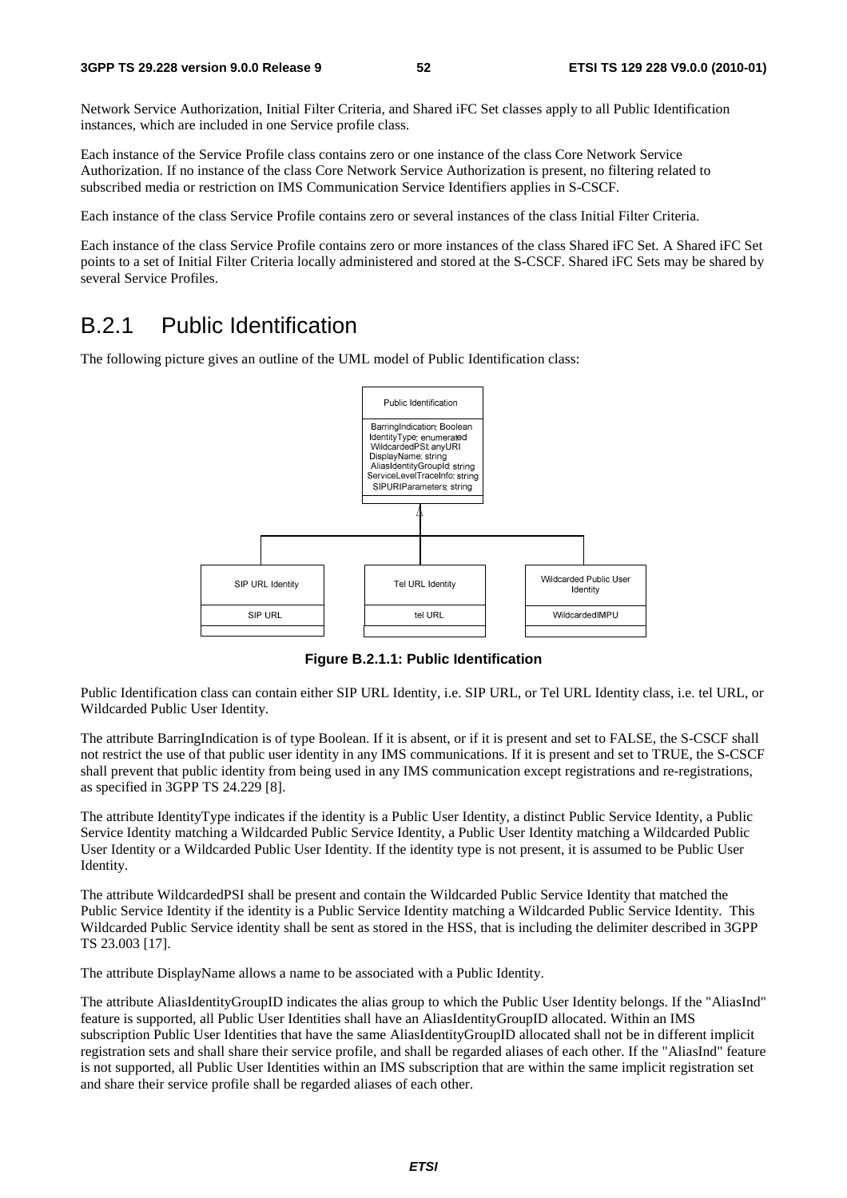Network Service Authorization, Initial Filter Criteria, and Shared iFC Set classes apply to all Public Identification instances, which are included in one Service profile class.

Each instance of the Service Profile class contains zero or one instance of the class Core Network Service Authorization. If no instance of the class Core Network Service Authorization is present, no filtering related to subscribed media or restriction on IMS Communication Service Identifiers applies in S-CSCF.

Each instance of the class Service Profile contains zero or several instances of the class Initial Filter Criteria.

Each instance of the class Service Profile contains zero or more instances of the class Shared iFC Set. A Shared iFC Set points to a set of Initial Filter Criteria locally administered and stored at the S-CSCF. Shared iFC Sets may be shared by several Service Profiles.

## B.2.1 Public Identification

The following picture gives an outline of the UML model of Public Identification class:

**Figure B.2.1.1: Public Identification**

Public Identification class can contain either SIP URL Identity, i.e. SIP URL, or Tel URL Identity class, i.e. tel URL, or Wildcarded Public User Identity.

The attribute BarringIndication is of type Boolean. If it is absent, or if it is present and set to FALSE, the S-CSCF shall not restrict the use of that public user identity in any IMS communications. If it is present and set to TRUE, the S-CSCF shall prevent that public identity from being used in any IMS communication except registrations and re-registrations, as specified in 3GPP TS 24.229 [8].

The attribute IdentityType indicates if the identity is a Public User Identity, a distinct Public Service Identity, a Public Service Identity matching a Wildcarded Public Service Identity, a Public User Identity matching a Wildcarded Public User Identity or a Wildcarded Public User Identity. If the identity type is not present, it is assumed to be Public User Identity.

The attribute WildcardedPSI shall be present and contain the Wildcarded Public Service Identity that matched the Public Service Identity if the identity is a Public Service Identity matching a Wildcarded Public Service Identity. This Wildcarded Public Service identity shall be sent as stored in the HSS, that is including the delimiter described in 3GPP TS 23.003 [17].

The attribute DisplayName allows a name to be associated with a Public Identity.

The attribute AliasIdentityGroupID indicates the alias group to which the Public User Identity belongs. If the "AliasInd" feature is supported, all Public User Identities shall have an AliasIdentityGroupID allocated. Within an IMS subscription Public User Identities that have the same AliasIdentityGroupID allocated shall not be in different implicit registration sets and shall share their service profile, and shall be regarded aliases of each other. If the "AliasInd" feature is not supported, all Public User Identities within an IMS subscription that are within the same implicit registration set and share their service profile shall be regarded aliases of each other.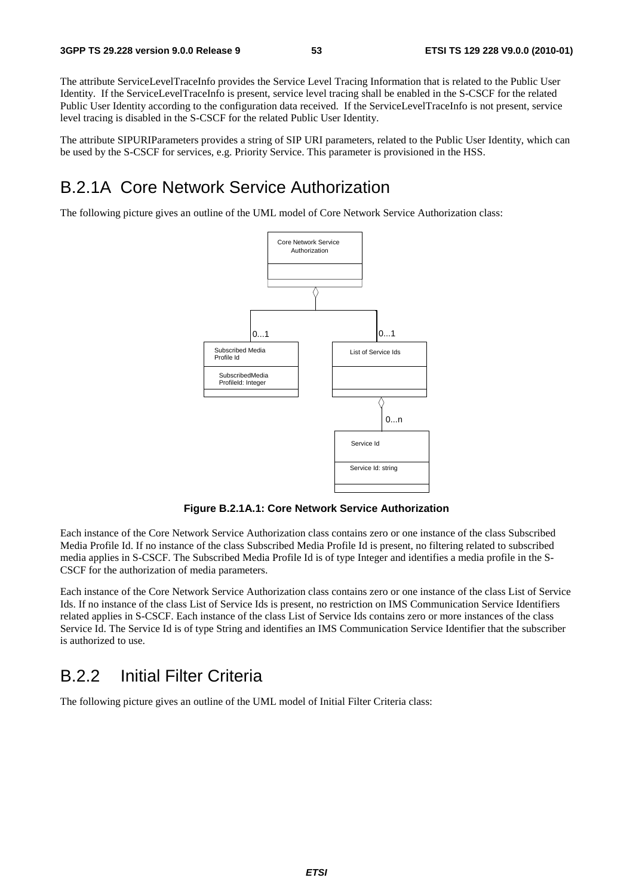The attribute ServiceLevelTraceInfo provides the Service Level Tracing Information that is related to the Public User Identity. If the ServiceLevelTraceInfo is present, service level tracing shall be enabled in the S-CSCF for the related Public User Identity according to the configuration data received. If the ServiceLevelTraceInfo is not present, service level tracing is disabled in the S-CSCF for the related Public User Identity.

The attribute SIPURIParameters provides a string of SIP URI parameters, related to the Public User Identity, which can be used by the S-CSCF for services, e.g. Priority Service. This parameter is provisioned in the HSS.

## B.2.1A Core Network Service Authorization

The following picture gives an outline of the UML model of Core Network Service Authorization class:

**Figure B.2.1A.1: Core Network Service Authorization**

Each instance of the Core Network Service Authorization class contains zero or one instance of the class Subscribed Media Profile Id. If no instance of the class Subscribed Media Profile Id is present, no filtering related to subscribed media applies in S-CSCF. The Subscribed Media Profile Id is of type Integer and identifies a media profile in the S-CSCF for the authorization of media parameters.

Each instance of the Core Network Service Authorization class contains zero or one instance of the class List of Service Ids. If no instance of the class List of Service Ids is present, no restriction on IMS Communication Service Identifiers related applies in S-CSCF. Each instance of the class List of Service Ids contains zero or more instances of the class Service Id. The Service Id is of type String and identifies an IMS Communication Service Identifier that the subscriber is authorized to use.

## B.2.2 Initial Filter Criteria

The following picture gives an outline of the UML model of Initial Filter Criteria class: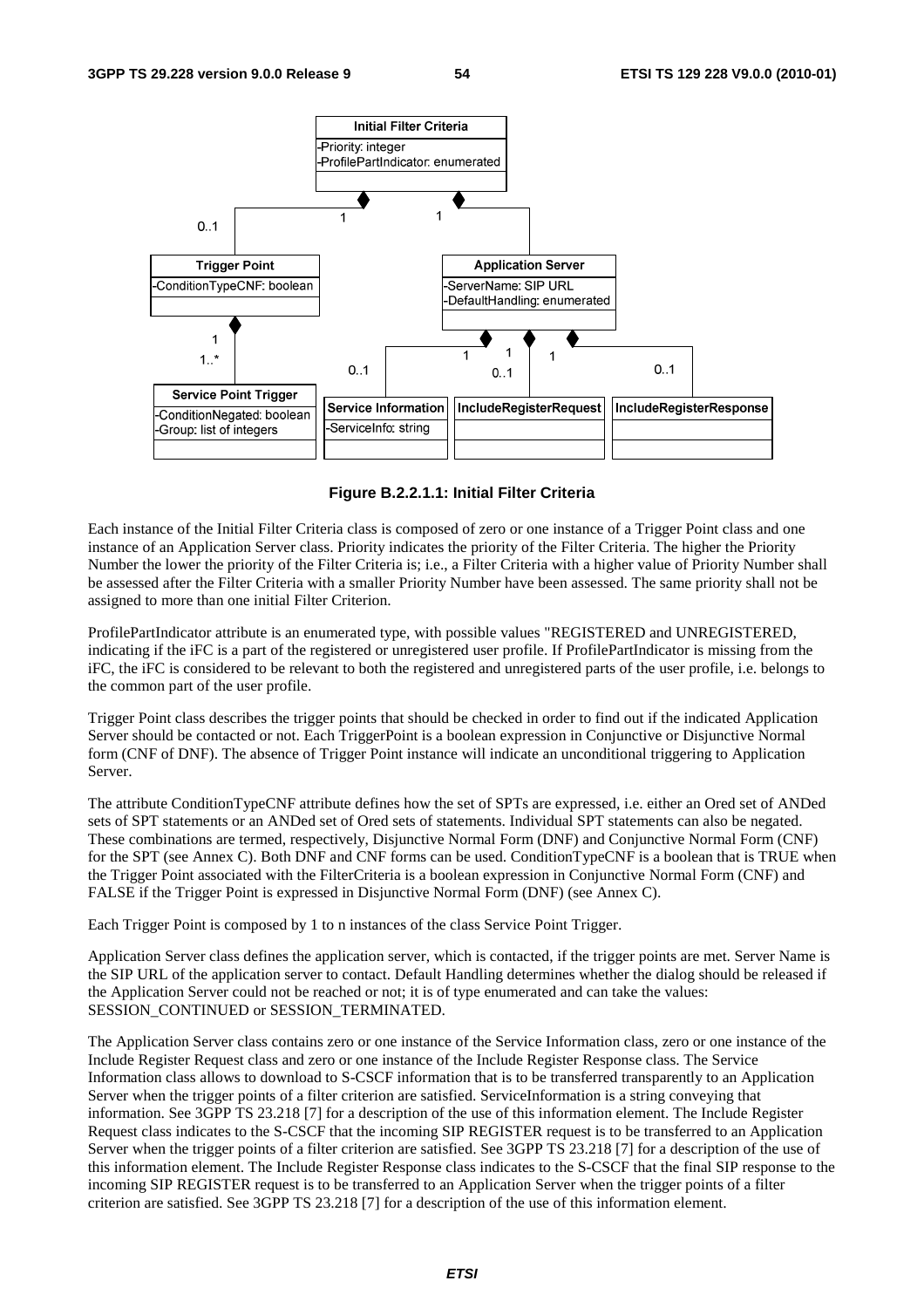**Figure B.2.2.1.1: Initial Filter Criteria**

Each instance of the Initial Filter Criteria class is composed of zero or one instance of a Trigger Point class and one instance of an Application Server class. Priority indicates the priority of the Filter Criteria. The higher the Priority Number the lower the priority of the Filter Criteria is; i.e., a Filter Criteria with a higher value of Priority Number shall be assessed after the Filter Criteria with a smaller Priority Number have been assessed. The same priority shall not be assigned to more than one initial Filter Criterion.

ProfilePartIndicator attribute is an enumerated type, with possible values "REGISTERED and UNREGISTERED, indicating if the iFC is a part of the registered or unregistered user profile. If ProfilePartIndicator is missing from the iFC, the iFC is considered to be relevant to both the registered and unregistered parts of the user profile, i.e. belongs to the common part of the user profile.

Trigger Point class describes the trigger points that should be checked in order to find out if the indicated Application Server should be contacted or not. Each TriggerPoint is a boolean expression in Conjunctive or Disjunctive Normal form (CNF of DNF). The absence of Trigger Point instance will indicate an unconditional triggering to Application Server.

The attribute ConditionTypeCNF attribute defines how the set of SPTs are expressed, i.e. either an Ored set of ANDed sets of SPT statements or an ANDed set of Ored sets of statements. Individual SPT statements can also be negated. These combinations are termed, respectively, Disjunctive Normal Form (DNF) and Conjunctive Normal Form (CNF) for the SPT (see Annex C). Both DNF and CNF forms can be used. ConditionTypeCNF is a boolean that is TRUE when the Trigger Point associated with the FilterCriteria is a boolean expression in Conjunctive Normal Form (CNF) and FALSE if the Trigger Point is expressed in Disjunctive Normal Form (DNF) (see Annex C).

Each Trigger Point is composed by 1 to n instances of the class Service Point Trigger.

Application Server class defines the application server, which is contacted, if the trigger points are met. Server Name is the SIP URL of the application server to contact. Default Handling determines whether the dialog should be released if the Application Server could not be reached or not; it is of type enumerated and can take the values: SESSION_CONTINUED or SESSION_TERMINATED.

The Application Server class contains zero or one instance of the Service Information class, zero or one instance of the Include Register Request class and zero or one instance of the Include Register Response class. The Service Information class allows to download to S-CSCF information that is to be transferred transparently to an Application Server when the trigger points of a filter criterion are satisfied. ServiceInformation is a string conveying that information. See 3GPP TS 23.218 [7] for a description of the use of this information element. The Include Register Request class indicates to the S-CSCF that the incoming SIP REGISTER request is to be transferred to an Application Server when the trigger points of a filter criterion are satisfied. See 3GPP TS 23.218 [7] for a description of the use of this information element. The Include Register Response class indicates to the S-CSCF that the final SIP response to the incoming SIP REGISTER request is to be transferred to an Application Server when the trigger points of a filter criterion are satisfied. See 3GPP TS 23.218 [7] for a description of the use of this information element.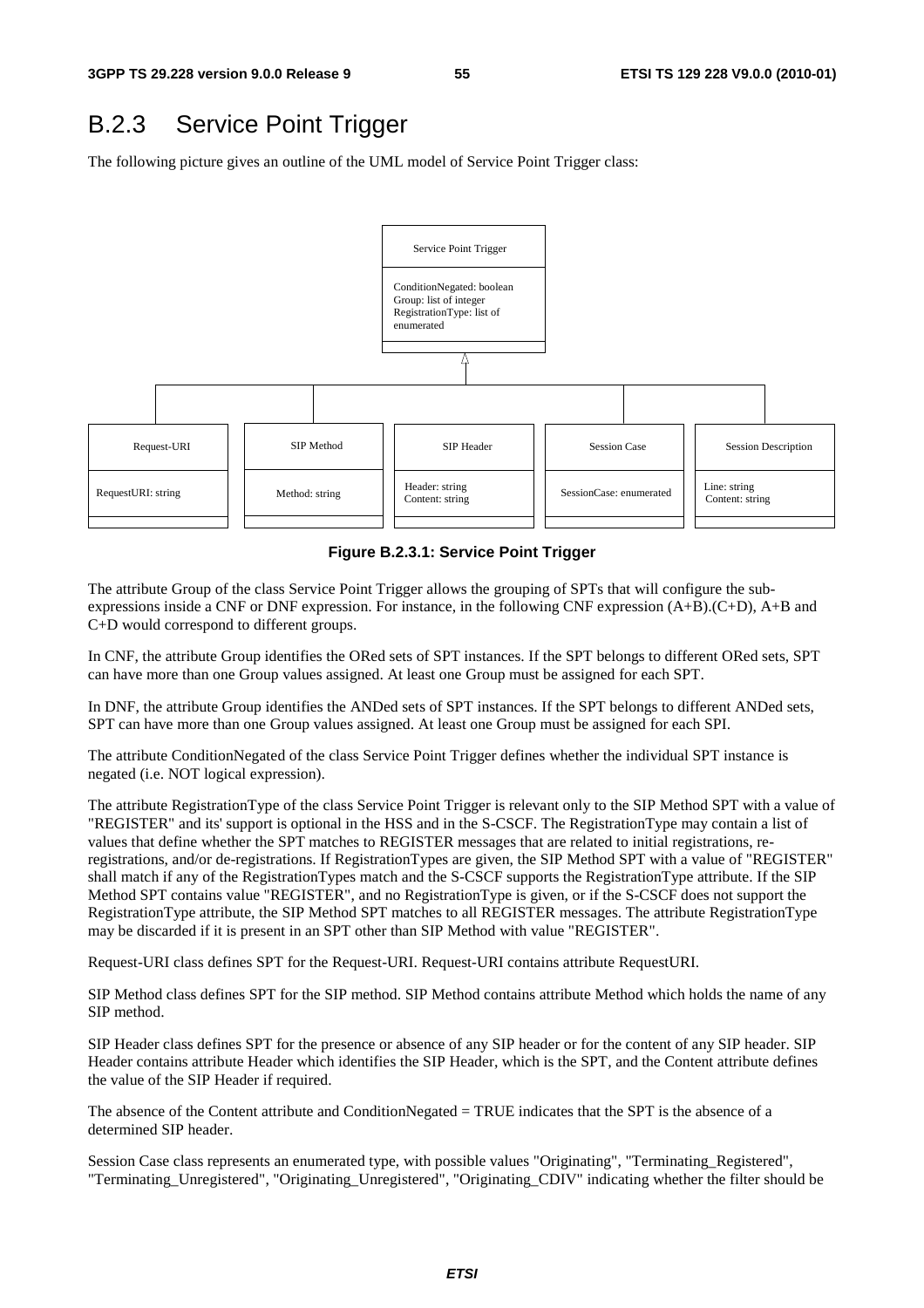## B.2.3 Service Point Trigger

The following picture gives an outline of the UML model of Service Point Trigger class:

**Figure B.2.3.1: Service Point Trigger**

The attribute Group of the class Service Point Trigger allows the grouping of SPTs that will configure the sub-expressions inside a CNF or DNF expression. For instance, in the following CNF expression (A+B).(C+D), A+B and C+D would correspond to different groups.

In CNF, the attribute Group identifies the ORed sets of SPT instances. If the SPT belongs to different ORed sets, SPT can have more than one Group values assigned. At least one Group must be assigned for each SPT.

In DNF, the attribute Group identifies the ANDed sets of SPT instances. If the SPT belongs to different ANDed sets, SPT can have more than one Group values assigned. At least one Group must be assigned for each SPI.

The attribute ConditionNegated of the class Service Point Trigger defines whether the individual SPT instance is negated (i.e. NOT logical expression).

The attribute RegistrationType of the class Service Point Trigger is relevant only to the SIP Method SPT with a value of "REGISTER" and its' support is optional in the HSS and in the S-CSCF. The RegistrationType may contain a list of values that define whether the SPT matches to REGISTER messages that are related to initial registrations, re-registrations, and/or de-registrations. If RegistrationTypes are given, the SIP Method SPT with a value of "REGISTER" shall match if any of the RegistrationTypes match and the S-CSCF supports the RegistrationType attribute. If the SIP Method SPT contains value "REGISTER", and no RegistrationType is given, or if the S-CSCF does not support the RegistrationType attribute, the SIP Method SPT matches to all REGISTER messages. The attribute RegistrationType may be discarded if it is present in an SPT other than SIP Method with value "REGISTER".

Request-URI class defines SPT for the Request-URI. Request-URI contains attribute RequestURI.

SIP Method class defines SPT for the SIP method. SIP Method contains attribute Method which holds the name of any SIP method.

SIP Header class defines SPT for the presence or absence of any SIP header or for the content of any SIP header. SIP Header contains attribute Header which identifies the SIP Header, which is the SPT, and the Content attribute defines the value of the SIP Header if required.

The absence of the Content attribute and ConditionNegated = TRUE indicates that the SPT is the absence of a determined SIP header.

Session Case class represents an enumerated type, with possible values "Originating", "Terminating_Registered", "Terminating_Unregistered", "Originating_Unregistered", "Originating_CDIV" indicating whether the filter should be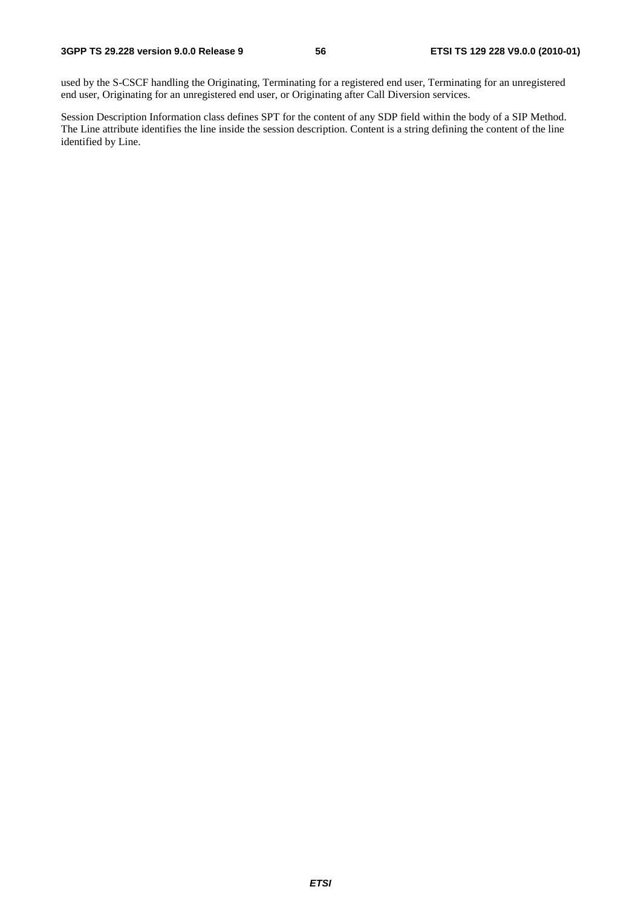used by the S-CSCF handling the Originating, Terminating for a registered end user, Terminating for an unregistered end user, Originating for an unregistered end user, or Originating after Call Diversion services.

Session Description Information class defines SPT for the content of any SDP field within the body of a SIP Method. The Line attribute identifies the line inside the session description. Content is a string defining the content of the line identified by Line.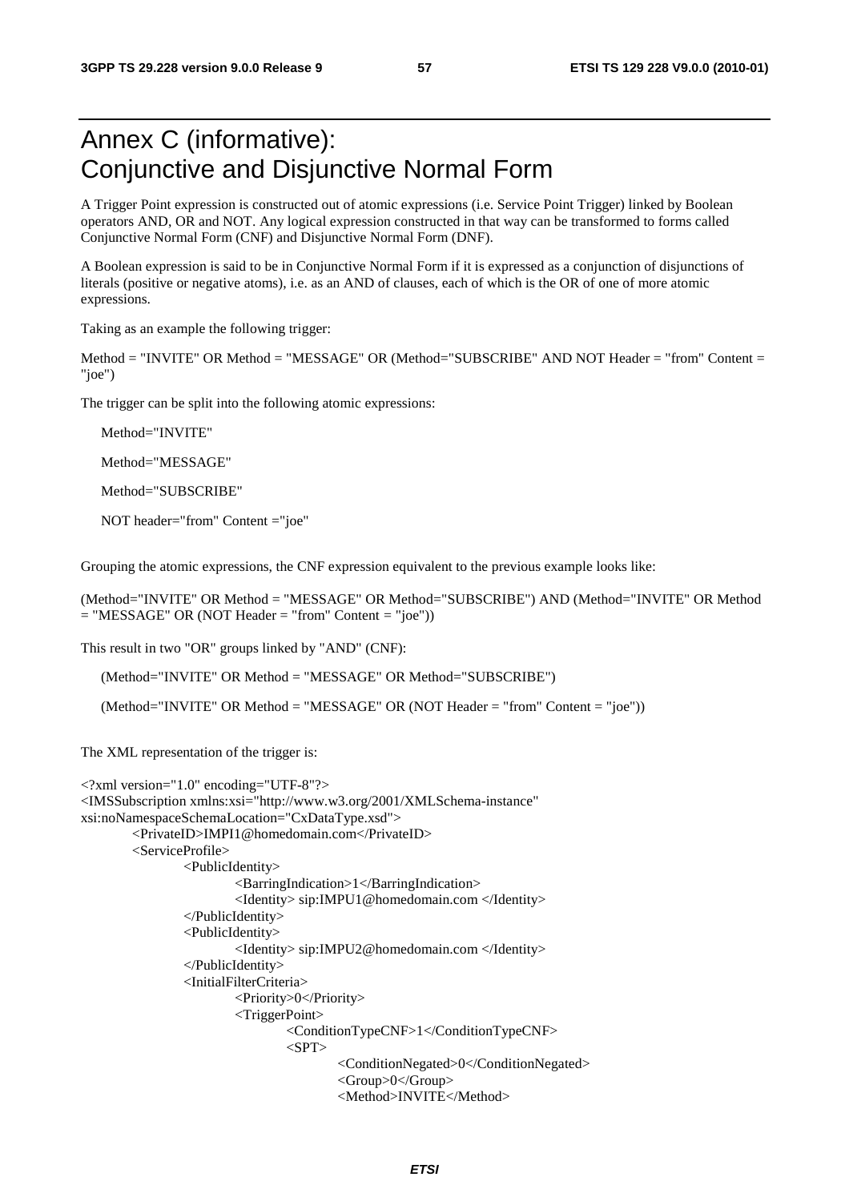# Annex C (informative): Conjunctive and Disjunctive Normal Form

A Trigger Point expression is constructed out of atomic expressions (i.e. Service Point Trigger) linked by Boolean operators AND, OR and NOT. Any logical expression constructed in that way can be transformed to forms called Conjunctive Normal Form (CNF) and Disjunctive Normal Form (DNF).

A Boolean expression is said to be in Conjunctive Normal Form if it is expressed as a conjunction of disjunctions of literals (positive or negative atoms), i.e. as an AND of clauses, each of which is the OR of one of more atomic expressions.

Taking as an example the following trigger:

Method = "INVITE" OR Method = "MESSAGE" OR (Method="SUBSCRIBE" AND NOT Header = "from" Content = "joe")

The trigger can be split into the following atomic expressions:

Method="INVITE"

Method="MESSAGE"

Method="SUBSCRIBE"

NOT header="from" Content ="joe"

Grouping the atomic expressions, the CNF expression equivalent to the previous example looks like:

(Method="INVITE" OR Method = "MESSAGE" OR Method="SUBSCRIBE") AND (Method="INVITE" OR Method = "MESSAGE" OR (NOT Header = "from" Content = "joe"))

This result in two "OR" groups linked by "AND" (CNF):

(Method="INVITE" OR Method = "MESSAGE" OR Method="SUBSCRIBE")

(Method="INVITE" OR Method = "MESSAGE" OR (NOT Header = "from" Content = "joe"))

The XML representation of the trigger is:

```
<?xml version="1.0" encoding="UTF-8"?>
<IMSSubscription xmlns:xsi="http://www.w3.org/2001/XMLSchema-instance"
xsi:noNamespaceSchemaLocation="CxDataType.xsd">
	<PrivateID>IMPI1@homedomain.com</PrivateID>
	<ServiceProfile>
		<PublicIdentity>
			<BarringIndication>1</BarringIndication>
			<Identity> sip:IMPU1@homedomain.com </Identity>
		</PublicIdentity>
		<PublicIdentity>
			<Identity> sip:IMPU2@homedomain.com </Identity>
		</PublicIdentity>
		<InitialFilterCriteria>
			<Priority>0</Priority>
			<TriggerPoint>
				<ConditionTypeCNF>1</ConditionTypeCNF>
				<SPT>
					<ConditionNegated>0</ConditionNegated>
					<Group>0</Group>
					<Method>INVITE</Method>
```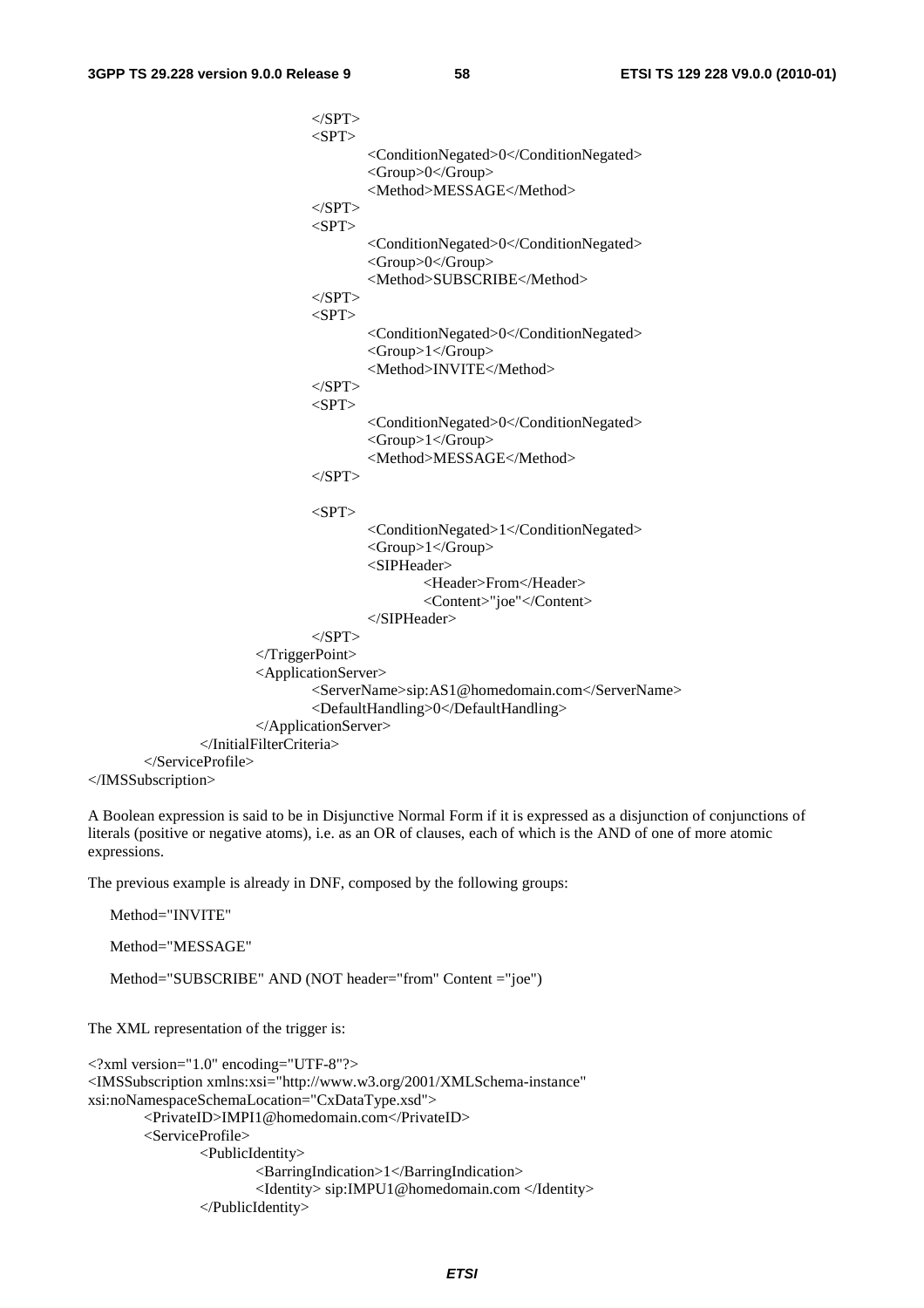```
                        </SPT>
                        <SPT>
                                <ConditionNegated>0</ConditionNegated>
                                <Group>0</Group>
                                <Method>MESSAGE</Method>
                        </SPT>
                        <SPT>
                                <ConditionNegated>0</ConditionNegated>
                                <Group>0</Group>
                                <Method>SUBSCRIBE</Method>
                        </SPT>
                        <SPT>
                                <ConditionNegated>0</ConditionNegated>
                                <Group>1</Group>
                                <Method>INVITE</Method>
                        </SPT>
                        <SPT>
                                <ConditionNegated>0</ConditionNegated>
                                <Group>1</Group>
                                <Method>MESSAGE</Method>
                        </SPT>

                        <SPT>
                                <ConditionNegated>1</ConditionNegated>
                                <Group>1</Group>
                                <SIPHeader>
                                        <Header>From</Header>
                                        <Content>"joe"</Content>
                                </SIPHeader>
                        </SPT>
                </TriggerPoint>
                <ApplicationServer>
                        <ServerName>sip:AS1@homedomain.com</ServerName>
                        <DefaultHandling>0</DefaultHandling>
                </ApplicationServer>
        </InitialFilterCriteria>
    </ServiceProfile>
</IMSSubscription>
```

A Boolean expression is said to be in Disjunctive Normal Form if it is expressed as a disjunction of conjunctions of literals (positive or negative atoms), i.e. as an OR of clauses, each of which is the AND of one of more atomic expressions.

The previous example is already in DNF, composed by the following groups:

Method="INVITE"

Method="MESSAGE"

Method="SUBSCRIBE" AND (NOT header="from" Content ="joe")

The XML representation of the trigger is:

```
<?xml version="1.0" encoding="UTF-8"?>
<IMSSubscription xmlns:xsi="http://www.w3.org/2001/XMLSchema-instance"
xsi:noNamespaceSchemaLocation="CxDataType.xsd">
    <PrivateID>IMPI1@homedomain.com</PrivateID>
    <ServiceProfile>
        <PublicIdentity>
            <BarringIndication>1</BarringIndication>
            <Identity> sip:IMPU1@homedomain.com </Identity>
        </PublicIdentity>
```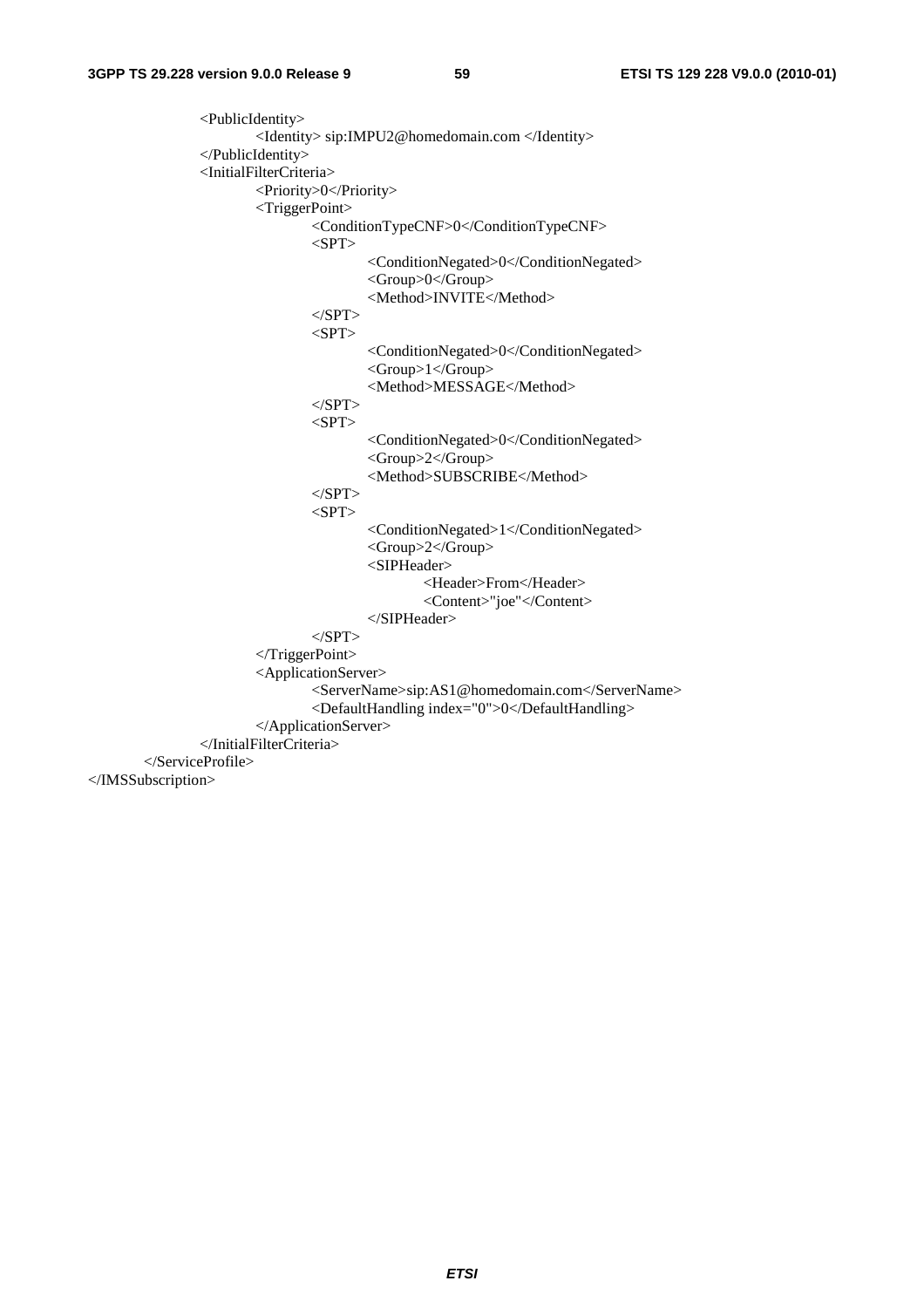```
            <PublicIdentity>
                <Identity> sip:IMPU2@homedomain.com </Identity>
            </PublicIdentity>
            <InitialFilterCriteria>
                <Priority>0</Priority>
                <TriggerPoint>
                    <ConditionTypeCNF>0</ConditionTypeCNF>
                    <SPT>
                        <ConditionNegated>0</ConditionNegated>
                        <Group>0</Group>
                        <Method>INVITE</Method>
                    </SPT>
                    <SPT>
                        <ConditionNegated>0</ConditionNegated>
                        <Group>1</Group>
                        <Method>MESSAGE</Method>
                    </SPT>
                    <SPT>
                        <ConditionNegated>0</ConditionNegated>
                        <Group>2</Group>
                        <Method>SUBSCRIBE</Method>
                    </SPT>
                    <SPT>
                        <ConditionNegated>1</ConditionNegated>
                        <Group>2</Group>
                        <SIPHeader>
                            <Header>From</Header>
                            <Content>"joe"</Content>
                        </SIPHeader>
                    </SPT>
                </TriggerPoint>
                <ApplicationServer>
                    <ServerName>sip:AS1@homedomain.com</ServerName>
                    <DefaultHandling index="0">0</DefaultHandling>
                </ApplicationServer>
            </InitialFilterCriteria>
        </ServiceProfile>
</IMSSubscription>
```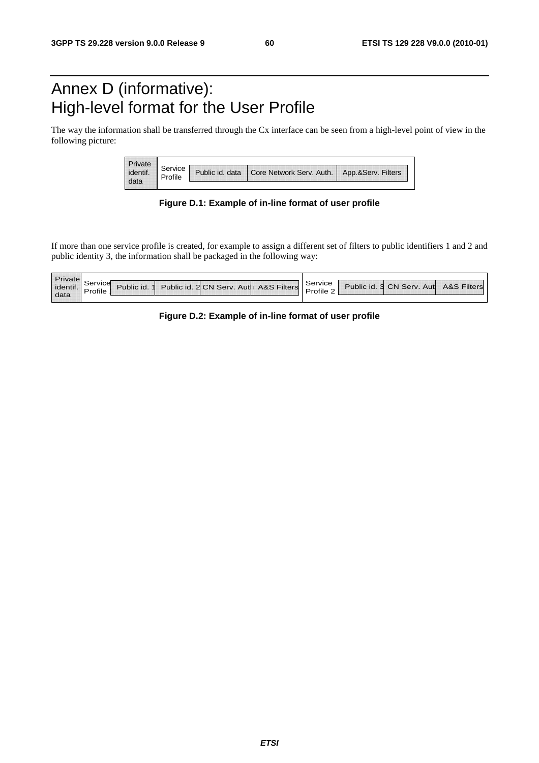# Annex D (informative): High-level format for the User Profile

The way the information shall be transferred through the Cx interface can be seen from a high-level point of view in the following picture:

| Private identif. data | Service Profile | Public id. data | Core Network Serv. Auth. | App.&Serv. Filters |
|---|---|---|---|---|

**Figure D.1: Example of in-line format of user profile**

If more than one service profile is created, for example to assign a different set of filters to public identifiers 1 and 2 and public identity 3, the information shall be packaged in the following way:

| Private identif. data | Service Profile 1 | Public id. 1 | Public id. 2 | CN Serv. Auth | A&S Filters | Service Profile 2 | Public id. 3 | CN Serv. Auth | A&S Filters |
|---|---|---|---|---|---|---|---|---|---|

**Figure D.2: Example of in-line format of user profile**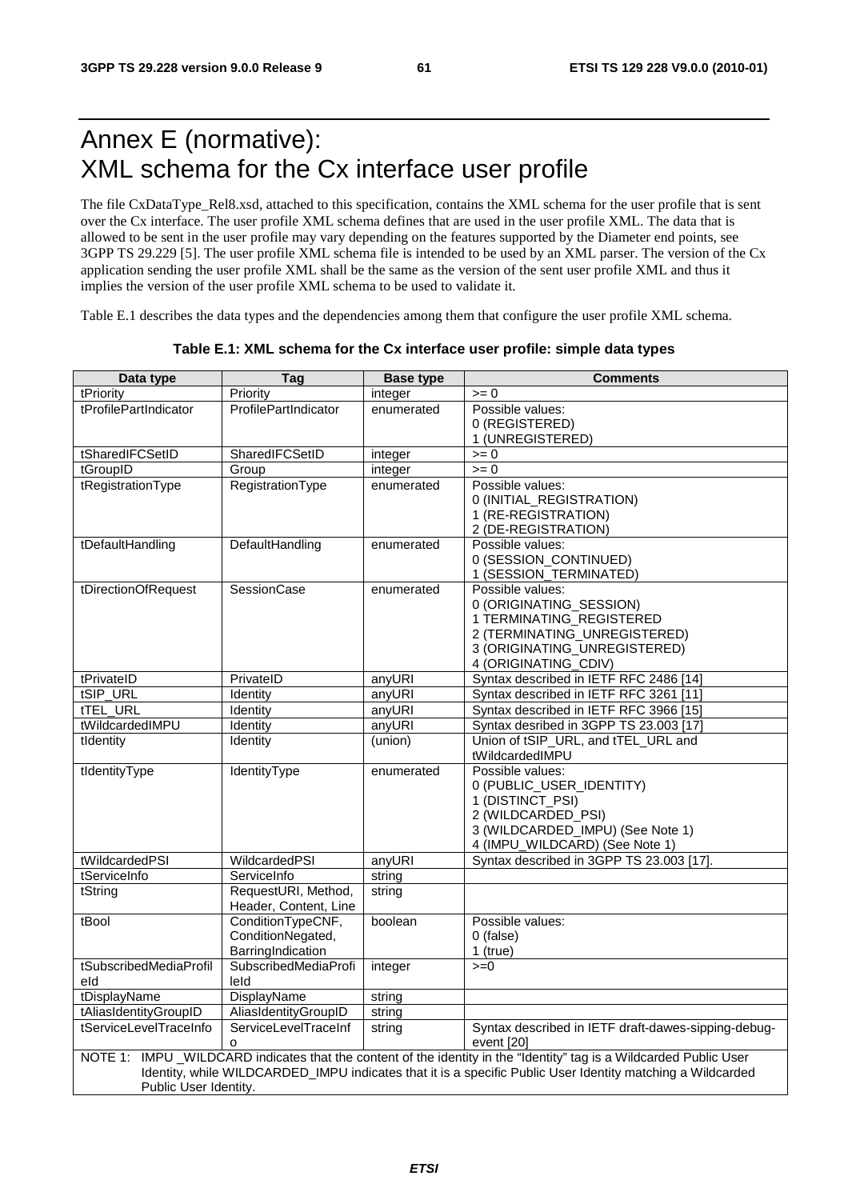# Annex E (normative): XML schema for the Cx interface user profile

The file CxDataType_Rel8.xsd, attached to this specification, contains the XML schema for the user profile that is sent over the Cx interface. The user profile XML schema defines that are used in the user profile XML. The data that is allowed to be sent in the user profile may vary depending on the features supported by the Diameter end points, see 3GPP TS 29.229 [5]. The user profile XML schema file is intended to be used by an XML parser. The version of the Cx application sending the user profile XML shall be the same as the version of the sent user profile XML and thus it implies the version of the user profile XML schema to be used to validate it.

Table E.1 describes the data types and the dependencies among them that configure the user profile XML schema.

**Table E.1: XML schema for the Cx interface user profile: simple data types**

| Data type | Tag | Base type | Comments |
|---|---|---|---|
| tPriority | Priority | integer | >= 0 |
| tProfilePartIndicator | ProfilePartIndicator | enumerated | Possible values:<br>0 (REGISTERED)<br>1 (UNREGISTERED) |
| tSharedIFCSetID | SharedIFCSetID | integer | >= 0 |
| tGroupID | Group | integer | >= 0 |
| tRegistrationType | RegistrationType | enumerated | Possible values:<br>0 (INITIAL_REGISTRATION)<br>1 (RE-REGISTRATION)<br>2 (DE-REGISTRATION) |
| tDefaultHandling | DefaultHandling | enumerated | Possible values:<br>0 (SESSION_CONTINUED)<br>1 (SESSION_TERMINATED) |
| tDirectionOfRequest | SessionCase | enumerated | Possible values:<br>0 (ORIGINATING_SESSION)<br>1 TERMINATING_REGISTERED<br>2 (TERMINATING_UNREGISTERED)<br>3 (ORIGINATING_UNREGISTERED)<br>4 (ORIGINATING_CDIV) |
| tPrivateID | PrivateID | anyURI | Syntax described in IETF RFC 2486 [14] |
| tSIP_URL | Identity | anyURI | Syntax described in IETF RFC 3261 [11] |
| tTEL_URL | Identity | anyURI | Syntax described in IETF RFC 3966 [15] |
| tWildcardedIMPU | Identity | anyURI | Syntax desribed in 3GPP TS 23.003 [17] |
| tIdentity | Identity | (union) | Union of tSIP_URL, and tTEL_URL and tWildcardedIMPU |
| tIdentityType | IdentityType | enumerated | Possible values:<br>0 (PUBLIC_USER_IDENTITY)<br>1 (DISTINCT_PSI)<br>2 (WILDCARDED_PSI)<br>3 (WILDCARDED_IMPU) (See Note 1)<br>4 (IMPU_WILDCARD) (See Note 1) |
| tWildcardedPSI | WildcardedPSI | anyURI | Syntax described in 3GPP TS 23.003 [17]. |
| tServiceInfo | ServiceInfo | string | |
| tString | RequestURI, Method, Header, Content, Line | string | |
| tBool | ConditionTypeCNF, ConditionNegated, BarringIndication | boolean | Possible values:<br>0 (false)<br>1 (true) |
| tSubscribedMediaProfileId | SubscribedMediaProfileId | integer | >=0 |
| tDisplayName | DisplayName | string | |
| tAliasIdentityGroupID | AliasIdentityGroupID | string | |
| tServiceLevelTraceInfo | ServiceLevelTraceInfo | string | Syntax described in IETF draft-dawes-sipping-debug-event [20] |
| NOTE 1: IMPU _WILDCARD indicates that the content of the identity in the "Identity" tag is a Wildcarded Public User Identity, while WILDCARDED_IMPU indicates that it is a specific Public User Identity matching a Wildcarded Public User Identity. | | | |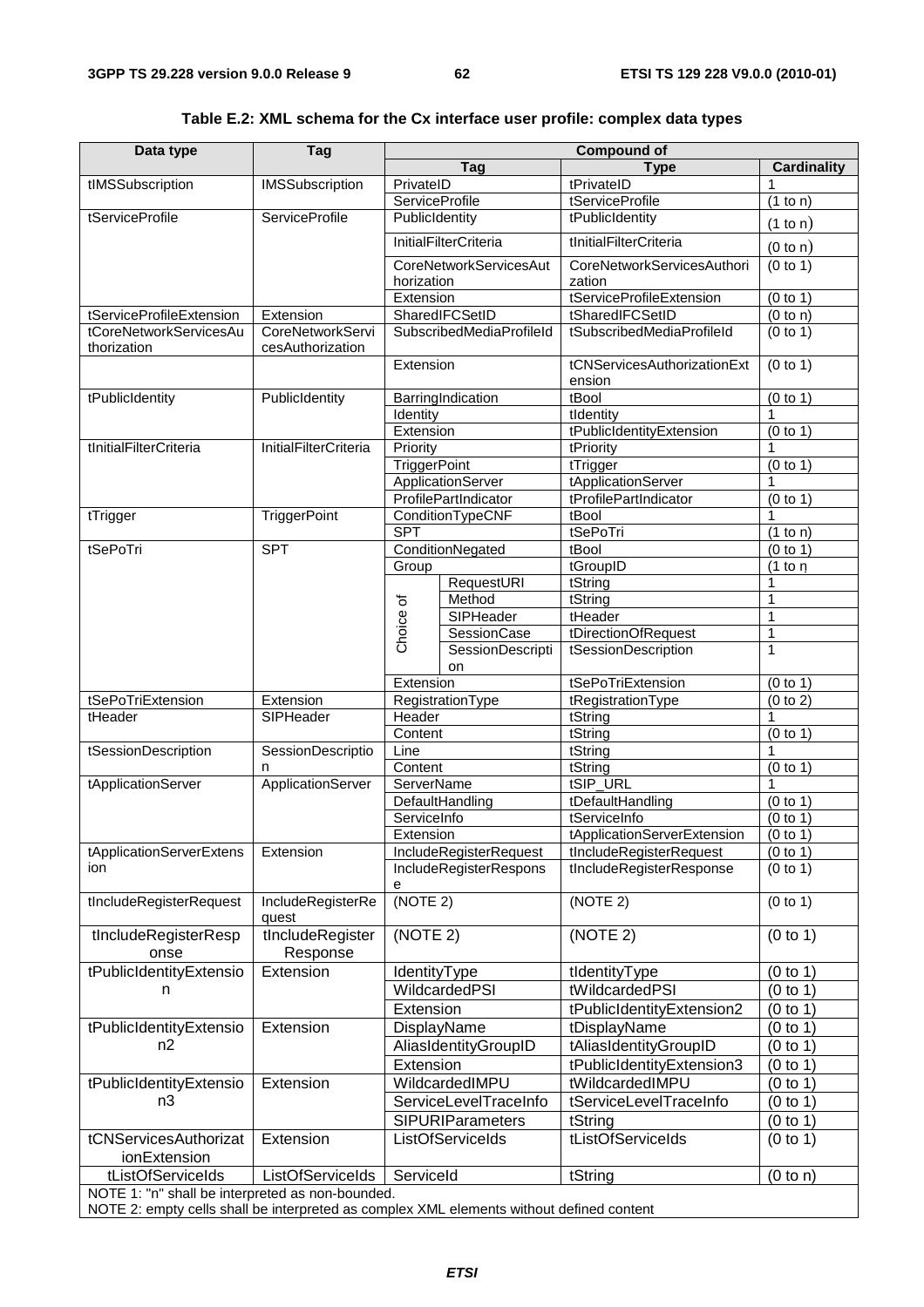**Table E.2: XML schema for the Cx interface user profile: complex data types**

| Data type | Tag | Compound of | | | |
|---|---|---|---|---|---|
| | | Tag | | Type | Cardinality |
| tIMSSubscription | IMSSubscription | PrivateID | | tPrivateID | 1 |
| | | ServiceProfile | | tServiceProfile | (1 to n) |
| tServiceProfile | ServiceProfile | PublicIdentity | | tPublicIdentity | (1 to n) |
| | | InitialFilterCriteria | | tInitialFilterCriteria | (0 to n) |
| | | CoreNetworkServicesAuthorization | | CoreNetworkServicesAuthorization | (0 to 1) |
| | | Extension | | tServiceProfileExtension | (0 to 1) |
| tServiceProfileExtension | Extension | SharedIFCSetID | | tSharedIFCSetID | (0 to n) |
| tCoreNetworkServicesAuthorization | CoreNetworkServicesAuthorization | SubscribedMediaProfileId | | tSubscribedMediaProfileId | (0 to 1) |
| | | Extension | | tCNServicesAuthorizationExtension | (0 to 1) |
| tPublicIdentity | PublicIdentity | BarringIndication | | tBool | (0 to 1) |
| | | Identity | | tIdentity | 1 |
| | | Extension | | tPublicIdentityExtension | (0 to 1) |
| tInitialFilterCriteria | InitialFilterCriteria | Priority | | tPriority | 1 |
| | | TriggerPoint | | tTrigger | (0 to 1) |
| | | ApplicationServer | | tApplicationServer | 1 |
| | | ProfilePartIndicator | | tProfilePartIndicator | (0 to 1) |
| tTrigger | TriggerPoint | ConditionTypeCNF | | tBool | 1 |
| | | SPT | | tSePoTri | (1 to n) |
| tSePoTri | SPT | ConditionNegated | | tBool | (0 to 1) |
| | | Group | | tGroupID | (1 to n |
| | | Choice of | RequestURI | tString | 1 |
| | | | Method | tString | 1 |
| | | | SIPHeader | tHeader | 1 |
| | | | SessionCase | tDirectionOfRequest | 1 |
| | | | SessionDescription | tSessionDescription | 1 |
| | | Extension | | tSePoTriExtension | (0 to 1) |
| tSePoTriExtension | Extension | RegistrationType | | tRegistrationType | (0 to 2) |
| tHeader | SIPHeader | Header | | tString | 1 |
| | | Content | | tString | (0 to 1) |
| tSessionDescription | SessionDescription | Line | | tString | 1 |
| | | Content | | tString | (0 to 1) |
| tApplicationServer | ApplicationServer | ServerName | | tSIP_URL | 1 |
| | | DefaultHandling | | tDefaultHandling | (0 to 1) |
| | | ServiceInfo | | tServiceInfo | (0 to 1) |
| | | Extension | | tApplicationServerExtension | (0 to 1) |
| tApplicationServerExtension | Extension | IncludeRegisterRequest | | tIncludeRegisterRequest | (0 to 1) |
| | | IncludeRegisterResponse | | tIncludeRegisterResponse | (0 to 1) |
| tIncludeRegisterRequest | IncludeRegisterRequest | (NOTE 2) | | (NOTE 2) | (0 to 1) |
| tIncludeRegisterResponse | tIncludeRegisterResponse | (NOTE 2) | | (NOTE 2) | (0 to 1) |
| tPublicIdentityExtension | Extension | IdentityType | | tIdentityType | (0 to 1) |
| | | WildcardedPSI | | tWildcardedPSI | (0 to 1) |
| | | Extension | | tPublicIdentityExtension2 | (0 to 1) |
| tPublicIdentityExtension2 | Extension | DisplayName | | tDisplayName | (0 to 1) |
| | | AliasIdentityGroupID | | tAliasIdentityGroupID | (0 to 1) |
| | | Extension | | tPublicIdentityExtension3 | (0 to 1) |
| tPublicIdentityExtension3 | Extension | WildcardedIMPU | | tWildcardedIMPU | (0 to 1) |
| | | ServiceLevelTraceInfo | | tServiceLevelTraceInfo | (0 to 1) |
| | | SIPURIParameters | | tString | (0 to 1) |
| tCNServicesAuthorizationExtension | Extension | ListOfServiceIds | | tListOfServiceIds | (0 to 1) |
| tListOfServiceIds | ListOfServiceIds | ServiceId | | tString | (0 to n) |

NOTE 1: "n" shall be interpreted as non-bounded.
NOTE 2: empty cells shall be interpreted as complex XML elements without defined content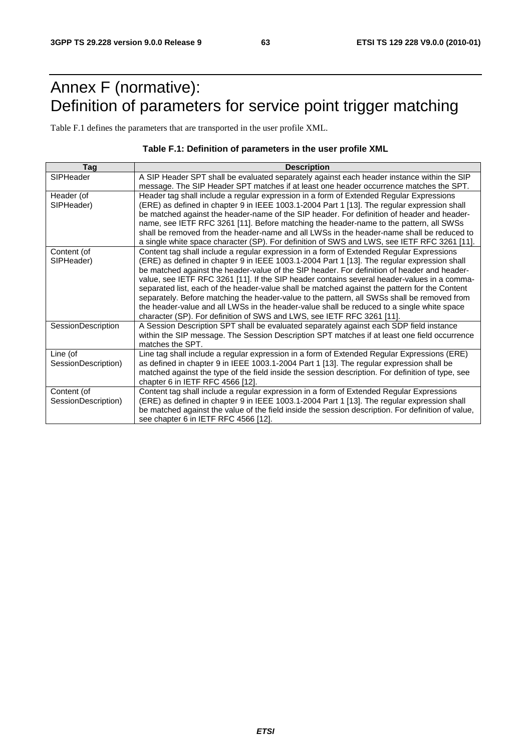# Annex F (normative): Definition of parameters for service point trigger matching

Table F.1 defines the parameters that are transported in the user profile XML.

**Table F.1: Definition of parameters in the user profile XML**

| Tag | Description |
|---|---|
| SIPHeader | A SIP Header SPT shall be evaluated separately against each header instance within the SIP message. The SIP Header SPT matches if at least one header occurrence matches the SPT. |
| Header (of SIPHeader) | Header tag shall include a regular expression in a form of Extended Regular Expressions (ERE) as defined in chapter 9 in IEEE 1003.1-2004 Part 1 [13]. The regular expression shall be matched against the header-name of the SIP header. For definition of header and header-name, see IETF RFC 3261 [11]. Before matching the header-name to the pattern, all SWSs shall be removed from the header-name and all LWSs in the header-name shall be reduced to a single white space character (SP). For definition of SWS and LWS, see IETF RFC 3261 [11]. |
| Content (of SIPHeader) | Content tag shall include a regular expression in a form of Extended Regular Expressions (ERE) as defined in chapter 9 in IEEE 1003.1-2004 Part 1 [13]. The regular expression shall be matched against the header-value of the SIP header. For definition of header and header-value, see IETF RFC 3261 [11]. If the SIP header contains several header-values in a comma-separated list, each of the header-value shall be matched against the pattern for the Content separately. Before matching the header-value to the pattern, all SWSs shall be removed from the header-value and all LWSs in the header-value shall be reduced to a single white space character (SP). For definition of SWS and LWS, see IETF RFC 3261 [11]. |
| SessionDescription | A Session Description SPT shall be evaluated separately against each SDP field instance within the SIP message. The Session Description SPT matches if at least one field occurrence matches the SPT. |
| Line (of SessionDescription) | Line tag shall include a regular expression in a form of Extended Regular Expressions (ERE) as defined in chapter 9 in IEEE 1003.1-2004 Part 1 [13]. The regular expression shall be matched against the type of the field inside the session description. For definition of type, see chapter 6 in IETF RFC 4566 [12]. |
| Content (of SessionDescription) | Content tag shall include a regular expression in a form of Extended Regular Expressions (ERE) as defined in chapter 9 in IEEE 1003.1-2004 Part 1 [13]. The regular expression shall be matched against the value of the field inside the session description. For definition of value, see chapter 6 in IETF RFC 4566 [12]. |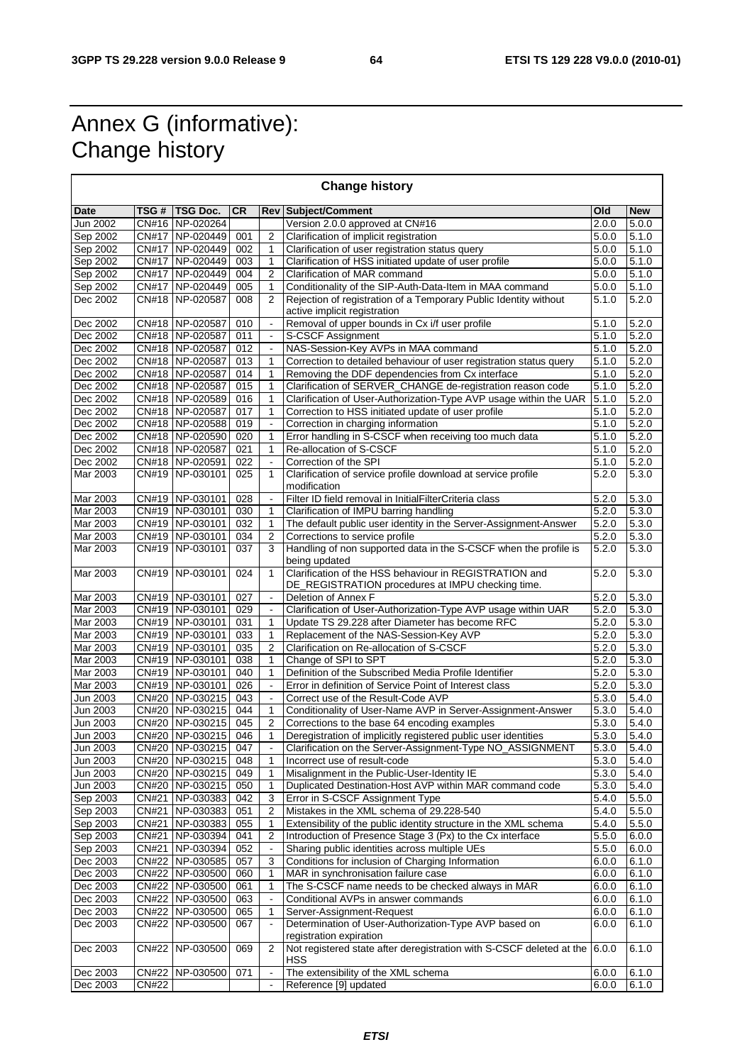# Annex G (informative): Change history

| Change history | | | | | | | |
|---|---|---|---|---|---|---|---|
| **Date** | **TSG #** | **TSG Doc.** | **CR** | **Rev** | **Subject/Comment** | **Old** | **New** |
| Jun 2002 | CN#16 | NP-020264 | | | Version 2.0.0 approved at CN#16 | 2.0.0 | 5.0.0 |
| Sep 2002 | CN#17 | NP-020449 | 001 | 2 | Clarification of implicit registration | 5.0.0 | 5.1.0 |
| Sep 2002 | CN#17 | NP-020449 | 002 | 1 | Clarification of user registration status query | 5.0.0 | 5.1.0 |
| Sep 2002 | CN#17 | NP-020449 | 003 | 1 | Clarification of HSS initiated update of user profile | 5.0.0 | 5.1.0 |
| Sep 2002 | CN#17 | NP-020449 | 004 | 2 | Clarification of MAR command | 5.0.0 | 5.1.0 |
| Sep 2002 | CN#17 | NP-020449 | 005 | 1 | Conditionality of the SIP-Auth-Data-Item in MAA command | 5.0.0 | 5.1.0 |
| Dec 2002 | CN#18 | NP-020587 | 008 | 2 | Rejection of registration of a Temporary Public Identity without active implicit registration | 5.1.0 | 5.2.0 |
| Dec 2002 | CN#18 | NP-020587 | 010 | - | Removal of upper bounds in Cx i/f user profile | 5.1.0 | 5.2.0 |
| Dec 2002 | CN#18 | NP-020587 | 011 | - | S-CSCF Assignment | 5.1.0 | 5.2.0 |
| Dec 2002 | CN#18 | NP-020587 | 012 | - | NAS-Session-Key AVPs in MAA command | 5.1.0 | 5.2.0 |
| Dec 2002 | CN#18 | NP-020587 | 013 | 1 | Correction to detailed behaviour of user registration status query | 5.1.0 | 5.2.0 |
| Dec 2002 | CN#18 | NP-020587 | 014 | 1 | Removing the DDF dependencies from Cx interface | 5.1.0 | 5.2.0 |
| Dec 2002 | CN#18 | NP-020587 | 015 | 1 | Clarification of SERVER_CHANGE de-registration reason code | 5.1.0 | 5.2.0 |
| Dec 2002 | CN#18 | NP-020589 | 016 | 1 | Clarification of User-Authorization-Type AVP usage within the UAR | 5.1.0 | 5.2.0 |
| Dec 2002 | CN#18 | NP-020587 | 017 | 1 | Correction to HSS initiated update of user profile | 5.1.0 | 5.2.0 |
| Dec 2002 | CN#18 | NP-020588 | 019 | - | Correction in charging information | 5.1.0 | 5.2.0 |
| Dec 2002 | CN#18 | NP-020590 | 020 | 1 | Error handling in S-CSCF when receiving too much data | 5.1.0 | 5.2.0 |
| Dec 2002 | CN#18 | NP-020587 | 021 | 1 | Re-allocation of S-CSCF | 5.1.0 | 5.2.0 |
| Dec 2002 | CN#18 | NP-020591 | 022 | - | Correction of the SPI | 5.1.0 | 5.2.0 |
| Mar 2003 | CN#19 | NP-030101 | 025 | 1 | Clarification of service profile download at service profile modification | 5.2.0 | 5.3.0 |
| Mar 2003 | CN#19 | NP-030101 | 028 | - | Filter ID field removal in InitialFilterCriteria class | 5.2.0 | 5.3.0 |
| Mar 2003 | CN#19 | NP-030101 | 030 | 1 | Clarification of IMPU barring handling | 5.2.0 | 5.3.0 |
| Mar 2003 | CN#19 | NP-030101 | 032 | 1 | The default public user identity in the Server-Assignment-Answer | 5.2.0 | 5.3.0 |
| Mar 2003 | CN#19 | NP-030101 | 034 | 2 | Corrections to service profile | 5.2.0 | 5.3.0 |
| Mar 2003 | CN#19 | NP-030101 | 037 | 3 | Handling of non supported data in the S-CSCF when the profile is being updated | 5.2.0 | 5.3.0 |
| Mar 2003 | CN#19 | NP-030101 | 024 | 1 | Clarification of the HSS behaviour in REGISTRATION and DE_REGISTRATION procedures at IMPU checking time. | 5.2.0 | 5.3.0 |
| Mar 2003 | CN#19 | NP-030101 | 027 | - | Deletion of Annex F | 5.2.0 | 5.3.0 |
| Mar 2003 | CN#19 | NP-030101 | 029 | - | Clarification of User-Authorization-Type AVP usage within UAR | 5.2.0 | 5.3.0 |
| Mar 2003 | CN#19 | NP-030101 | 031 | 1 | Update TS 29.228 after Diameter has become RFC | 5.2.0 | 5.3.0 |
| Mar 2003 | CN#19 | NP-030101 | 033 | 1 | Replacement of the NAS-Session-Key AVP | 5.2.0 | 5.3.0 |
| Mar 2003 | CN#19 | NP-030101 | 035 | 2 | Clarification on Re-allocation of S-CSCF | 5.2.0 | 5.3.0 |
| Mar 2003 | CN#19 | NP-030101 | 038 | 1 | Change of SPI to SPT | 5.2.0 | 5.3.0 |
| Mar 2003 | CN#19 | NP-030101 | 040 | 1 | Definition of the Subscribed Media Profile Identifier | 5.2.0 | 5.3.0 |
| Mar 2003 | CN#19 | NP-030101 | 026 | - | Error in definition of Service Point of Interest class | 5.2.0 | 5.3.0 |
| Jun 2003 | CN#20 | NP-030215 | 043 | - | Correct use of the Result-Code AVP | 5.3.0 | 5.4.0 |
| Jun 2003 | CN#20 | NP-030215 | 044 | 1 | Conditionality of User-Name AVP in Server-Assignment-Answer | 5.3.0 | 5.4.0 |
| Jun 2003 | CN#20 | NP-030215 | 045 | 2 | Corrections to the base 64 encoding examples | 5.3.0 | 5.4.0 |
| Jun 2003 | CN#20 | NP-030215 | 046 | 1 | Deregistration of implicitly registered public user identities | 5.3.0 | 5.4.0 |
| Jun 2003 | CN#20 | NP-030215 | 047 | - | Clarification on the Server-Assignment-Type NO_ASSIGNMENT | 5.3.0 | 5.4.0 |
| Jun 2003 | CN#20 | NP-030215 | 048 | 1 | Incorrect use of result-code | 5.3.0 | 5.4.0 |
| Jun 2003 | CN#20 | NP-030215 | 049 | 1 | Misalignment in the Public-User-Identity IE | 5.3.0 | 5.4.0 |
| Jun 2003 | CN#20 | NP-030215 | 050 | 1 | Duplicated Destination-Host AVP within MAR command code | 5.3.0 | 5.4.0 |
| Sep 2003 | CN#21 | NP-030383 | 042 | 3 | Error in S-CSCF Assignment Type | 5.4.0 | 5.5.0 |
| Sep 2003 | CN#21 | NP-030383 | 051 | 2 | Mistakes in the XML schema of 29.228-540 | 5.4.0 | 5.5.0 |
| Sep 2003 | CN#21 | NP-030383 | 055 | 1 | Extensibility of the public identity structure in the XML schema | 5.4.0 | 5.5.0 |
| Sep 2003 | CN#21 | NP-030394 | 041 | 2 | Introduction of Presence Stage 3 (Px) to the Cx interface | 5.5.0 | 6.0.0 |
| Sep 2003 | CN#21 | NP-030394 | 052 | - | Sharing public identities across multiple UEs | 5.5.0 | 6.0.0 |
| Dec 2003 | CN#22 | NP-030585 | 057 | 3 | Conditions for inclusion of Charging Information | 6.0.0 | 6.1.0 |
| Dec 2003 | CN#22 | NP-030500 | 060 | 1 | MAR in synchronisation failure case | 6.0.0 | 6.1.0 |
| Dec 2003 | CN#22 | NP-030500 | 061 | 1 | The S-CSCF name needs to be checked always in MAR | 6.0.0 | 6.1.0 |
| Dec 2003 | CN#22 | NP-030500 | 063 | - | Conditional AVPs in answer commands | 6.0.0 | 6.1.0 |
| Dec 2003 | CN#22 | NP-030500 | 065 | 1 | Server-Assignment-Request | 6.0.0 | 6.1.0 |
| Dec 2003 | CN#22 | NP-030500 | 067 | - | Determination of User-Authorization-Type AVP based on registration expiration | 6.0.0 | 6.1.0 |
| Dec 2003 | CN#22 | NP-030500 | 069 | 2 | Not registered state after deregistration with S-CSCF deleted at the HSS | 6.0.0 | 6.1.0 |
| Dec 2003 | CN#22 | NP-030500 | 071 | - | The extensibility of the XML schema | 6.0.0 | 6.1.0 |
| Dec 2003 | CN#22 | | | - | Reference [9] updated | 6.0.0 | 6.1.0 |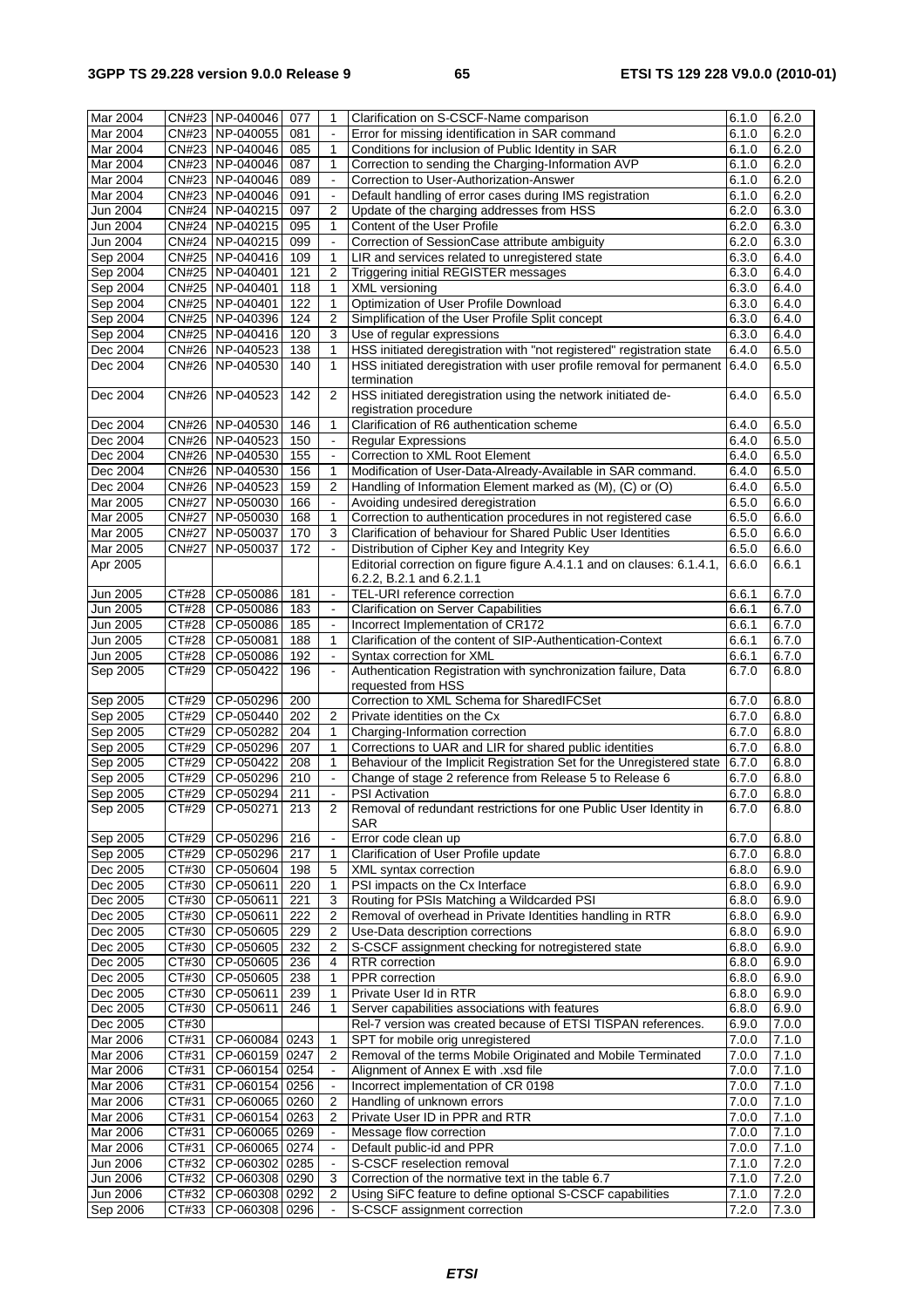| | | | | | | | |
|---|---|---|---|---|---|---|---|
| Mar 2004 | CN#23 | NP-040046 | 077 | 1 | Clarification on S-CSCF-Name comparison | 6.1.0 | 6.2.0 |
| Mar 2004 | CN#23 | NP-040055 | 081 | - | Error for missing identification in SAR command | 6.1.0 | 6.2.0 |
| Mar 2004 | CN#23 | NP-040046 | 085 | 1 | Conditions for inclusion of Public Identity in SAR | 6.1.0 | 6.2.0 |
| Mar 2004 | CN#23 | NP-040046 | 087 | 1 | Correction to sending the Charging-Information AVP | 6.1.0 | 6.2.0 |
| Mar 2004 | CN#23 | NP-040046 | 089 | - | Correction to User-Authorization-Answer | 6.1.0 | 6.2.0 |
| Mar 2004 | CN#23 | NP-040046 | 091 | - | Default handling of error cases during IMS registration | 6.1.0 | 6.2.0 |
| Jun 2004 | CN#24 | NP-040215 | 097 | 2 | Update of the charging addresses from HSS | 6.2.0 | 6.3.0 |
| Jun 2004 | CN#24 | NP-040215 | 095 | 1 | Content of the User Profile | 6.2.0 | 6.3.0 |
| Jun 2004 | CN#24 | NP-040215 | 099 | - | Correction of SessionCase attribute ambiguity | 6.2.0 | 6.3.0 |
| Sep 2004 | CN#25 | NP-040416 | 109 | 1 | LIR and services related to unregistered state | 6.3.0 | 6.4.0 |
| Sep 2004 | CN#25 | NP-040401 | 121 | 2 | Triggering initial REGISTER messages | 6.3.0 | 6.4.0 |
| Sep 2004 | CN#25 | NP-040401 | 118 | 1 | XML versioning | 6.3.0 | 6.4.0 |
| Sep 2004 | CN#25 | NP-040401 | 122 | 1 | Optimization of User Profile Download | 6.3.0 | 6.4.0 |
| Sep 2004 | CN#25 | NP-040396 | 124 | 2 | Simplification of the User Profile Split concept | 6.3.0 | 6.4.0 |
| Sep 2004 | CN#25 | NP-040416 | 120 | 3 | Use of regular expressions | 6.3.0 | 6.4.0 |
| Dec 2004 | CN#26 | NP-040523 | 138 | 1 | HSS initiated deregistration with "not registered" registration state | 6.4.0 | 6.5.0 |
| Dec 2004 | CN#26 | NP-040530 | 140 | 1 | HSS initiated deregistration with user profile removal for permanent termination | 6.4.0 | 6.5.0 |
| Dec 2004 | CN#26 | NP-040523 | 142 | 2 | HSS initiated deregistration using the network initiated de-registration procedure | 6.4.0 | 6.5.0 |
| Dec 2004 | CN#26 | NP-040530 | 146 | 1 | Clarification of R6 authentication scheme | 6.4.0 | 6.5.0 |
| Dec 2004 | CN#26 | NP-040523 | 150 | - | Regular Expressions | 6.4.0 | 6.5.0 |
| Dec 2004 | CN#26 | NP-040530 | 155 | - | Correction to XML Root Element | 6.4.0 | 6.5.0 |
| Dec 2004 | CN#26 | NP-040530 | 156 | 1 | Modification of User-Data-Already-Available in SAR command. | 6.4.0 | 6.5.0 |
| Dec 2004 | CN#26 | NP-040523 | 159 | 2 | Handling of Information Element marked as (M), (C) or (O) | 6.4.0 | 6.5.0 |
| Mar 2005 | CN#27 | NP-050030 | 166 | - | Avoiding undesired deregistration | 6.5.0 | 6.6.0 |
| Mar 2005 | CN#27 | NP-050030 | 168 | 1 | Correction to authentication procedures in not registered case | 6.5.0 | 6.6.0 |
| Mar 2005 | CN#27 | NP-050037 | 170 | 3 | Clarification of behaviour for Shared Public User Identities | 6.5.0 | 6.6.0 |
| Mar 2005 | CN#27 | NP-050037 | 172 | - | Distribution of Cipher Key and Integrity Key | 6.5.0 | 6.6.0 |
| Apr 2005 | | | | | Editorial correction on figure figure A.4.1.1 and on clauses: 6.1.4.1, 6.2.2, B.2.1 and 6.2.1.1 | 6.6.0 | 6.6.1 |
| Jun 2005 | CT#28 | CP-050086 | 181 | - | TEL-URI reference correction | 6.6.1 | 6.7.0 |
| Jun 2005 | CT#28 | CP-050086 | 183 | - | Clarification on Server Capabilities | 6.6.1 | 6.7.0 |
| Jun 2005 | CT#28 | CP-050086 | 185 | - | Incorrect Implementation of CR172 | 6.6.1 | 6.7.0 |
| Jun 2005 | CT#28 | CP-050081 | 188 | 1 | Clarification of the content of SIP-Authentication-Context | 6.6.1 | 6.7.0 |
| Jun 2005 | CT#28 | CP-050086 | 192 | - | Syntax correction for XML | 6.6.1 | 6.7.0 |
| Sep 2005 | CT#29 | CP-050422 | 196 | - | Authentication Registration with synchronization failure, Data requested from HSS | 6.7.0 | 6.8.0 |
| Sep 2005 | CT#29 | CP-050296 | 200 | | Correction to XML Schema for SharedIFCSet | 6.7.0 | 6.8.0 |
| Sep 2005 | CT#29 | CP-050440 | 202 | 2 | Private identities on the Cx | 6.7.0 | 6.8.0 |
| Sep 2005 | CT#29 | CP-050282 | 204 | 1 | Charging-Information correction | 6.7.0 | 6.8.0 |
| Sep 2005 | CT#29 | CP-050296 | 207 | 1 | Corrections to UAR and LIR for shared public identities | 6.7.0 | 6.8.0 |
| Sep 2005 | CT#29 | CP-050422 | 208 | 1 | Behaviour of the Implicit Registration Set for the Unregistered state | 6.7.0 | 6.8.0 |
| Sep 2005 | CT#29 | CP-050296 | 210 | - | Change of stage 2 reference from Release 5 to Release 6 | 6.7.0 | 6.8.0 |
| Sep 2005 | CT#29 | CP-050294 | 211 | - | PSI Activation | 6.7.0 | 6.8.0 |
| Sep 2005 | CT#29 | CP-050271 | 213 | 2 | Removal of redundant restrictions for one Public User Identity in SAR | 6.7.0 | 6.8.0 |
| Sep 2005 | CT#29 | CP-050296 | 216 | - | Error code clean up | 6.7.0 | 6.8.0 |
| Sep 2005 | CT#29 | CP-050296 | 217 | 1 | Clarification of User Profile update | 6.7.0 | 6.8.0 |
| Dec 2005 | CT#30 | CP-050604 | 198 | 5 | XML syntax correction | 6.8.0 | 6.9.0 |
| Dec 2005 | CT#30 | CP-050611 | 220 | 1 | PSI impacts on the Cx Interface | 6.8.0 | 6.9.0 |
| Dec 2005 | CT#30 | CP-050611 | 221 | 3 | Routing for PSIs Matching a Wildcarded PSI | 6.8.0 | 6.9.0 |
| Dec 2005 | CT#30 | CP-050611 | 222 | 2 | Removal of overhead in Private Identities handling in RTR | 6.8.0 | 6.9.0 |
| Dec 2005 | CT#30 | CP-050605 | 229 | 2 | Use-Data description corrections | 6.8.0 | 6.9.0 |
| Dec 2005 | CT#30 | CP-050605 | 232 | 2 | S-CSCF assignment checking for notregistered state | 6.8.0 | 6.9.0 |
| Dec 2005 | CT#30 | CP-050605 | 236 | 4 | RTR correction | 6.8.0 | 6.9.0 |
| Dec 2005 | CT#30 | CP-050605 | 238 | 1 | PPR correction | 6.8.0 | 6.9.0 |
| Dec 2005 | CT#30 | CP-050611 | 239 | 1 | Private User Id in RTR | 6.8.0 | 6.9.0 |
| Dec 2005 | CT#30 | CP-050611 | 246 | 1 | Server capabilities associations with features | 6.8.0 | 6.9.0 |
| Dec 2005 | CT#30 | | | | Rel-7 version was created because of ETSI TISPAN references. | 6.9.0 | 7.0.0 |
| Mar 2006 | CT#31 | CP-060084 | 0243 | 1 | SPT for mobile orig unregistered | 7.0.0 | 7.1.0 |
| Mar 2006 | CT#31 | CP-060159 | 0247 | 2 | Removal of the terms Mobile Originated and Mobile Terminated | 7.0.0 | 7.1.0 |
| Mar 2006 | CT#31 | CP-060154 | 0254 | - | Alignment of Annex E with .xsd file | 7.0.0 | 7.1.0 |
| Mar 2006 | CT#31 | CP-060154 | 0256 | - | Incorrect implementation of CR 0198 | 7.0.0 | 7.1.0 |
| Mar 2006 | CT#31 | CP-060065 | 0260 | 2 | Handling of unknown errors | 7.0.0 | 7.1.0 |
| Mar 2006 | CT#31 | CP-060154 | 0263 | 2 | Private User ID in PPR and RTR | 7.0.0 | 7.1.0 |
| Mar 2006 | CT#31 | CP-060065 | 0269 | - | Message flow correction | 7.0.0 | 7.1.0 |
| Mar 2006 | CT#31 | CP-060065 | 0274 | - | Default public-id and PPR | 7.0.0 | 7.1.0 |
| Jun 2006 | CT#32 | CP-060302 | 0285 | - | S-CSCF reselection removal | 7.1.0 | 7.2.0 |
| Jun 2006 | CT#32 | CP-060308 | 0290 | 3 | Correction of the normative text in the table 6.7 | 7.1.0 | 7.2.0 |
| Jun 2006 | CT#32 | CP-060308 | 0292 | 2 | Using SiFC feature to define optional S-CSCF capabilities | 7.1.0 | 7.2.0 |
| Sep 2006 | CT#33 | CP-060308 | 0296 | - | S-CSCF assignment correction | 7.2.0 | 7.3.0 |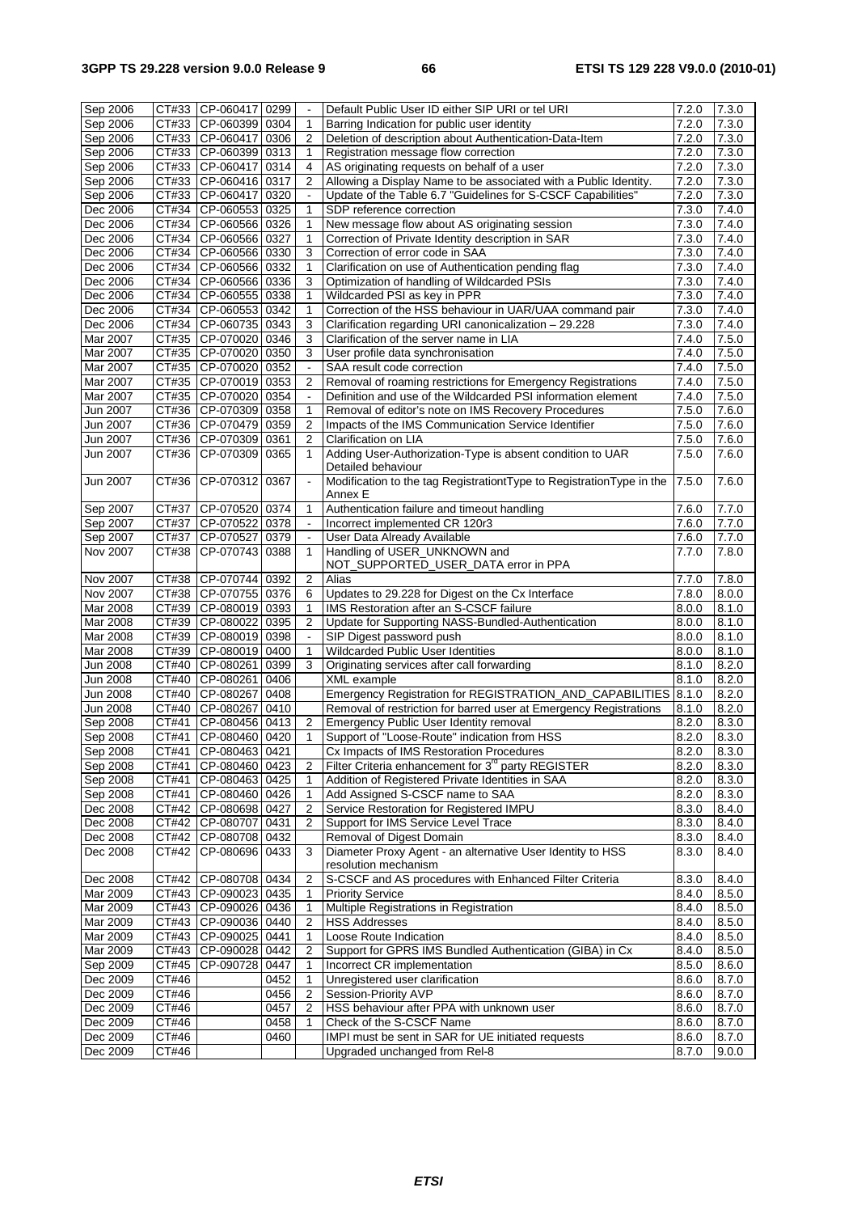| Sep 2006 | CT#33 | CP-060417 | 0299 | - | Default Public User ID either SIP URI or tel URI | 7.2.0 | 7.3.0 |
|---|---|---|---|---|---|---|---|
| Sep 2006 | CT#33 | CP-060399 | 0304 | 1 | Barring Indication for public user identity | 7.2.0 | 7.3.0 |
| Sep 2006 | CT#33 | CP-060417 | 0306 | 2 | Deletion of description about Authentication-Data-Item | 7.2.0 | 7.3.0 |
| Sep 2006 | CT#33 | CP-060399 | 0313 | 1 | Registration message flow correction | 7.2.0 | 7.3.0 |
| Sep 2006 | CT#33 | CP-060417 | 0314 | 4 | AS originating requests on behalf of a user | 7.2.0 | 7.3.0 |
| Sep 2006 | CT#33 | CP-060416 | 0317 | 2 | Allowing a Display Name to be associated with a Public Identity. | 7.2.0 | 7.3.0 |
| Sep 2006 | CT#33 | CP-060417 | 0320 | - | Update of the Table 6.7 "Guidelines for S-CSCF Capabilities" | 7.2.0 | 7.3.0 |
| Dec 2006 | CT#34 | CP-060553 | 0325 | 1 | SDP reference correction | 7.3.0 | 7.4.0 |
| Dec 2006 | CT#34 | CP-060566 | 0326 | 1 | New message flow about AS originating session | 7.3.0 | 7.4.0 |
| Dec 2006 | CT#34 | CP-060566 | 0327 | 1 | Correction of Private Identity description in SAR | 7.3.0 | 7.4.0 |
| Dec 2006 | CT#34 | CP-060566 | 0330 | 3 | Correction of error code in SAA | 7.3.0 | 7.4.0 |
| Dec 2006 | CT#34 | CP-060566 | 0332 | 1 | Clarification on use of Authentication pending flag | 7.3.0 | 7.4.0 |
| Dec 2006 | CT#34 | CP-060566 | 0336 | 3 | Optimization of handling of Wildcarded PSIs | 7.3.0 | 7.4.0 |
| Dec 2006 | CT#34 | CP-060555 | 0338 | 1 | Wildcarded PSI as key in PPR | 7.3.0 | 7.4.0 |
| Dec 2006 | CT#34 | CP-060553 | 0342 | 1 | Correction of the HSS behaviour in UAR/UAA command pair | 7.3.0 | 7.4.0 |
| Dec 2006 | CT#34 | CP-060735 | 0343 | 3 | Clarification regarding URI canonicalization – 29.228 | 7.3.0 | 7.4.0 |
| Mar 2007 | CT#35 | CP-070020 | 0346 | 3 | Clarification of the server name in LIA | 7.4.0 | 7.5.0 |
| Mar 2007 | CT#35 | CP-070020 | 0350 | 3 | User profile data synchronisation | 7.4.0 | 7.5.0 |
| Mar 2007 | CT#35 | CP-070020 | 0352 | - | SAA result code correction | 7.4.0 | 7.5.0 |
| Mar 2007 | CT#35 | CP-070019 | 0353 | 2 | Removal of roaming restrictions for Emergency Registrations | 7.4.0 | 7.5.0 |
| Mar 2007 | CT#35 | CP-070020 | 0354 | - | Definition and use of the Wildcarded PSI information element | 7.4.0 | 7.5.0 |
| Jun 2007 | CT#36 | CP-070309 | 0358 | 1 | Removal of editor's note on IMS Recovery Procedures | 7.5.0 | 7.6.0 |
| Jun 2007 | CT#36 | CP-070479 | 0359 | 2 | Impacts of the IMS Communication Service Identifier | 7.5.0 | 7.6.0 |
| Jun 2007 | CT#36 | CP-070309 | 0361 | 2 | Clarification on LIA | 7.5.0 | 7.6.0 |
| Jun 2007 | CT#36 | CP-070309 | 0365 | 1 | Adding User-Authorization-Type is absent condition to UAR Detailed behaviour | 7.5.0 | 7.6.0 |
| Jun 2007 | CT#36 | CP-070312 | 0367 | - | Modification to the tag RegistrationtType to RegistrationType in the Annex E | 7.5.0 | 7.6.0 |
| Sep 2007 | CT#37 | CP-070520 | 0374 | 1 | Authentication failure and timeout handling | 7.6.0 | 7.7.0 |
| Sep 2007 | CT#37 | CP-070522 | 0378 | - | Incorrect implemented CR 120r3 | 7.6.0 | 7.7.0 |
| Sep 2007 | CT#37 | CP-070527 | 0379 | - | User Data Already Available | 7.6.0 | 7.7.0 |
| Nov 2007 | CT#38 | CP-070743 | 0388 | 1 | Handling of USER_UNKNOWN and NOT_SUPPORTED_USER_DATA error in PPA | 7.7.0 | 7.8.0 |
| Nov 2007 | CT#38 | CP-070744 | 0392 | 2 | Alias | 7.7.0 | 7.8.0 |
| Nov 2007 | CT#38 | CP-070755 | 0376 | 6 | Updates to 29.228 for Digest on the Cx Interface | 7.8.0 | 8.0.0 |
| Mar 2008 | CT#39 | CP-080019 | 0393 | 1 | IMS Restoration after an S-CSCF failure | 8.0.0 | 8.1.0 |
| Mar 2008 | CT#39 | CP-080022 | 0395 | 2 | Update for Supporting NASS-Bundled-Authentication | 8.0.0 | 8.1.0 |
| Mar 2008 | CT#39 | CP-080019 | 0398 | - | SIP Digest password push | 8.0.0 | 8.1.0 |
| Mar 2008 | CT#39 | CP-080019 | 0400 | 1 | Wildcarded Public User Identities | 8.0.0 | 8.1.0 |
| Jun 2008 | CT#40 | CP-080261 | 0399 | 3 | Originating services after call forwarding | 8.1.0 | 8.2.0 |
| Jun 2008 | CT#40 | CP-080261 | 0406 | | XML example | 8.1.0 | 8.2.0 |
| Jun 2008 | CT#40 | CP-080267 | 0408 | | Emergency Registration for REGISTRATION_AND_CAPABILITIES | 8.1.0 | 8.2.0 |
| Jun 2008 | CT#40 | CP-080267 | 0410 | | Removal of restriction for barred user at Emergency Registrations | 8.1.0 | 8.2.0 |
| Sep 2008 | CT#41 | CP-080456 | 0413 | 2 | Emergency Public User Identity removal | 8.2.0 | 8.3.0 |
| Sep 2008 | CT#41 | CP-080460 | 0420 | 1 | Support of "Loose-Route" indication from HSS | 8.2.0 | 8.3.0 |
| Sep 2008 | CT#41 | CP-080463 | 0421 | | Cx Impacts of IMS Restoration Procedures | 8.2.0 | 8.3.0 |
| Sep 2008 | CT#41 | CP-080460 | 0423 | 2 | Filter Criteria enhancement for 3rd party REGISTER | 8.2.0 | 8.3.0 |
| Sep 2008 | CT#41 | CP-080463 | 0425 | 1 | Addition of Registered Private Identities in SAA | 8.2.0 | 8.3.0 |
| Sep 2008 | CT#41 | CP-080460 | 0426 | 1 | Add Assigned S-CSCF name to SAA | 8.2.0 | 8.3.0 |
| Dec 2008 | CT#42 | CP-080698 | 0427 | 2 | Service Restoration for Registered IMPU | 8.3.0 | 8.4.0 |
| Dec 2008 | CT#42 | CP-080707 | 0431 | 2 | Support for IMS Service Level Trace | 8.3.0 | 8.4.0 |
| Dec 2008 | CT#42 | CP-080708 | 0432 | | Removal of Digest Domain | 8.3.0 | 8.4.0 |
| Dec 2008 | CT#42 | CP-080696 | 0433 | 3 | Diameter Proxy Agent - an alternative User Identity to HSS resolution mechanism | 8.3.0 | 8.4.0 |
| Dec 2008 | CT#42 | CP-080708 | 0434 | 2 | S-CSCF and AS procedures with Enhanced Filter Criteria | 8.3.0 | 8.4.0 |
| Mar 2009 | CT#43 | CP-090023 | 0435 | 1 | Priority Service | 8.4.0 | 8.5.0 |
| Mar 2009 | CT#43 | CP-090026 | 0436 | 1 | Multiple Registrations in Registration | 8.4.0 | 8.5.0 |
| Mar 2009 | CT#43 | CP-090036 | 0440 | 2 | HSS Addresses | 8.4.0 | 8.5.0 |
| Mar 2009 | CT#43 | CP-090025 | 0441 | 1 | Loose Route Indication | 8.4.0 | 8.5.0 |
| Mar 2009 | CT#43 | CP-090028 | 0442 | 2 | Support for GPRS IMS Bundled Authentication (GIBA) in Cx | 8.4.0 | 8.5.0 |
| Sep 2009 | CT#45 | CP-090728 | 0447 | 1 | Incorrect CR implementation | 8.5.0 | 8.6.0 |
| Dec 2009 | CT#46 | | 0452 | 1 | Unregistered user clarification | 8.6.0 | 8.7.0 |
| Dec 2009 | CT#46 | | 0456 | 2 | Session-Priority AVP | 8.6.0 | 8.7.0 |
| Dec 2009 | CT#46 | | 0457 | 2 | HSS behaviour after PPA with unknown user | 8.6.0 | 8.7.0 |
| Dec 2009 | CT#46 | | 0458 | 1 | Check of the S-CSCF Name | 8.6.0 | 8.7.0 |
| Dec 2009 | CT#46 | | 0460 | | IMPI must be sent in SAR for UE initiated requests | 8.6.0 | 8.7.0 |
| Dec 2009 | CT#46 | | | | Upgraded unchanged from Rel-8 | 8.7.0 | 9.0.0 |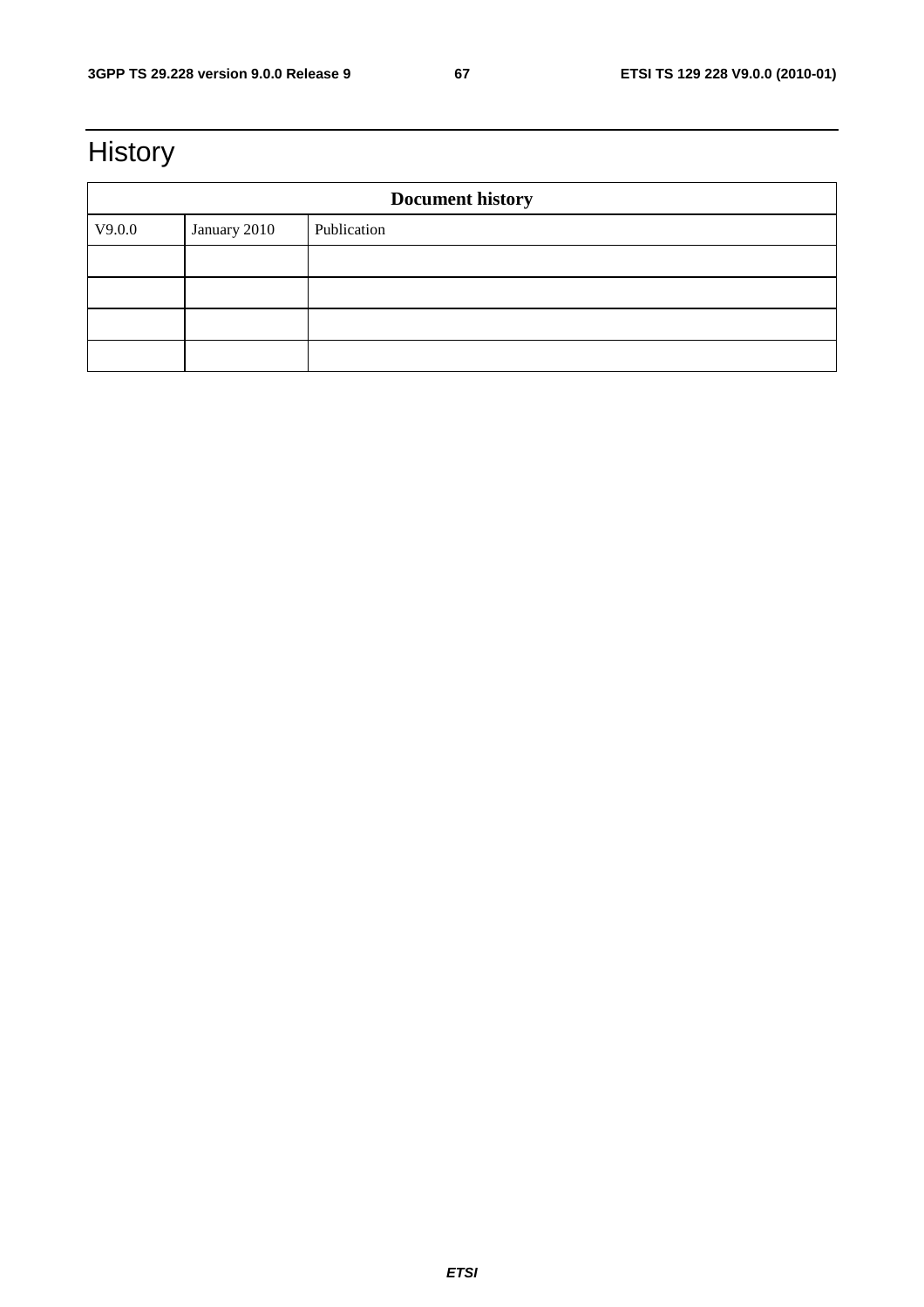# History

| Document history | | |
|---|---|---|
| V9.0.0 | January 2010 | Publication |
| | | |
| | | |
| | | |
| | | |